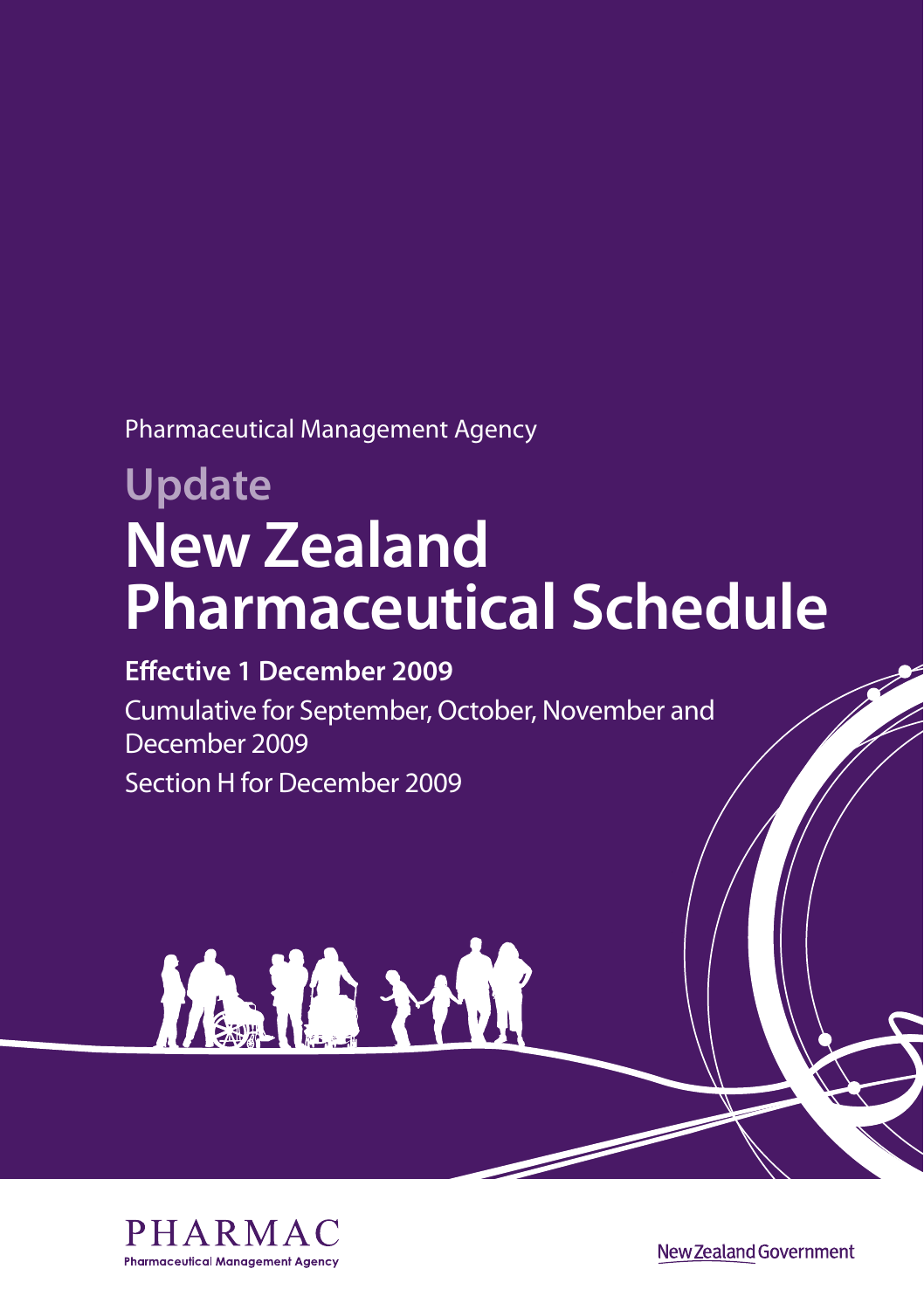Pharmaceutical Management Agency

# Update

# New Zealand Pharmaceutical Schedule

**Effective 1 December 2009**

Cumulative for September, October, November and December 2009

Section H for December 2009

PHARMAC

Pharmaceutical Management Agency

New Zealand Government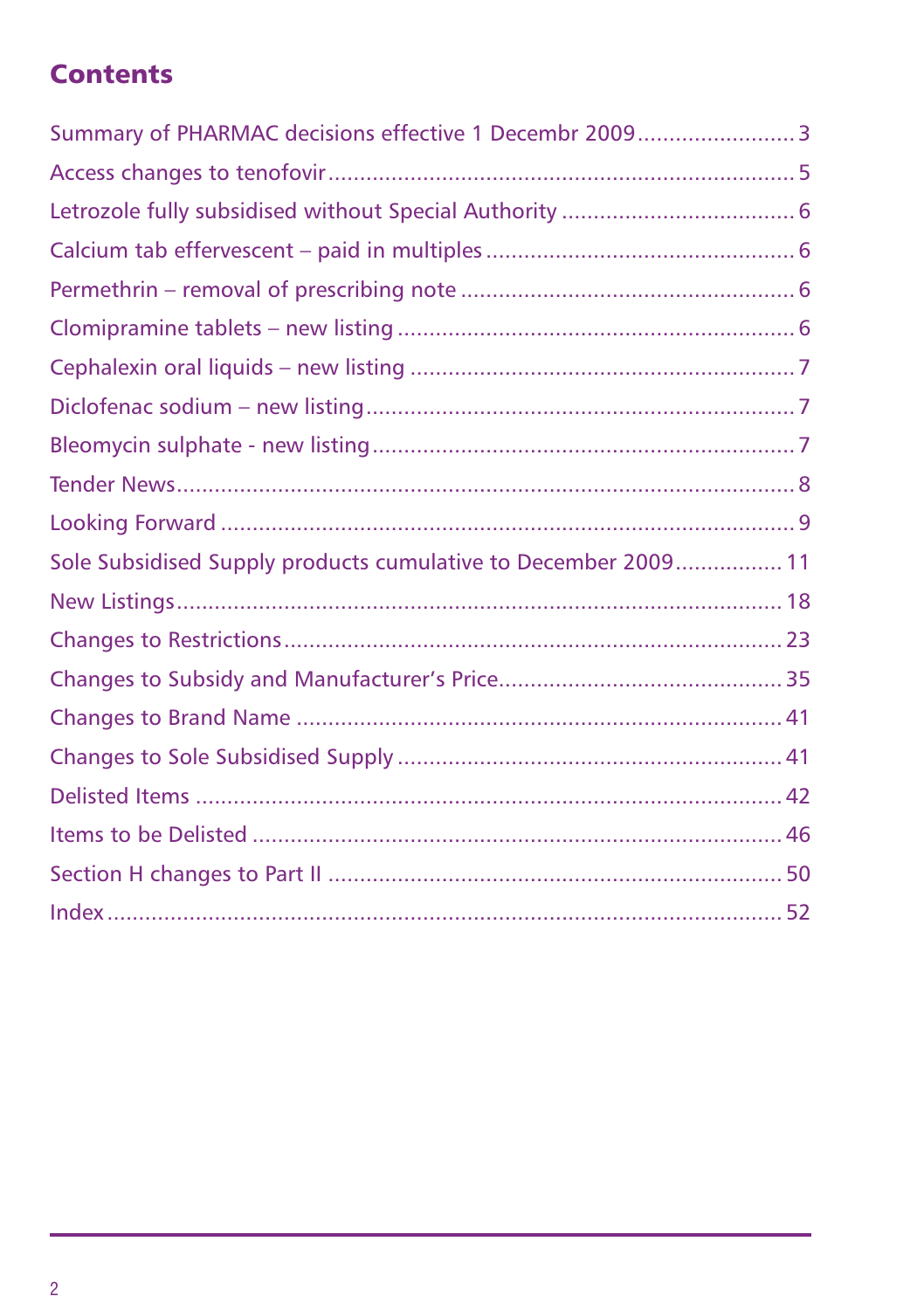## Contents

Summary of PHARMAC decisions effective 1 Decembr 2009 ........................ 3
Access changes to tenofovir ........................................................................ 5
Letrozole fully subsidised without Special Authority .................................... 6
Calcium tab effervescent – paid in multiples ................................................ 6
Permethrin – removal of prescribing note .................................................... 6
Clomipramine tablets – new listing ............................................................. 6
Cephalexin oral liquids – new listing ............................................................ 7
Diclofenac sodium – new listing ................................................................... 7
Bleomycin sulphate - new listing .................................................................. 7
Tender News ................................................................................................ 8
Looking Forward .......................................................................................... 9
Sole Subsidised Supply products cumulative to December 2009 ................. 11
New Listings ............................................................................................... 18
Changes to Restrictions .............................................................................. 23
Changes to Subsidy and Manufacturer's Price ............................................ 35
Changes to Brand Name ............................................................................ 41
Changes to Sole Subsidised Supply ............................................................ 41
Delisted Items ............................................................................................ 42
Items to be Delisted ................................................................................... 46
Section H changes to Part II ....................................................................... 50
Index .......................................................................................................... 52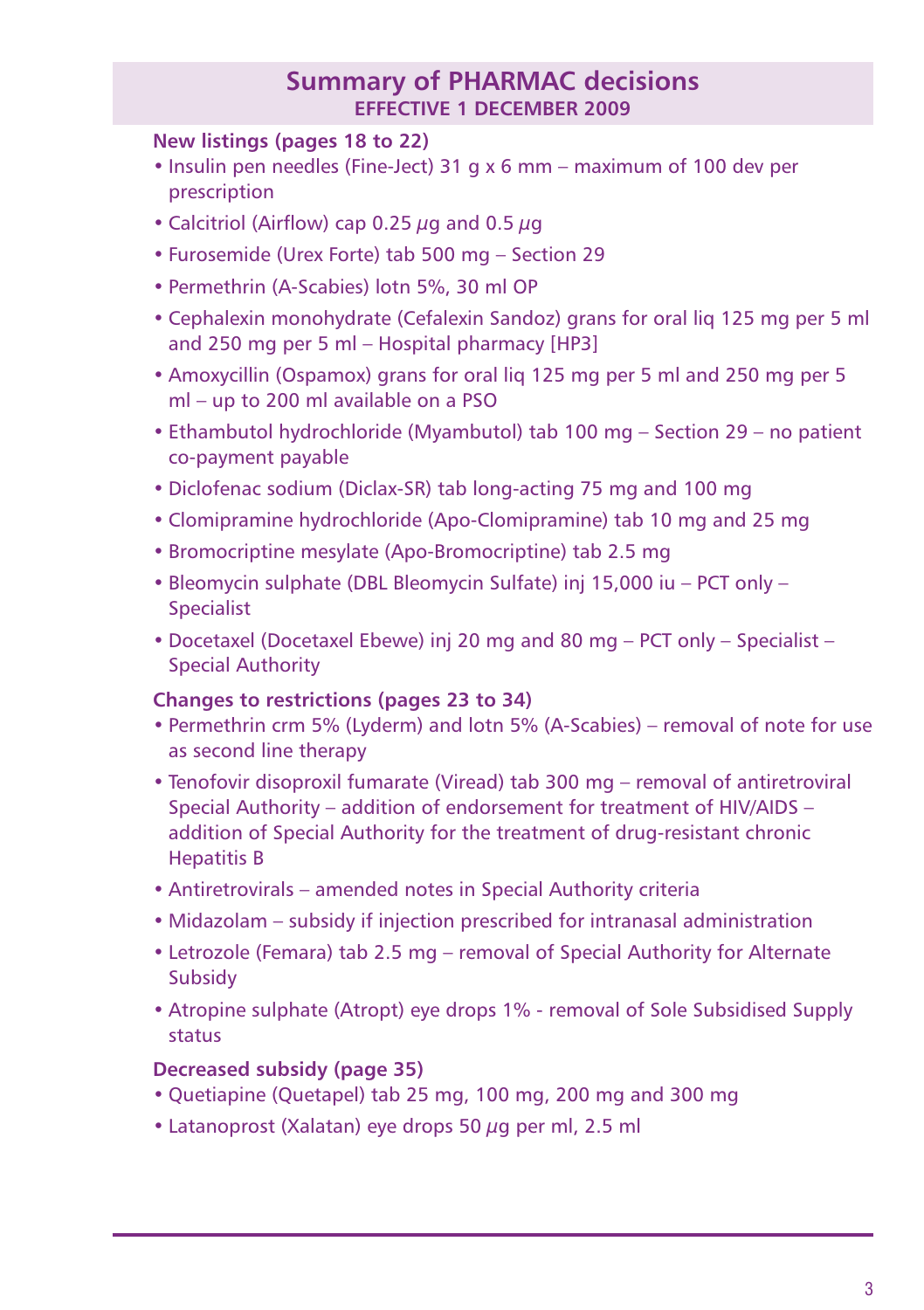# Summary of PHARMAC decisions

**EFFECTIVE 1 DECEMBER 2009**

### New listings (pages 18 to 22)

- Insulin pen needles (Fine-Ject) 31 g x 6 mm – maximum of 100 dev per prescription
- Calcitriol (Airflow) cap 0.25 µg and 0.5 µg
- Furosemide (Urex Forte) tab 500 mg – Section 29
- Permethrin (A-Scabies) lotn 5%, 30 ml OP
- Cephalexin monohydrate (Cefalexin Sandoz) grans for oral liq 125 mg per 5 ml and 250 mg per 5 ml – Hospital pharmacy [HP3]
- Amoxycillin (Ospamox) grans for oral liq 125 mg per 5 ml and 250 mg per 5 ml – up to 200 ml available on a PSO
- Ethambutol hydrochloride (Myambutol) tab 100 mg – Section 29 – no patient co-payment payable
- Diclofenac sodium (Diclax-SR) tab long-acting 75 mg and 100 mg
- Clomipramine hydrochloride (Apo-Clomipramine) tab 10 mg and 25 mg
- Bromocriptine mesylate (Apo-Bromocriptine) tab 2.5 mg
- Bleomycin sulphate (DBL Bleomycin Sulfate) inj 15,000 iu – PCT only – Specialist
- Docetaxel (Docetaxel Ebewe) inj 20 mg and 80 mg – PCT only – Specialist – Special Authority

### Changes to restrictions (pages 23 to 34)

- Permethrin crm 5% (Lyderm) and lotn 5% (A-Scabies) – removal of note for use as second line therapy
- Tenofovir disoproxil fumarate (Viread) tab 300 mg – removal of antiretroviral Special Authority – addition of endorsement for treatment of HIV/AIDS – addition of Special Authority for the treatment of drug-resistant chronic Hepatitis B
- Antiretrovirals – amended notes in Special Authority criteria
- Midazolam – subsidy if injection prescribed for intranasal administration
- Letrozole (Femara) tab 2.5 mg – removal of Special Authority for Alternate Subsidy
- Atropine sulphate (Atropt) eye drops 1% - removal of Sole Subsidised Supply status

### Decreased subsidy (page 35)

- Quetiapine (Quetapel) tab 25 mg, 100 mg, 200 mg and 300 mg
- Latanoprost (Xalatan) eye drops 50 µg per ml, 2.5 ml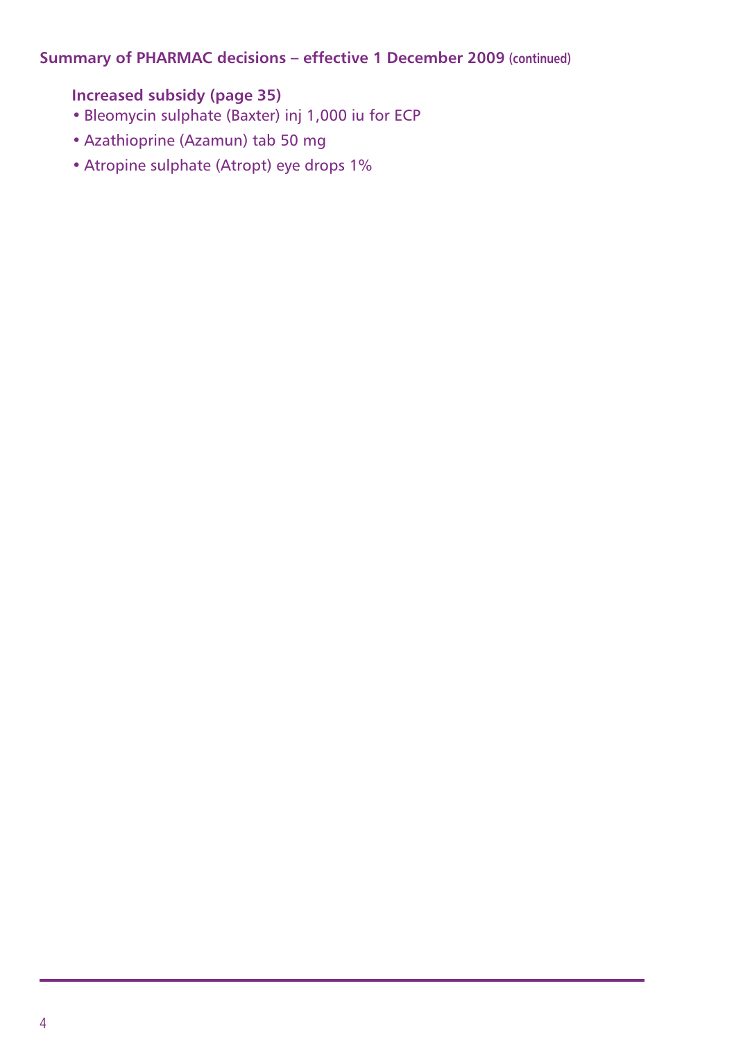## Summary of PHARMAC decisions – effective 1 December 2009 (continued)

### Increased subsidy (page 35)

- Bleomycin sulphate (Baxter) inj 1,000 iu for ECP
- Azathioprine (Azamun) tab 50 mg
- Atropine sulphate (Atropt) eye drops 1%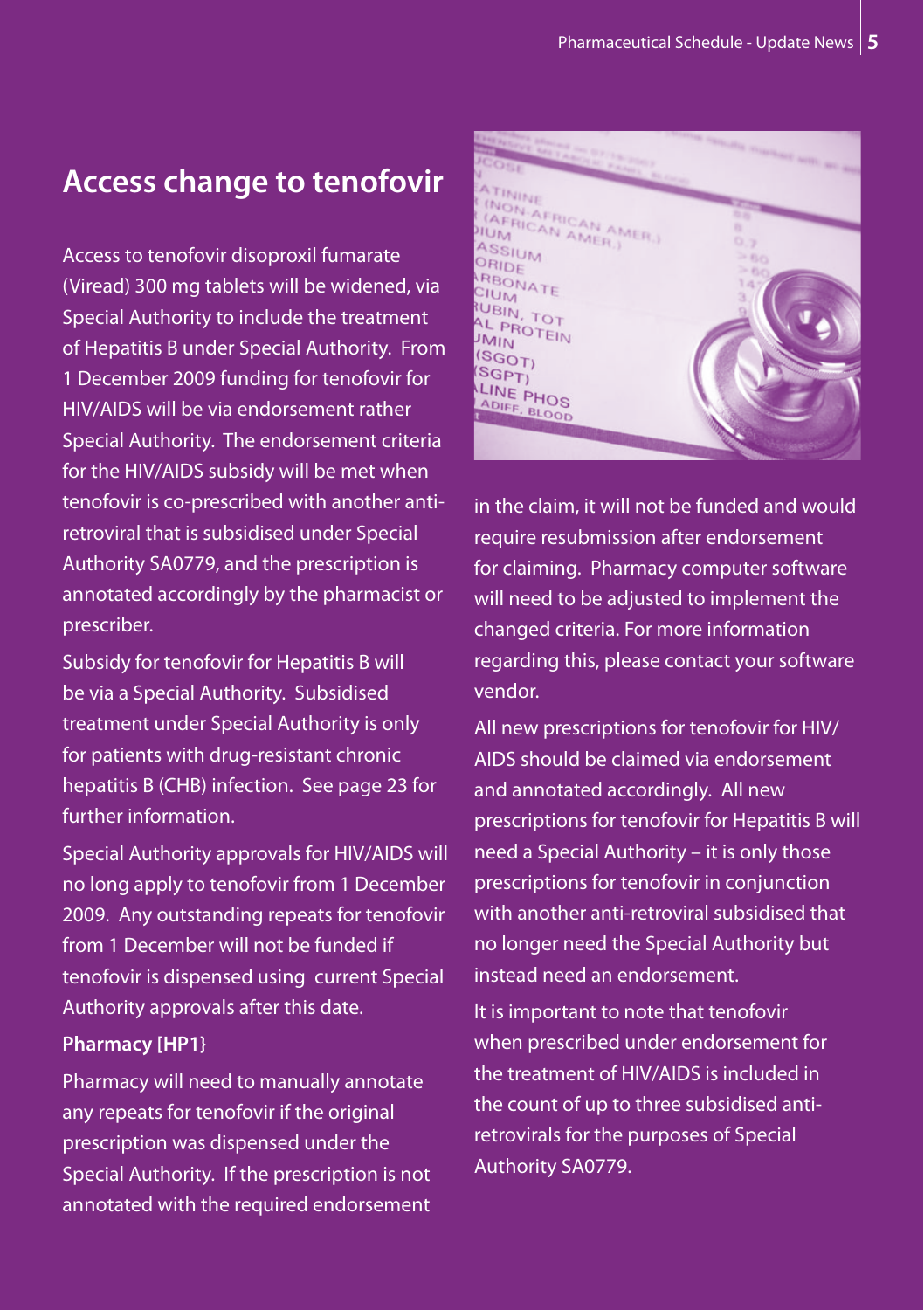## Access change to tenofovir

Access to tenofovir disoproxil fumarate (Viread) 300 mg tablets will be widened, via Special Authority to include the treatment of Hepatitis B under Special Authority. From 1 December 2009 funding for tenofovir for HIV/AIDS will be via endorsement rather Special Authority. The endorsement criteria for the HIV/AIDS subsidy will be met when tenofovir is co-prescribed with another anti-retroviral that is subsidised under Special Authority SA0779, and the prescription is annotated accordingly by the pharmacist or prescriber.

Subsidy for tenofovir for Hepatitis B will be via a Special Authority. Subsidised treatment under Special Authority is only for patients with drug-resistant chronic hepatitis B (CHB) infection. See page 23 for further information.

Special Authority approvals for HIV/AIDS will no long apply to tenofovir from 1 December 2009. Any outstanding repeats for tenofovir from 1 December will not be funded if tenofovir is dispensed using current Special Authority approvals after this date.

**Pharmacy [HP1}**

Pharmacy will need to manually annotate any repeats for tenofovir if the original prescription was dispensed under the Special Authority. If the prescription is not annotated with the required endorsement in the claim, it will not be funded and would require resubmission after endorsement for claiming. Pharmacy computer software will need to be adjusted to implement the changed criteria. For more information regarding this, please contact your software vendor.

All new prescriptions for tenofovir for HIV/AIDS should be claimed via endorsement and annotated accordingly. All new prescriptions for tenofovir for Hepatitis B will need a Special Authority – it is only those prescriptions for tenofovir in conjunction with another anti-retroviral subsidised that no longer need the Special Authority but instead need an endorsement.

It is important to note that tenofovir when prescribed under endorsement for the treatment of HIV/AIDS is included in the count of up to three subsidised anti-retrovirals for the purposes of Special Authority SA0779.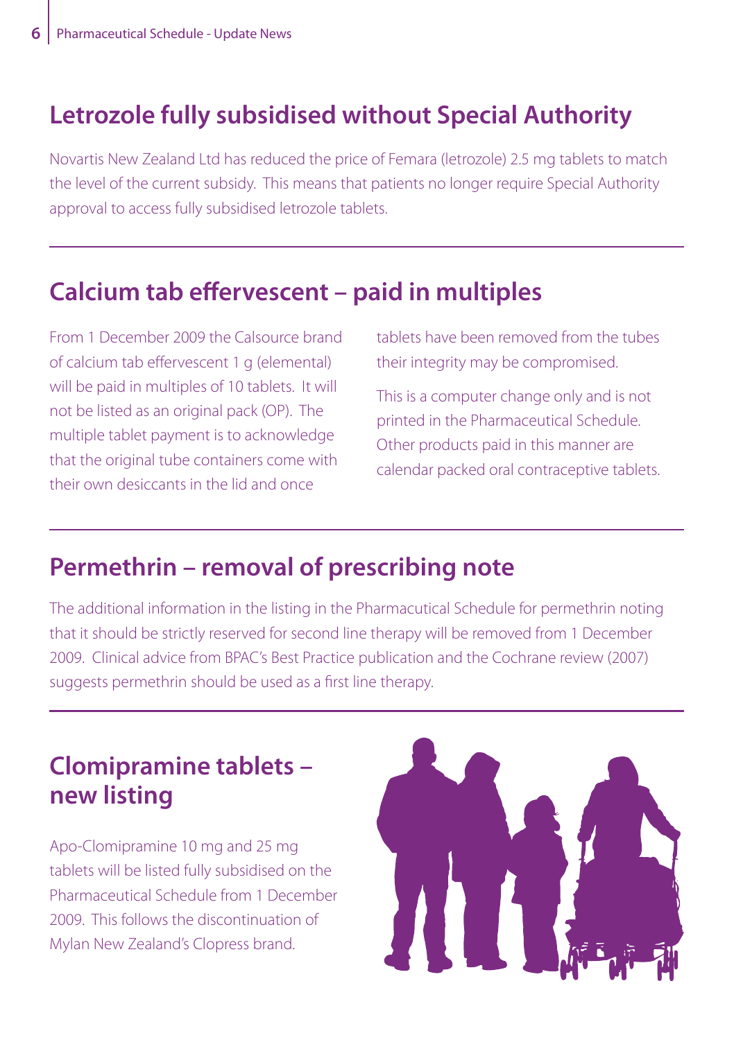## Letrozole fully subsidised without Special Authority

Novartis New Zealand Ltd has reduced the price of Femara (letrozole) 2.5 mg tablets to match the level of the current subsidy. This means that patients no longer require Special Authority approval to access fully subsidised letrozole tablets.

## Calcium tab effervescent – paid in multiples

From 1 December 2009 the Calsource brand of calcium tab effervescent 1 g (elemental) will be paid in multiples of 10 tablets. It will not be listed as an original pack (OP). The multiple tablet payment is to acknowledge that the original tube containers come with their own desiccants in the lid and once tablets have been removed from the tubes their integrity may be compromised.

This is a computer change only and is not printed in the Pharmaceutical Schedule. Other products paid in this manner are calendar packed oral contraceptive tablets.

## Permethrin – removal of prescribing note

The additional information in the listing in the Pharmacutical Schedule for permethrin noting that it should be strictly reserved for second line therapy will be removed from 1 December 2009. Clinical advice from BPAC's Best Practice publication and the Cochrane review (2007) suggests permethrin should be used as a first line therapy.

## Clomipramine tablets – new listing

Apo-Clomipramine 10 mg and 25 mg tablets will be listed fully subsidised on the Pharmaceutical Schedule from 1 December 2009. This follows the discontinuation of Mylan New Zealand's Clopress brand.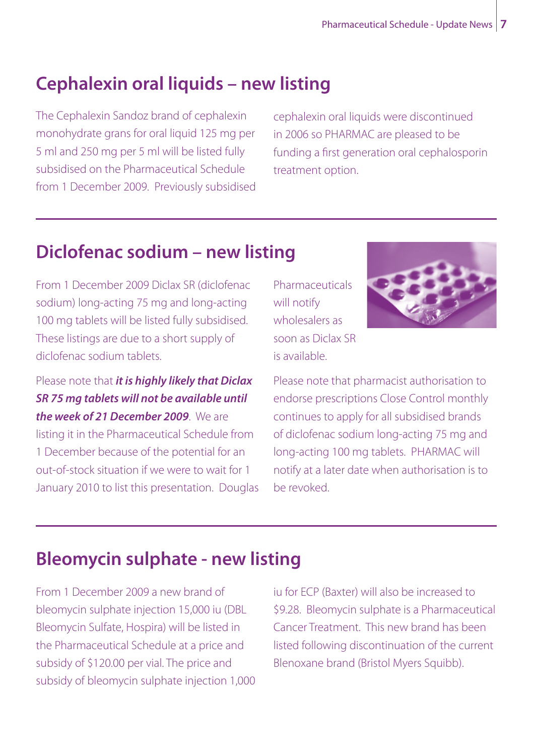## Cephalexin oral liquids – new listing

The Cephalexin Sandoz brand of cephalexin monohydrate grans for oral liquid 125 mg per 5 ml and 250 mg per 5 ml will be listed fully subsidised on the Pharmaceutical Schedule from 1 December 2009. Previously subsidised cephalexin oral liquids were discontinued in 2006 so PHARMAC are pleased to be funding a first generation oral cephalosporin treatment option.

## Diclofenac sodium – new listing

From 1 December 2009 Diclax SR (diclofenac sodium) long-acting 75 mg and long-acting 100 mg tablets will be listed fully subsidised. These listings are due to a short supply of diclofenac sodium tablets.

Please note that ***it is highly likely that Diclax SR 75 mg tablets will not be available until the week of 21 December 2009***. We are listing it in the Pharmaceutical Schedule from 1 December because of the potential for an out-of-stock situation if we were to wait for 1 January 2010 to list this presentation. Douglas Pharmaceuticals will notify wholesalers as soon as Diclax SR is available.

Please note that pharmacist authorisation to endorse prescriptions Close Control monthly continues to apply for all subsidised brands of diclofenac sodium long-acting 75 mg and long-acting 100 mg tablets. PHARMAC will notify at a later date when authorisation is to be revoked.

## Bleomycin sulphate - new listing

From 1 December 2009 a new brand of bleomycin sulphate injection 15,000 iu (DBL Bleomycin Sulfate, Hospira) will be listed in the Pharmaceutical Schedule at a price and subsidy of $120.00 per vial. The price and subsidy of bleomycin sulphate injection 1,000 iu for ECP (Baxter) will also be increased to $9.28. Bleomycin sulphate is a Pharmaceutical Cancer Treatment. This new brand has been listed following discontinuation of the current Blenoxane brand (Bristol Myers Squibb).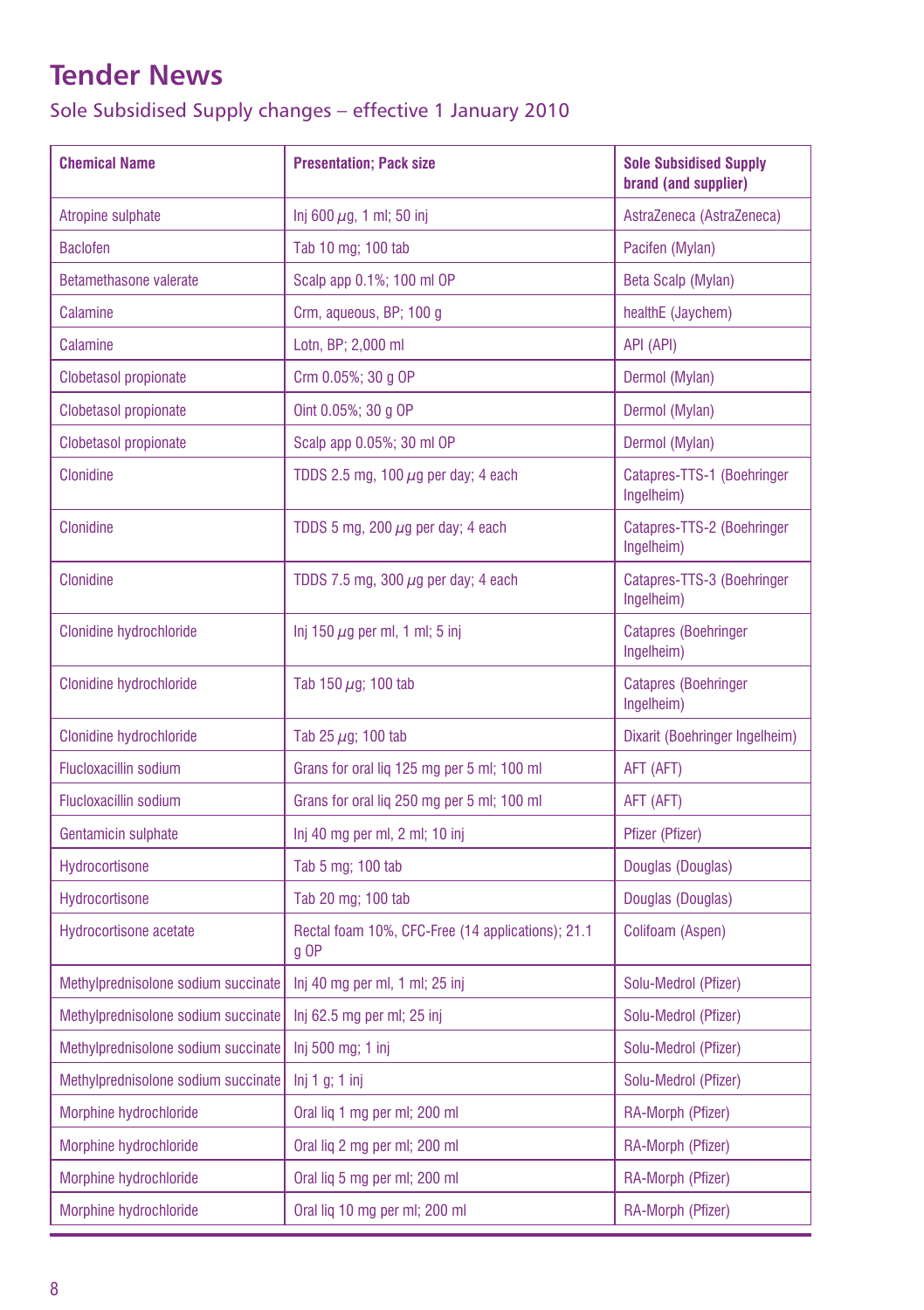# Tender News

## Sole Subsidised Supply changes – effective 1 January 2010

| Chemical Name | Presentation; Pack size | Sole Subsidised Supply brand (and supplier) |
|---|---|---|
| Atropine sulphate | Inj 600 $\mu$g, 1 ml; 50 inj | AstraZeneca (AstraZeneca) |
| Baclofen | Tab 10 mg; 100 tab | Pacifen (Mylan) |
| Betamethasone valerate | Scalp app 0.1%; 100 ml OP | Beta Scalp (Mylan) |
| Calamine | Crm, aqueous, BP; 100 g | healthE (Jaychem) |
| Calamine | Lotn, BP; 2,000 ml | API (API) |
| Clobetasol propionate | Crm 0.05%; 30 g OP | Dermol (Mylan) |
| Clobetasol propionate | Oint 0.05%; 30 g OP | Dermol (Mylan) |
| Clobetasol propionate | Scalp app 0.05%; 30 ml OP | Dermol (Mylan) |
| Clonidine | TDDS 2.5 mg, 100 $\mu$g per day; 4 each | Catapres-TTS-1 (Boehringer Ingelheim) |
| Clonidine | TDDS 5 mg, 200 $\mu$g per day; 4 each | Catapres-TTS-2 (Boehringer Ingelheim) |
| Clonidine | TDDS 7.5 mg, 300 $\mu$g per day; 4 each | Catapres-TTS-3 (Boehringer Ingelheim) |
| Clonidine hydrochloride | Inj 150 $\mu$g per ml, 1 ml; 5 inj | Catapres (Boehringer Ingelheim) |
| Clonidine hydrochloride | Tab 150 $\mu$g; 100 tab | Catapres (Boehringer Ingelheim) |
| Clonidine hydrochloride | Tab 25 $\mu$g; 100 tab | Dixarit (Boehringer Ingelheim) |
| Flucloxacillin sodium | Grans for oral liq 125 mg per 5 ml; 100 ml | AFT (AFT) |
| Flucloxacillin sodium | Grans for oral liq 250 mg per 5 ml; 100 ml | AFT (AFT) |
| Gentamicin sulphate | Inj 40 mg per ml, 2 ml; 10 inj | Pfizer (Pfizer) |
| Hydrocortisone | Tab 5 mg; 100 tab | Douglas (Douglas) |
| Hydrocortisone | Tab 20 mg; 100 tab | Douglas (Douglas) |
| Hydrocortisone acetate | Rectal foam 10%, CFC-Free (14 applications); 21.1 g OP | Colifoam (Aspen) |
| Methylprednisolone sodium succinate | Inj 40 mg per ml, 1 ml; 25 inj | Solu-Medrol (Pfizer) |
| Methylprednisolone sodium succinate | Inj 62.5 mg per ml; 25 inj | Solu-Medrol (Pfizer) |
| Methylprednisolone sodium succinate | Inj 500 mg; 1 inj | Solu-Medrol (Pfizer) |
| Methylprednisolone sodium succinate | Inj 1 g; 1 inj | Solu-Medrol (Pfizer) |
| Morphine hydrochloride | Oral liq 1 mg per ml; 200 ml | RA-Morph (Pfizer) |
| Morphine hydrochloride | Oral liq 2 mg per ml; 200 ml | RA-Morph (Pfizer) |
| Morphine hydrochloride | Oral liq 5 mg per ml; 200 ml | RA-Morph (Pfizer) |
| Morphine hydrochloride | Oral liq 10 mg per ml; 200 ml | RA-Morph (Pfizer) |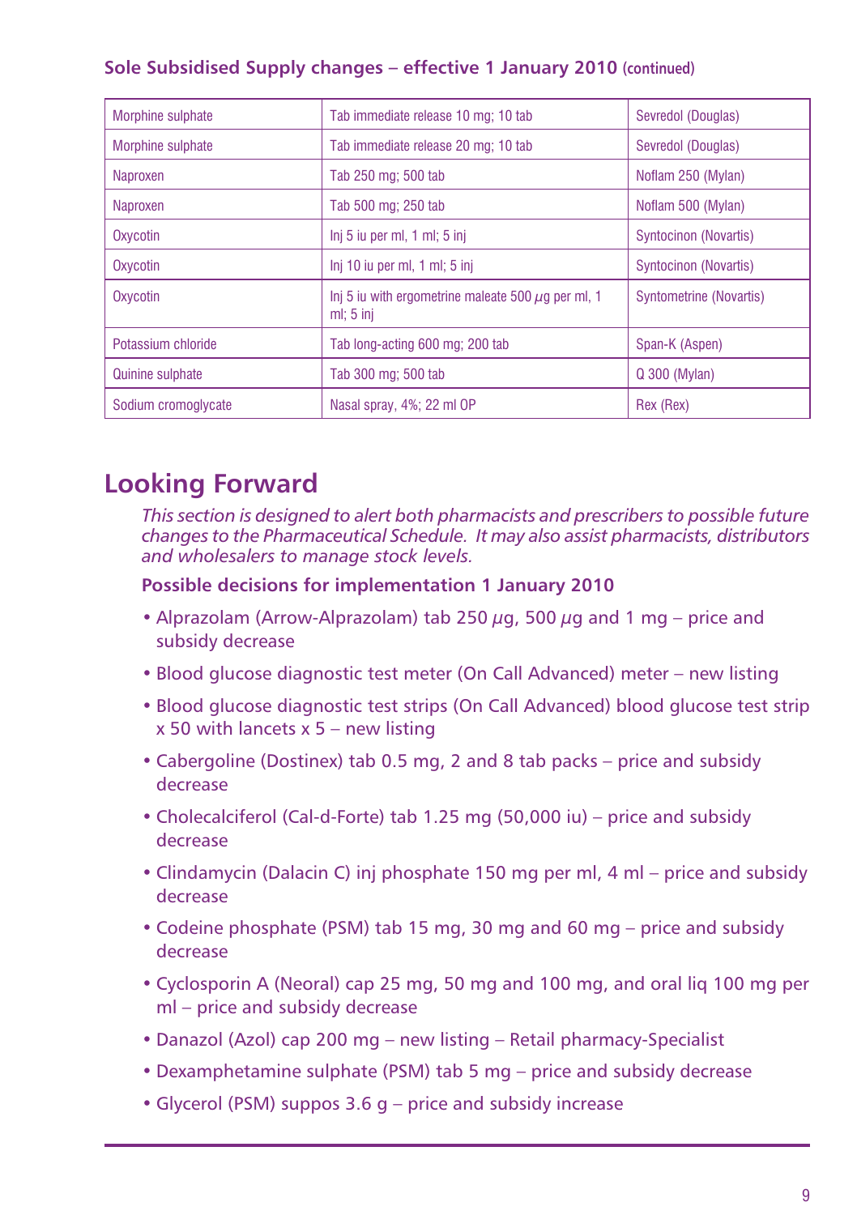**Sole Subsidised Supply changes – effective 1 January 2010** (continued)

| | | |
|---|---|---|
| Morphine sulphate | Tab immediate release 10 mg; 10 tab | Sevredol (Douglas) |
| Morphine sulphate | Tab immediate release 20 mg; 10 tab | Sevredol (Douglas) |
| Naproxen | Tab 250 mg; 500 tab | Noflam 250 (Mylan) |
| Naproxen | Tab 500 mg; 250 tab | Noflam 500 (Mylan) |
| Oxycotin | Inj 5 iu per ml, 1 ml; 5 inj | Syntocinon (Novartis) |
| Oxycotin | Inj 10 iu per ml, 1 ml; 5 inj | Syntocinon (Novartis) |
| Oxycotin | Inj 5 iu with ergometrine maleate 500 μg per ml, 1 ml; 5 inj | Syntometrine (Novartis) |
| Potassium chloride | Tab long-acting 600 mg; 200 tab | Span-K (Aspen) |
| Quinine sulphate | Tab 300 mg; 500 tab | Q 300 (Mylan) |
| Sodium cromoglycate | Nasal spray, 4%; 22 ml OP | Rex (Rex) |

# Looking Forward

*This section is designed to alert both pharmacists and prescribers to possible future changes to the Pharmaceutical Schedule. It may also assist pharmacists, distributors and wholesalers to manage stock levels.*

**Possible decisions for implementation 1 January 2010**

- Alprazolam (Arrow-Alprazolam) tab 250 μg, 500 μg and 1 mg – price and subsidy decrease
- Blood glucose diagnostic test meter (On Call Advanced) meter – new listing
- Blood glucose diagnostic test strips (On Call Advanced) blood glucose test strip x 50 with lancets x 5 – new listing
- Cabergoline (Dostinex) tab 0.5 mg, 2 and 8 tab packs – price and subsidy decrease
- Cholecalciferol (Cal-d-Forte) tab 1.25 mg (50,000 iu) – price and subsidy decrease
- Clindamycin (Dalacin C) inj phosphate 150 mg per ml, 4 ml – price and subsidy decrease
- Codeine phosphate (PSM) tab 15 mg, 30 mg and 60 mg – price and subsidy decrease
- Cyclosporin A (Neoral) cap 25 mg, 50 mg and 100 mg, and oral liq 100 mg per ml – price and subsidy decrease
- Danazol (Azol) cap 200 mg – new listing – Retail pharmacy-Specialist
- Dexamphetamine sulphate (PSM) tab 5 mg – price and subsidy decrease
- Glycerol (PSM) suppos 3.6 g – price and subsidy increase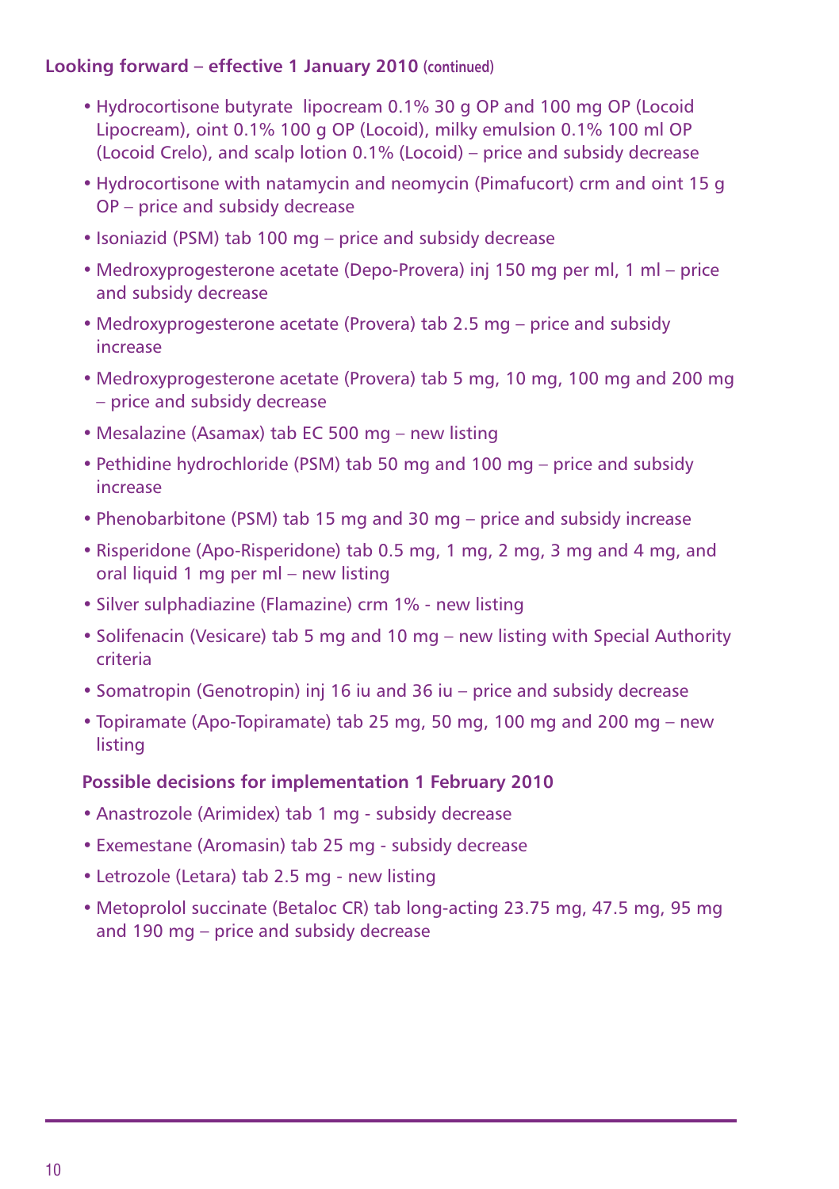**Looking forward – effective 1 January 2010 (continued)**

- Hydrocortisone butyrate lipocream 0.1% 30 g OP and 100 mg OP (Locoid Lipocream), oint 0.1% 100 g OP (Locoid), milky emulsion 0.1% 100 ml OP (Locoid Crelo), and scalp lotion 0.1% (Locoid) – price and subsidy decrease
- Hydrocortisone with natamycin and neomycin (Pimafucort) crm and oint 15 g OP – price and subsidy decrease
- Isoniazid (PSM) tab 100 mg – price and subsidy decrease
- Medroxyprogesterone acetate (Depo-Provera) inj 150 mg per ml, 1 ml – price and subsidy decrease
- Medroxyprogesterone acetate (Provera) tab 2.5 mg – price and subsidy increase
- Medroxyprogesterone acetate (Provera) tab 5 mg, 10 mg, 100 mg and 200 mg – price and subsidy decrease
- Mesalazine (Asamax) tab EC 500 mg – new listing
- Pethidine hydrochloride (PSM) tab 50 mg and 100 mg – price and subsidy increase
- Phenobarbitone (PSM) tab 15 mg and 30 mg – price and subsidy increase
- Risperidone (Apo-Risperidone) tab 0.5 mg, 1 mg, 2 mg, 3 mg and 4 mg, and oral liquid 1 mg per ml – new listing
- Silver sulphadiazine (Flamazine) crm 1% - new listing
- Solifenacin (Vesicare) tab 5 mg and 10 mg – new listing with Special Authority criteria
- Somatropin (Genotropin) inj 16 iu and 36 iu – price and subsidy decrease
- Topiramate (Apo-Topiramate) tab 25 mg, 50 mg, 100 mg and 200 mg – new listing

**Possible decisions for implementation 1 February 2010**

- Anastrozole (Arimidex) tab 1 mg - subsidy decrease
- Exemestane (Aromasin) tab 25 mg - subsidy decrease
- Letrozole (Letara) tab 2.5 mg - new listing
- Metoprolol succinate (Betaloc CR) tab long-acting 23.75 mg, 47.5 mg, 95 mg and 190 mg – price and subsidy decrease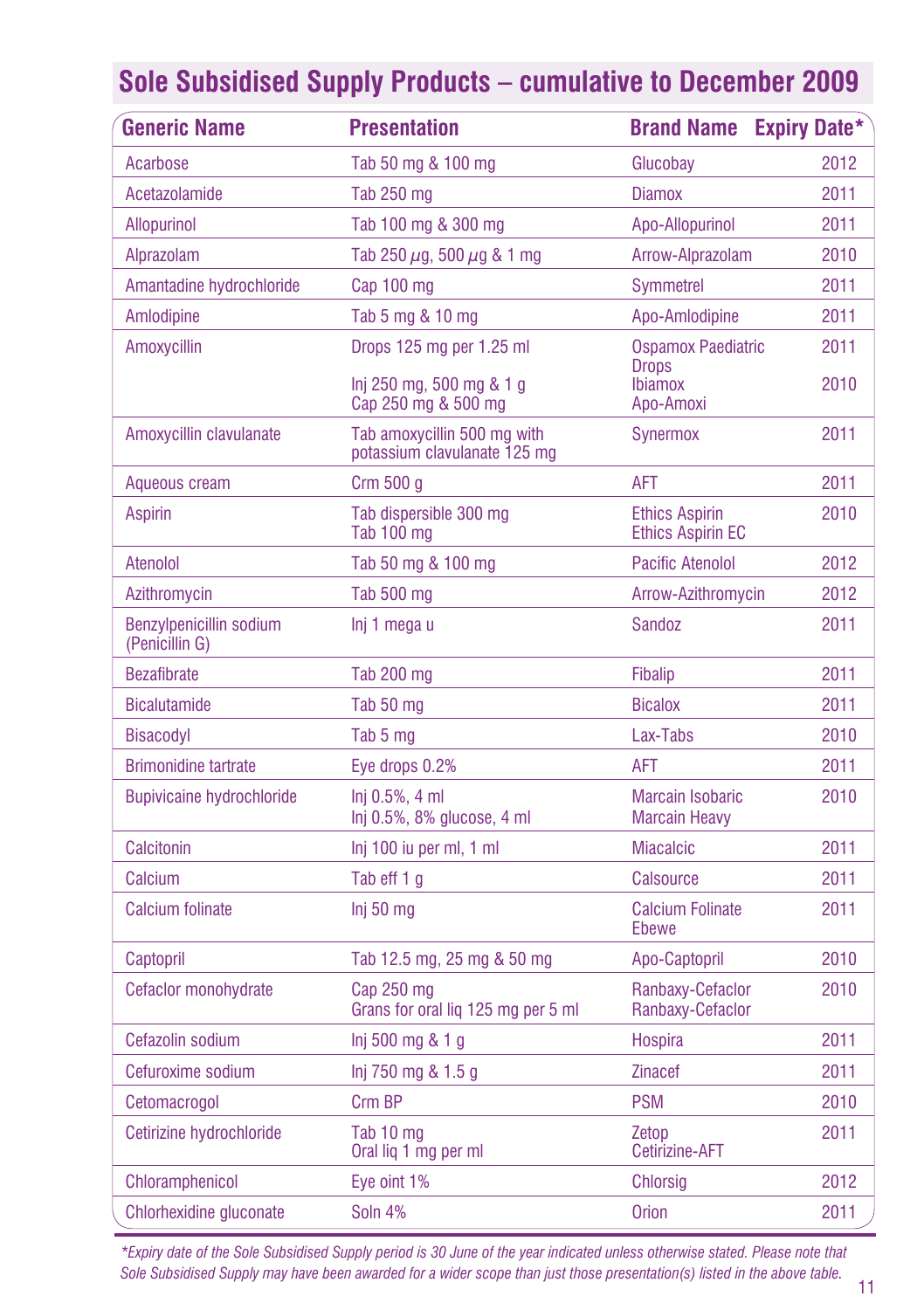# Sole Subsidised Supply Products – cumulative to December 2009

| Generic Name | Presentation | Brand Name | Expiry Date* |
|---|---|---|---|
| Acarbose | Tab 50 mg & 100 mg | Glucobay | 2012 |
| Acetazolamide | Tab 250 mg | Diamox | 2011 |
| Allopurinol | Tab 100 mg & 300 mg | Apo-Allopurinol | 2011 |
| Alprazolam | Tab 250 $\mu$g, 500 $\mu$g & 1 mg | Arrow-Alprazolam | 2010 |
| Amantadine hydrochloride | Cap 100 mg | Symmetrel | 2011 |
| Amlodipine | Tab 5 mg & 10 mg | Apo-Amlodipine | 2011 |
| Amoxycillin | Drops 125 mg per 1.25 ml<br>Inj 250 mg, 500 mg & 1 g<br>Cap 250 mg & 500 mg | Ospamox Paediatric Drops<br>Ibiamox<br>Apo-Amoxi | 2011<br>2010 |
| Amoxycillin clavulanate | Tab amoxycillin 500 mg with potassium clavulanate 125 mg | Synermox | 2011 |
| Aqueous cream | Crm 500 g | AFT | 2011 |
| Aspirin | Tab dispersible 300 mg<br>Tab 100 mg | Ethics Aspirin<br>Ethics Aspirin EC | 2010 |
| Atenolol | Tab 50 mg & 100 mg | Pacific Atenolol | 2012 |
| Azithromycin | Tab 500 mg | Arrow-Azithromycin | 2012 |
| Benzylpenicillin sodium (Penicillin G) | Inj 1 mega u | Sandoz | 2011 |
| Bezafibrate | Tab 200 mg | Fibalip | 2011 |
| Bicalutamide | Tab 50 mg | Bicalox | 2011 |
| Bisacodyl | Tab 5 mg | Lax-Tabs | 2010 |
| Brimonidine tartrate | Eye drops 0.2% | AFT | 2011 |
| Bupivicaine hydrochloride | Inj 0.5%, 4 ml<br>Inj 0.5%, 8% glucose, 4 ml | Marcain Isobaric<br>Marcain Heavy | 2010 |
| Calcitonin | Inj 100 iu per ml, 1 ml | Miacalcic | 2011 |
| Calcium | Tab eff 1 g | Calsource | 2011 |
| Calcium folinate | Inj 50 mg | Calcium Folinate Ebewe | 2011 |
| Captopril | Tab 12.5 mg, 25 mg & 50 mg | Apo-Captopril | 2010 |
| Cefaclor monohydrate | Cap 250 mg<br>Grans for oral liq 125 mg per 5 ml | Ranbaxy-Cefaclor<br>Ranbaxy-Cefaclor | 2010 |
| Cefazolin sodium | Inj 500 mg & 1 g | Hospira | 2011 |
| Cefuroxime sodium | Inj 750 mg & 1.5 g | Zinacef | 2011 |
| Cetomacrogol | Crm BP | PSM | 2010 |
| Cetirizine hydrochloride | Tab 10 mg<br>Oral liq 1 mg per ml | Zetop<br>Cetirizine-AFT | 2011 |
| Chloramphenicol | Eye oint 1% | Chlorsig | 2012 |
| Chlorhexidine gluconate | Soln 4% | Orion | 2011 |

*Expiry date of the Sole Subsidised Supply period is 30 June of the year indicated unless otherwise stated. Please note that Sole Subsidised Supply may have been awarded for a wider scope than just those presentation(s) listed in the above table.*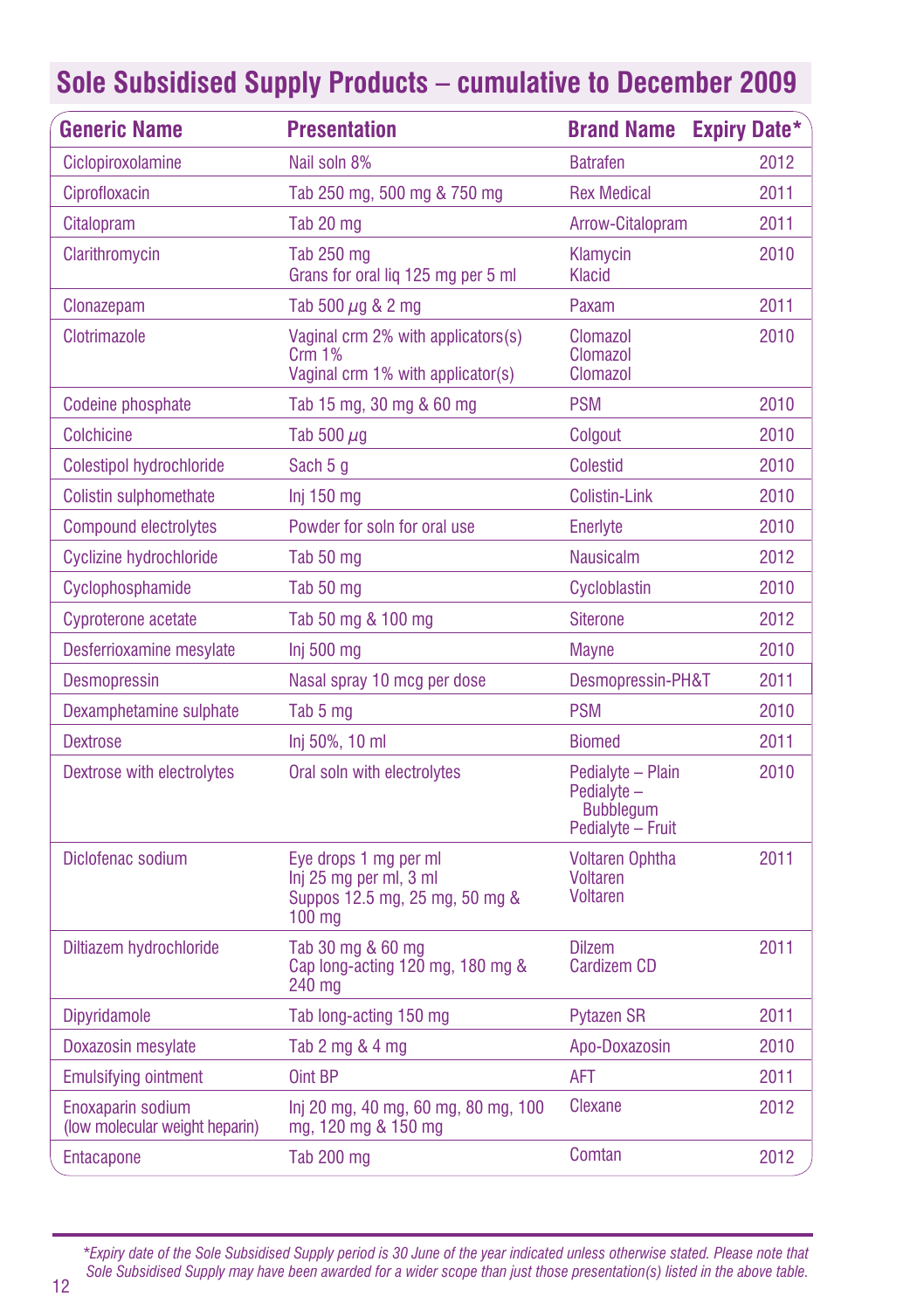## Sole Subsidised Supply Products – cumulative to December 2009

| Generic Name | Presentation | Brand Name | Expiry Date* |
|---|---|---|---|
| Ciclopiroxolamine | Nail soln 8% | Batrafen | 2012 |
| Ciprofloxacin | Tab 250 mg, 500 mg & 750 mg | Rex Medical | 2011 |
| Citalopram | Tab 20 mg | Arrow-Citalopram | 2011 |
| Clarithromycin | Tab 250 mg<br>Grans for oral liq 125 mg per 5 ml | Klamycin<br>Klacid | 2010 |
| Clonazepam | Tab 500 $\mu$g & 2 mg | Paxam | 2011 |
| Clotrimazole | Vaginal crm 2% with applicators(s)<br>Crm 1%<br>Vaginal crm 1% with applicator(s) | Clomazol<br>Clomazol<br>Clomazol | 2010 |
| Codeine phosphate | Tab 15 mg, 30 mg & 60 mg | PSM | 2010 |
| Colchicine | Tab 500 $\mu$g | Colgout | 2010 |
| Colestipol hydrochloride | Sach 5 g | Colestid | 2010 |
| Colistin sulphomethate | Inj 150 mg | Colistin-Link | 2010 |
| Compound electrolytes | Powder for soln for oral use | Enerlyte | 2010 |
| Cyclizine hydrochloride | Tab 50 mg | Nausicalm | 2012 |
| Cyclophosphamide | Tab 50 mg | Cycloblastin | 2010 |
| Cyproterone acetate | Tab 50 mg & 100 mg | Siterone | 2012 |
| Desferrioxamine mesylate | Inj 500 mg | Mayne | 2010 |
| Desmopressin | Nasal spray 10 mcg per dose | Desmopressin-PH&T | 2011 |
| Dexamphetamine sulphate | Tab 5 mg | PSM | 2010 |
| Dextrose | Inj 50%, 10 ml | Biomed | 2011 |
| Dextrose with electrolytes | Oral soln with electrolytes | Pedialyte – Plain<br>Pedialyte – Bubblegum<br>Pedialyte – Fruit | 2010 |
| Diclofenac sodium | Eye drops 1 mg per ml<br>Inj 25 mg per ml, 3 ml<br>Suppos 12.5 mg, 25 mg, 50 mg & 100 mg | Voltaren Ophtha<br>Voltaren<br>Voltaren | 2011 |
| Diltiazem hydrochloride | Tab 30 mg & 60 mg<br>Cap long-acting 120 mg, 180 mg & 240 mg | Dilzem<br>Cardizem CD | 2011 |
| Dipyridamole | Tab long-acting 150 mg | Pytazen SR | 2011 |
| Doxazosin mesylate | Tab 2 mg & 4 mg | Apo-Doxazosin | 2010 |
| Emulsifying ointment | Oint BP | AFT | 2011 |
| Enoxaparin sodium (low molecular weight heparin) | Inj 20 mg, 40 mg, 60 mg, 80 mg, 100 mg, 120 mg & 150 mg | Clexane | 2012 |
| Entacapone | Tab 200 mg | Comtan | 2012 |

*Expiry date of the Sole Subsidised Supply period is 30 June of the year indicated unless otherwise stated. Please note that Sole Subsidised Supply may have been awarded for a wider scope than just those presentation(s) listed in the above table.*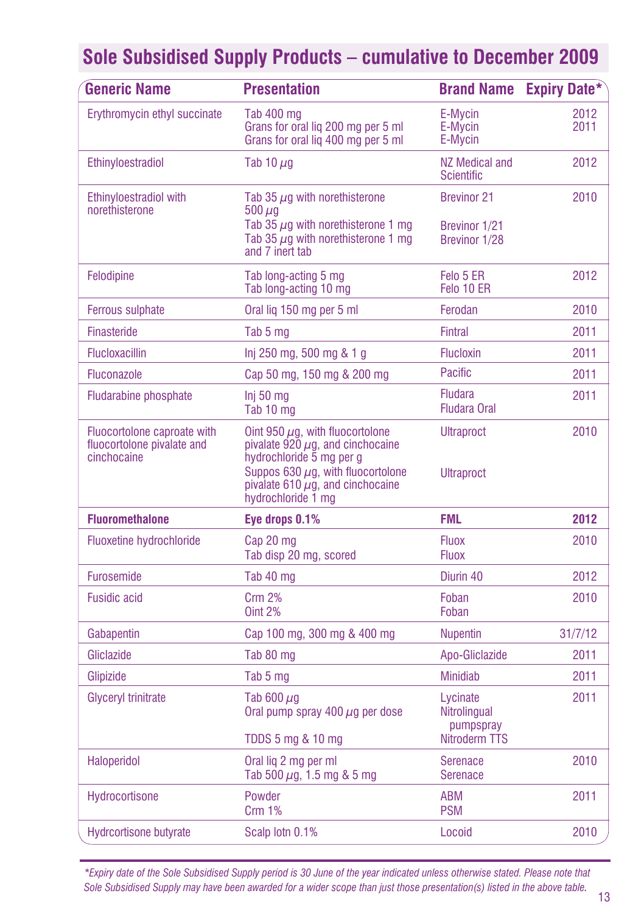## Sole Subsidised Supply Products – cumulative to December 2009

| Generic Name | Presentation | Brand Name | Expiry Date* |
|---|---|---|---|
| Erythromycin ethyl succinate | Tab 400 mg<br>Grans for oral liq 200 mg per 5 ml<br>Grans for oral liq 400 mg per 5 ml | E-Mycin<br>E-Mycin<br>E-Mycin | 2012<br>2011 |
| Ethinyloestradiol | Tab 10 μg | NZ Medical and Scientific | 2012 |
| Ethinyloestradiol with norethisterone | Tab 35 μg with norethisterone 500 μg<br>Tab 35 μg with norethisterone 1 mg<br>Tab 35 μg with norethisterone 1 mg and 7 inert tab | Brevinor 21<br>Brevinor 1/21<br>Brevinor 1/28 | 2010 |
| Felodipine | Tab long-acting 5 mg<br>Tab long-acting 10 mg | Felo 5 ER<br>Felo 10 ER | 2012 |
| Ferrous sulphate | Oral liq 150 mg per 5 ml | Ferodan | 2010 |
| Finasteride | Tab 5 mg | Fintral | 2011 |
| Flucloxacillin | Inj 250 mg, 500 mg & 1 g | Flucloxin | 2011 |
| Fluconazole | Cap 50 mg, 150 mg & 200 mg | Pacific | 2011 |
| Fludarabine phosphate | Inj 50 mg<br>Tab 10 mg | Fludara<br>Fludara Oral | 2011 |
| Fluocortolone caproate with fluocortolone pivalate and cinchocaine | Oint 950 μg, with fluocortolone pivalate 920 μg, and cinchocaine hydrochloride 5 mg per g<br>Suppos 630 μg, with fluocortolone pivalate 610 μg, and cinchocaine hydrochloride 1 mg | Ultraproct<br>Ultraproct | 2010 |
| **Fluorometholone** | **Eye drops 0.1%** | **FML** | **2012** |
| Fluoxetine hydrochloride | Cap 20 mg<br>Tab disp 20 mg, scored | Fluox<br>Fluox | 2010 |
| Furosemide | Tab 40 mg | Diurin 40 | 2012 |
| Fusidic acid | Crm 2%<br>Oint 2% | Foban<br>Foban | 2010 |
| Gabapentin | Cap 100 mg, 300 mg & 400 mg | Nupentin | 31/7/12 |
| Gliclazide | Tab 80 mg | Apo-Gliclazide | 2011 |
| Glipizide | Tab 5 mg | Minidiab | 2011 |
| Glyceryl trinitrate | Tab 600 μg<br>Oral pump spray 400 μg per dose<br>TDDS 5 mg & 10 mg | Lycinate<br>Nitrolingual pumpspray<br>Nitroderm TTS | 2011 |
| Haloperidol | Oral liq 2 mg per ml<br>Tab 500 μg, 1.5 mg & 5 mg | Serenace<br>Serenace | 2010 |
| Hydrocortisone | Powder<br>Crm 1% | ABM<br>PSM | 2011 |
| Hydrcortisone butyrate | Scalp lotn 0.1% | Locoid | 2010 |

*\*Expiry date of the Sole Subsidised Supply period is 30 June of the year indicated unless otherwise stated. Please note that Sole Subsidised Supply may have been awarded for a wider scope than just those presentation(s) listed in the above table.*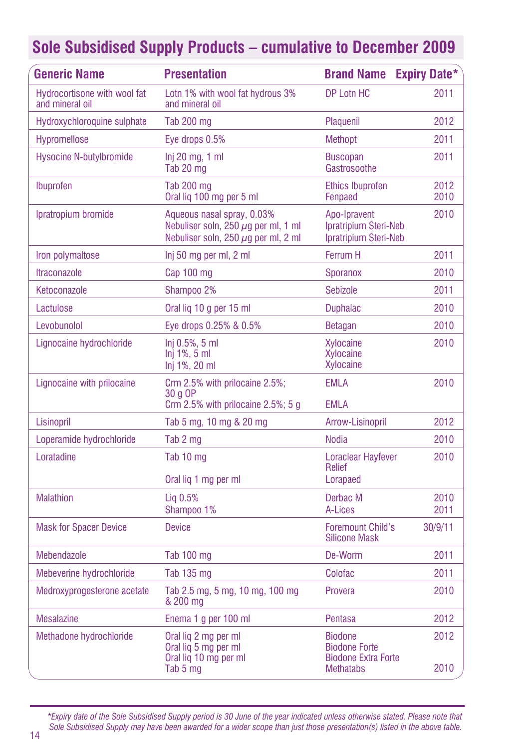## Sole Subsidised Supply Products – cumulative to December 2009

| Generic Name | Presentation | Brand Name | Expiry Date* |
|---|---|---|---|
| Hydrocortisone with wool fat and mineral oil | Lotn 1% with wool fat hydrous 3% and mineral oil | DP Lotn HC | 2011 |
| Hydroxychloroquine sulphate | Tab 200 mg | Plaquenil | 2012 |
| Hypromellose | Eye drops 0.5% | Methopt | 2011 |
| Hysocine N-butylbromide | Inj 20 mg, 1 ml<br>Tab 20 mg | Buscopan<br>Gastrosoothe | 2011 |
| Ibuprofen | Tab 200 mg<br>Oral liq 100 mg per 5 ml | Ethics Ibuprofen<br>Fenpaed | 2012<br>2010 |
| Ipratropium bromide | Aqueous nasal spray, 0.03%<br>Nebuliser soln, 250 μg per ml, 1 ml<br>Nebuliser soln, 250 μg per ml, 2 ml | Apo-Ipravent<br>Ipratripium Steri-Neb<br>Ipratripium Steri-Neb | 2010 |
| Iron polymaltose | Inj 50 mg per ml, 2 ml | Ferrum H | 2011 |
| Itraconazole | Cap 100 mg | Sporanox | 2010 |
| Ketoconazole | Shampoo 2% | Sebizole | 2011 |
| Lactulose | Oral liq 10 g per 15 ml | Duphalac | 2010 |
| Levobunolol | Eye drops 0.25% & 0.5% | Betagan | 2010 |
| Lignocaine hydrochloride | Inj 0.5%, 5 ml<br>Inj 1%, 5 ml<br>Inj 1%, 20 ml | Xylocaine<br>Xylocaine<br>Xylocaine | 2010 |
| Lignocaine with prilocaine | Crm 2.5% with prilocaine 2.5%; 30 g OP<br>Crm 2.5% with prilocaine 2.5%; 5 g | EMLA<br>EMLA | 2010 |
| Lisinopril | Tab 5 mg, 10 mg & 20 mg | Arrow-Lisinopril | 2012 |
| Loperamide hydrochloride | Tab 2 mg | Nodia | 2010 |
| Loratadine | Tab 10 mg<br>Oral liq 1 mg per ml | Loraclear Hayfever Relief<br>Lorapaed | 2010 |
| Malathion | Liq 0.5%<br>Shampoo 1% | Derbac M<br>A-Lices | 2010<br>2011 |
| Mask for Spacer Device | Device | Foremount Child's Silicone Mask | 30/9/11 |
| Mebendazole | Tab 100 mg | De-Worm | 2011 |
| Mebeverine hydrochloride | Tab 135 mg | Colofac | 2011 |
| Medroxyprogesterone acetate | Tab 2.5 mg, 5 mg, 10 mg, 100 mg & 200 mg | Provera | 2010 |
| Mesalazine | Enema 1 g per 100 ml | Pentasa | 2012 |
| Methadone hydrochloride | Oral liq 2 mg per ml<br>Oral liq 5 mg per ml<br>Oral liq 10 mg per ml<br>Tab 5 mg | Biodone<br>Biodone Forte<br>Biodone Extra Forte<br>Methatabs | 2012<br><br><br>2010 |

*Expiry date of the Sole Subsidised Supply period is 30 June of the year indicated unless otherwise stated. Please note that Sole Subsidised Supply may have been awarded for a wider scope than just those presentation(s) listed in the above table.*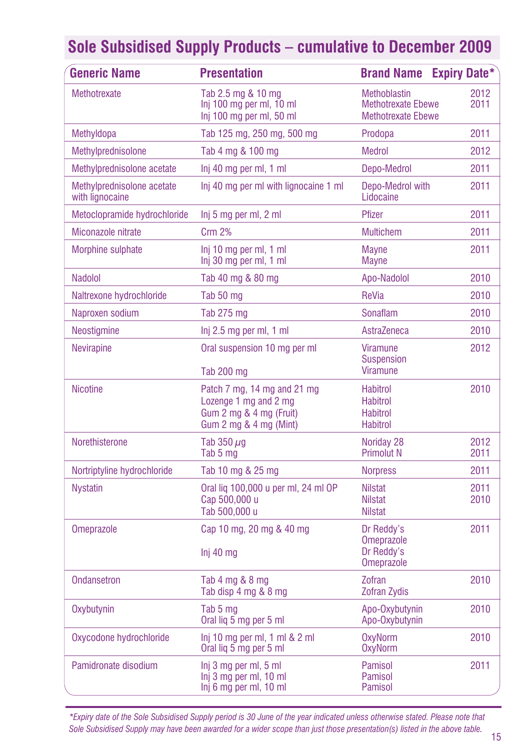## Sole Subsidised Supply Products – cumulative to December 2009

| Generic Name | Presentation | Brand Name | Expiry Date* |
|---|---|---|---|
| Methotrexate | Tab 2.5 mg & 10 mg<br>Inj 100 mg per ml, 10 ml<br>Inj 100 mg per ml, 50 ml | Methoblastin<br>Methotrexate Ebewe<br>Methotrexate Ebewe | 2012<br>2011 |
| Methyldopa | Tab 125 mg, 250 mg, 500 mg | Prodopa | 2011 |
| Methylprednisolone | Tab 4 mg & 100 mg | Medrol | 2012 |
| Methylprednisolone acetate | Inj 40 mg per ml, 1 ml | Depo-Medrol | 2011 |
| Methylprednisolone acetate with lignocaine | Inj 40 mg per ml with lignocaine 1 ml | Depo-Medrol with Lidocaine | 2011 |
| Metoclopramide hydrochloride | Inj 5 mg per ml, 2 ml | Pfizer | 2011 |
| Miconazole nitrate | Crm 2% | Multichem | 2011 |
| Morphine sulphate | Inj 10 mg per ml, 1 ml<br>Inj 30 mg per ml, 1 ml | Mayne<br>Mayne | 2011 |
| Nadolol | Tab 40 mg & 80 mg | Apo-Nadolol | 2010 |
| Naltrexone hydrochloride | Tab 50 mg | ReVia | 2010 |
| Naproxen sodium | Tab 275 mg | Sonaflam | 2010 |
| Neostigmine | Inj 2.5 mg per ml, 1 ml | AstraZeneca | 2010 |
| Nevirapine | Oral suspension 10 mg per ml<br>Tab 200 mg | Viramune Suspension<br>Viramune | 2012 |
| Nicotine | Patch 7 mg, 14 mg and 21 mg<br>Lozenge 1 mg and 2 mg<br>Gum 2 mg & 4 mg (Fruit)<br>Gum 2 mg & 4 mg (Mint) | Habitrol<br>Habitrol<br>Habitrol<br>Habitrol | 2010 |
| Norethisterone | Tab 350 µg<br>Tab 5 mg | Noriday 28<br>Primolut N | 2012<br>2011 |
| Nortriptyline hydrochloride | Tab 10 mg & 25 mg | Norpress | 2011 |
| Nystatin | Oral liq 100,000 u per ml, 24 ml OP<br>Cap 500,000 u<br>Tab 500,000 u | Nilstat<br>Nilstat<br>Nilstat | 2011<br>2010 |
| Omeprazole | Cap 10 mg, 20 mg & 40 mg<br>Inj 40 mg | Dr Reddy's Omeprazole<br>Dr Reddy's Omeprazole | 2011 |
| Ondansetron | Tab 4 mg & 8 mg<br>Tab disp 4 mg & 8 mg | Zofran<br>Zofran Zydis | 2010 |
| Oxybutynin | Tab 5 mg<br>Oral liq 5 mg per 5 ml | Apo-Oxybutynin<br>Apo-Oxybutynin | 2010 |
| Oxycodone hydrochloride | Inj 10 mg per ml, 1 ml & 2 ml<br>Oral liq 5 mg per 5 ml | OxyNorm<br>OxyNorm | 2010 |
| Pamidronate disodium | Inj 3 mg per ml, 5 ml<br>Inj 3 mg per ml, 10 ml<br>Inj 6 mg per ml, 10 ml | Pamisol<br>Pamisol<br>Pamisol | 2011 |

*Expiry date of the Sole Subsidised Supply period is 30 June of the year indicated unless otherwise stated. Please note that Sole Subsidised Supply may have been awarded for a wider scope than just those presentation(s) listed in the above table.*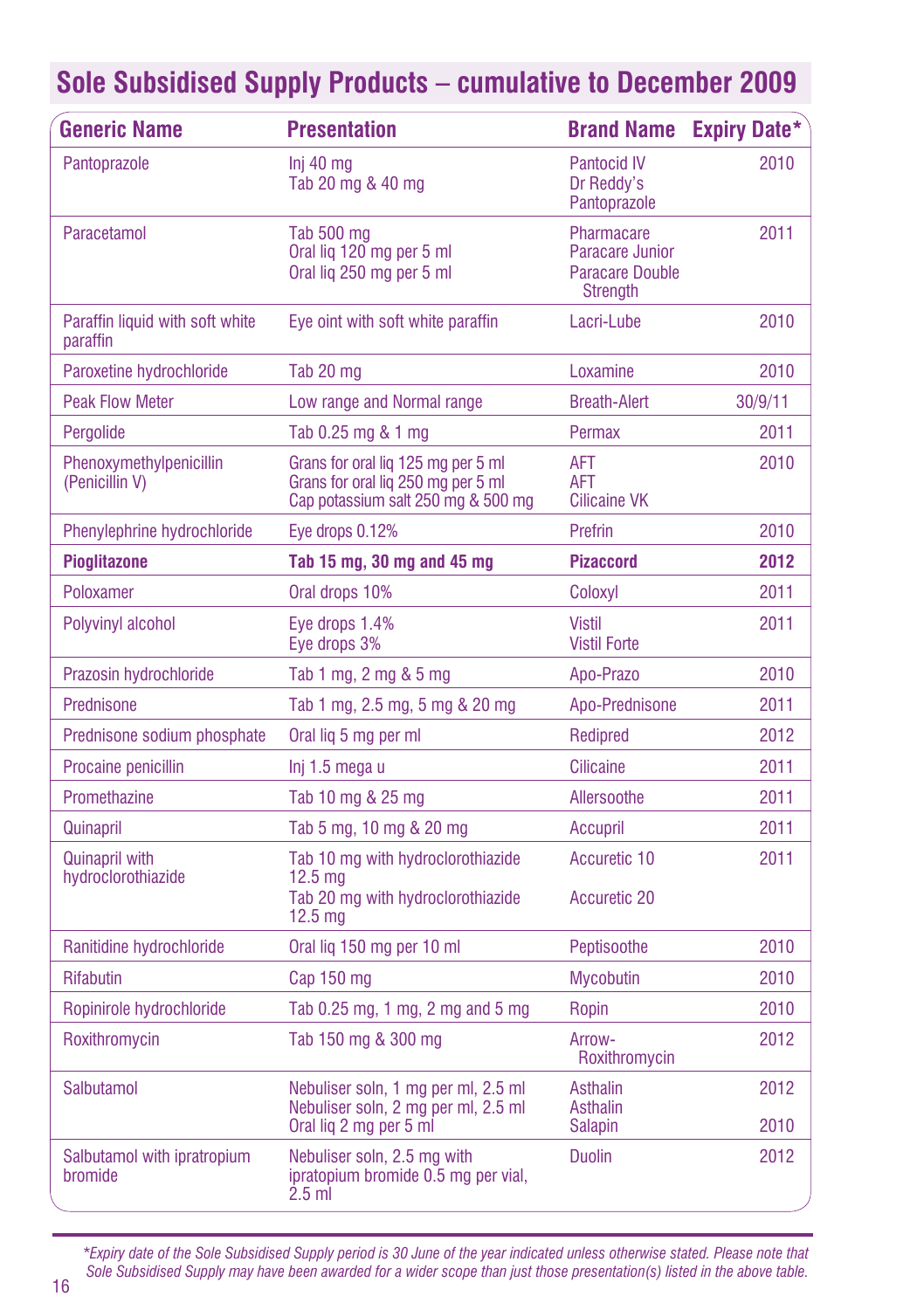## Sole Subsidised Supply Products – cumulative to December 2009

| Generic Name | Presentation | Brand Name | Expiry Date* |
|---|---|---|---|
| Pantoprazole | Inj 40 mg<br>Tab 20 mg & 40 mg | Pantocid IV<br>Dr Reddy's Pantoprazole | 2010 |
| Paracetamol | Tab 500 mg<br>Oral liq 120 mg per 5 ml<br>Oral liq 250 mg per 5 ml | Pharmacare<br>Paracare Junior<br>Paracare Double Strength | 2011 |
| Paraffin liquid with soft white paraffin | Eye oint with soft white paraffin | Lacri-Lube | 2010 |
| Paroxetine hydrochloride | Tab 20 mg | Loxamine | 2010 |
| Peak Flow Meter | Low range and Normal range | Breath-Alert | 30/9/11 |
| Pergolide | Tab 0.25 mg & 1 mg | Permax | 2011 |
| Phenoxymethylpenicillin (Penicillin V) | Grans for oral liq 125 mg per 5 ml<br>Grans for oral liq 250 mg per 5 ml<br>Cap potassium salt 250 mg & 500 mg | AFT<br>AFT<br>Cilicaine VK | 2010 |
| Phenylephrine hydrochloride | Eye drops 0.12% | Prefrin | 2010 |
| **Pioglitazone** | **Tab 15 mg, 30 mg and 45 mg** | **Pizaccord** | **2012** |
| Poloxamer | Oral drops 10% | Coloxyl | 2011 |
| Polyvinyl alcohol | Eye drops 1.4%<br>Eye drops 3% | Vistil<br>Vistil Forte | 2011 |
| Prazosin hydrochloride | Tab 1 mg, 2 mg & 5 mg | Apo-Prazo | 2010 |
| Prednisone | Tab 1 mg, 2.5 mg, 5 mg & 20 mg | Apo-Prednisone | 2011 |
| Prednisone sodium phosphate | Oral liq 5 mg per ml | Redipred | 2012 |
| Procaine penicillin | Inj 1.5 mega u | Cilicaine | 2011 |
| Promethazine | Tab 10 mg & 25 mg | Allersoothe | 2011 |
| Quinapril | Tab 5 mg, 10 mg & 20 mg | Accupril | 2011 |
| Quinapril with hydroclorothiazide | Tab 10 mg with hydroclorothiazide 12.5 mg<br>Tab 20 mg with hydroclorothiazide 12.5 mg | Accuretic 10<br>Accuretic 20 | 2011 |
| Ranitidine hydrochloride | Oral liq 150 mg per 10 ml | Peptisoothe | 2010 |
| Rifabutin | Cap 150 mg | Mycobutin | 2010 |
| Ropinirole hydrochloride | Tab 0.25 mg, 1 mg, 2 mg and 5 mg | Ropin | 2010 |
| Roxithromycin | Tab 150 mg & 300 mg | Arrow-Roxithromycin | 2012 |
| Salbutamol | Nebuliser soln, 1 mg per ml, 2.5 ml<br>Nebuliser soln, 2 mg per ml, 2.5 ml<br>Oral liq 2 mg per 5 ml | Asthalin<br>Asthalin<br>Salapin | 2012<br><br>2010 |
| Salbutamol with ipratropium bromide | Nebuliser soln, 2.5 mg with ipratopium bromide 0.5 mg per vial, 2.5 ml | Duolin | 2012 |

*\*Expiry date of the Sole Subsidised Supply period is 30 June of the year indicated unless otherwise stated. Please note that Sole Subsidised Supply may have been awarded for a wider scope than just those presentation(s) listed in the above table.*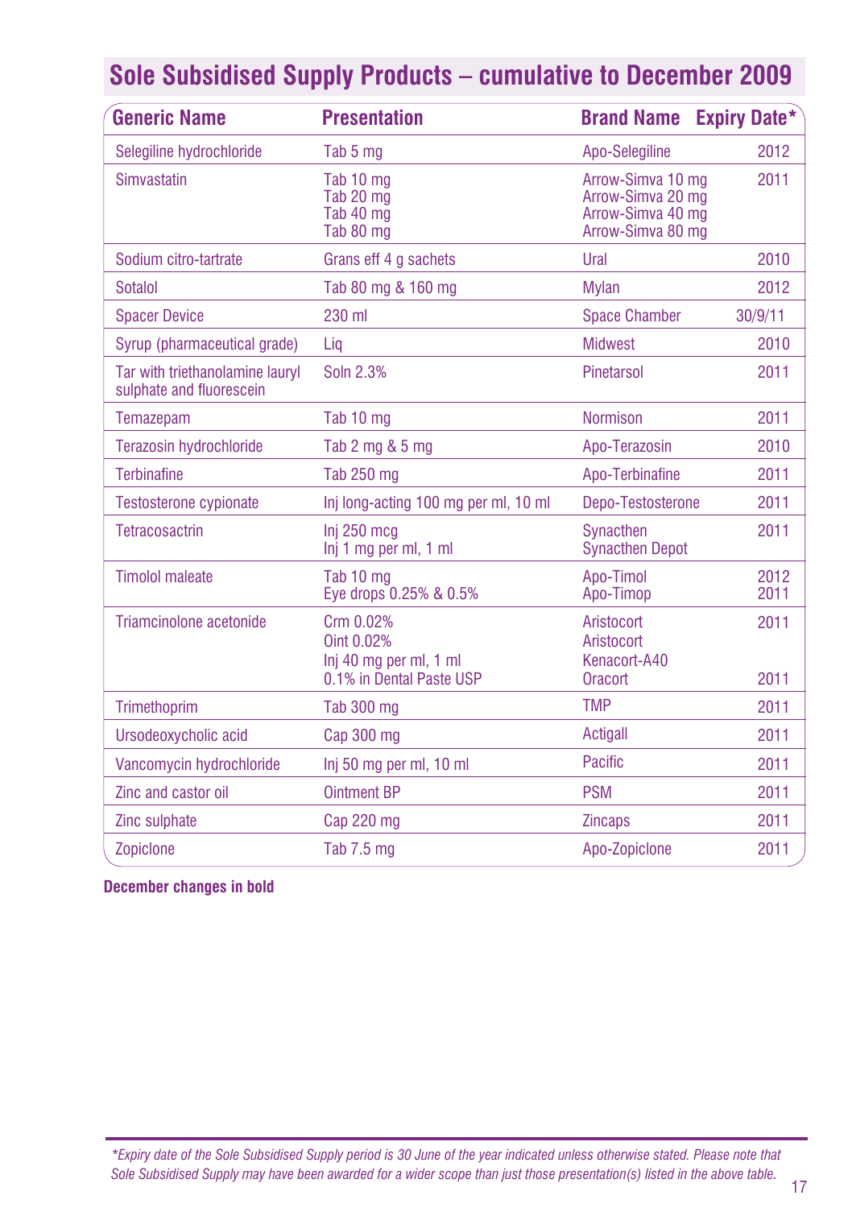## Sole Subsidised Supply Products – cumulative to December 2009

| Generic Name | Presentation | Brand Name | Expiry Date* |
|---|---|---|---|
| Selegiline hydrochloride | Tab 5 mg | Apo-Selegiline | 2012 |
| Simvastatin | Tab 10 mg<br>Tab 20 mg<br>Tab 40 mg<br>Tab 80 mg | Arrow-Simva 10 mg<br>Arrow-Simva 20 mg<br>Arrow-Simva 40 mg<br>Arrow-Simva 80 mg | 2011 |
| Sodium citro-tartrate | Grans eff 4 g sachets | Ural | 2010 |
| Sotalol | Tab 80 mg & 160 mg | Mylan | 2012 |
| Spacer Device | 230 ml | Space Chamber | 30/9/11 |
| Syrup (pharmaceutical grade) | Liq | Midwest | 2010 |
| Tar with triethanolamine lauryl sulphate and fluorescein | Soln 2.3% | Pinetarsol | 2011 |
| Temazepam | Tab 10 mg | Normison | 2011 |
| Terazosin hydrochloride | Tab 2 mg & 5 mg | Apo-Terazosin | 2010 |
| Terbinafine | Tab 250 mg | Apo-Terbinafine | 2011 |
| Testosterone cypionate | Inj long-acting 100 mg per ml, 10 ml | Depo-Testosterone | 2011 |
| Tetracosactrin | Inj 250 mcg<br>Inj 1 mg per ml, 1 ml | Synacthen<br>Synacthen Depot | 2011 |
| Timolol maleate | Tab 10 mg<br>Eye drops 0.25% & 0.5% | Apo-Timol<br>Apo-Timop | 2012<br>2011 |
| Triamcinolone acetonide | Crm 0.02%<br>Oint 0.02%<br>Inj 40 mg per ml, 1 ml<br>0.1% in Dental Paste USP | Aristocort<br>Aristocort<br>Kenacort-A40<br>Oracort | 2011<br><br><br>2011 |
| Trimethoprim | Tab 300 mg | TMP | 2011 |
| Ursodeoxycholic acid | Cap 300 mg | Actigall | 2011 |
| Vancomycin hydrochloride | Inj 50 mg per ml, 10 ml | Pacific | 2011 |
| Zinc and castor oil | Ointment BP | PSM | 2011 |
| Zinc sulphate | Cap 220 mg | Zincaps | 2011 |
| Zopiclone | Tab 7.5 mg | Apo-Zopiclone | 2011 |

**December changes in bold**

*\*Expiry date of the Sole Subsidised Supply period is 30 June of the year indicated unless otherwise stated. Please note that Sole Subsidised Supply may have been awarded for a wider scope than just those presentation(s) listed in the above table.*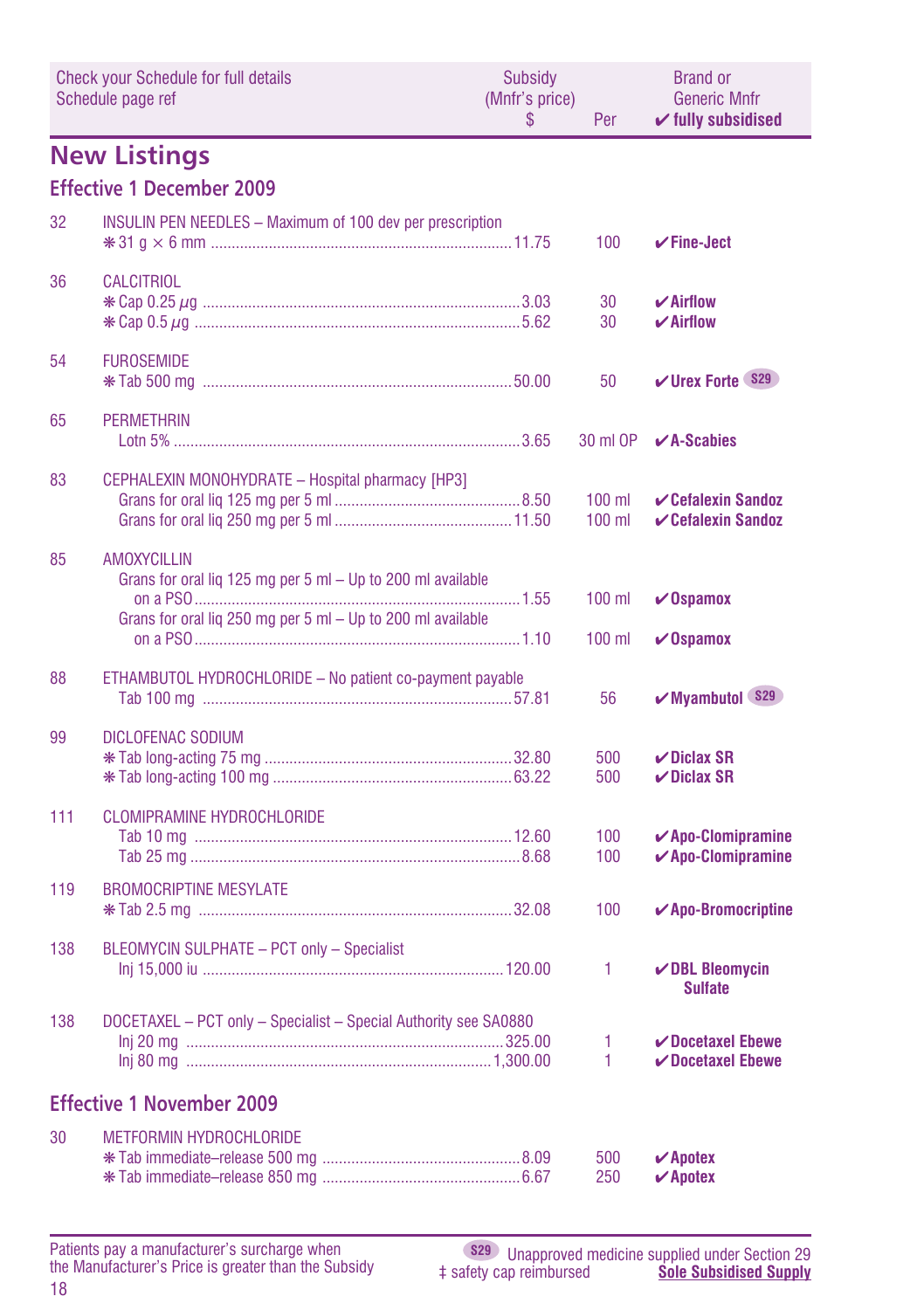| Check your Schedule for full details<br>Schedule page ref | | Subsidy<br>(Mnfr's price)<br>$ | Per | Brand or<br>Generic Mnfr<br>✔ fully subsidised |
|---|---|---|---|---|

## New Listings

### Effective 1 December 2009

| Page | Item | Subsidy $ | Per | Brand or Generic Mnfr |
|---|---|---|---|---|
| 32 | INSULIN PEN NEEDLES – Maximum of 100 dev per prescription | | | |
| | ❋ 31 g × 6 mm | 11.75 | 100 | ✔**Fine-Ject** |
| 36 | CALCITRIOL | | | |
| | ❋ Cap 0.25 µg | 3.03 | 30 | ✔**Airflow** |
| | ❋ Cap 0.5 µg | 5.62 | 30 | ✔**Airflow** |
| 54 | FUROSEMIDE | | | |
| | ❋ Tab 500 mg | 50.00 | 50 | ✔**Urex Forte** S29 |
| 65 | PERMETHRIN | | | |
| | Lotn 5% | 3.65 | 30 ml OP | ✔**A-Scabies** |
| 83 | CEPHALEXIN MONOHYDRATE – Hospital pharmacy [HP3] | | | |
| | Grans for oral liq 125 mg per 5 ml | 8.50 | 100 ml | ✔**Cefalexin Sandoz** |
| | Grans for oral liq 250 mg per 5 ml | 11.50 | 100 ml | ✔**Cefalexin Sandoz** |
| 85 | AMOXYCILLIN | | | |
| | Grans for oral liq 125 mg per 5 ml – Up to 200 ml available on a PSO | 1.55 | 100 ml | ✔**Ospamox** |
| | Grans for oral liq 250 mg per 5 ml – Up to 200 ml available on a PSO | 1.10 | 100 ml | ✔**Ospamox** |
| 88 | ETHAMBUTOL HYDROCHLORIDE – No patient co-payment payable | | | |
| | Tab 100 mg | 57.81 | 56 | ✔**Myambutol** S29 |
| 99 | DICLOFENAC SODIUM | | | |
| | ❋ Tab long-acting 75 mg | 32.80 | 500 | ✔**Diclax SR** |
| | ❋ Tab long-acting 100 mg | 63.22 | 500 | ✔**Diclax SR** |
| 111 | CLOMIPRAMINE HYDROCHLORIDE | | | |
| | Tab 10 mg | 12.60 | 100 | ✔**Apo-Clomipramine** |
| | Tab 25 mg | 8.68 | 100 | ✔**Apo-Clomipramine** |
| 119 | BROMOCRIPTINE MESYLATE | | | |
| | ❋ Tab 2.5 mg | 32.08 | 100 | ✔**Apo-Bromocriptine** |
| 138 | BLEOMYCIN SULPHATE – PCT only – Specialist | | | |
| | Inj 15,000 iu | 120.00 | 1 | ✔**DBL Bleomycin Sulfate** |
| 138 | DOCETAXEL – PCT only – Specialist – Special Authority see SA0880 | | | |
| | Inj 20 mg | 325.00 | 1 | ✔**Docetaxel Ebewe** |
| | Inj 80 mg | 1,300.00 | 1 | ✔**Docetaxel Ebewe** |

### Effective 1 November 2009

| Page | Item | Subsidy $ | Per | Brand or Generic Mnfr |
|---|---|---|---|---|
| 30 | METFORMIN HYDROCHLORIDE | | | |
| | ❋ Tab immediate–release 500 mg | 8.09 | 500 | ✔**Apotex** |
| | ❋ Tab immediate–release 850 mg | 6.67 | 250 | ✔**Apotex** |

Patients pay a manufacturer's surcharge when the Manufacturer's Price is greater than the Subsidy

S29 Unapproved medicine supplied under Section 29

‡ safety cap reimbursed

<u>**Sole Subsidised Supply**</u>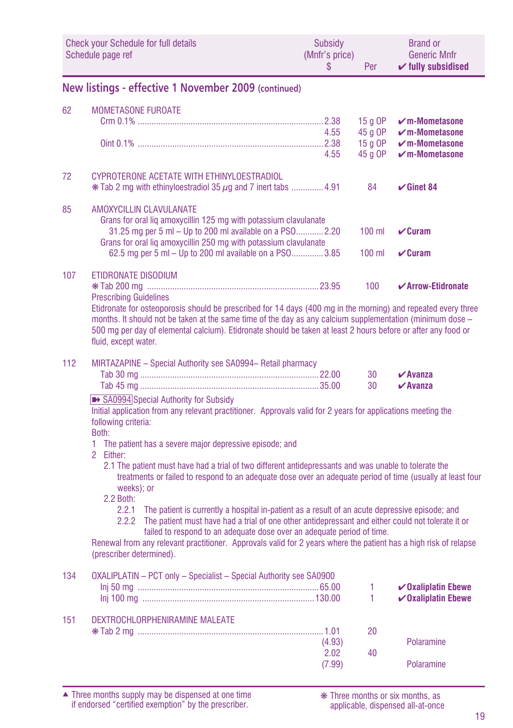| Check your Schedule for full details Schedule page ref | | Subsidy (Mnfr's price) $ | Per | Brand or Generic Mnfr ✔ fully subsidised |
|---|---|---|---|---|

## New listings - effective 1 November 2009 (continued)

| | | | | |
|---|---|---|---|---|
| 62 | MOMETASONE FUROATE | | | |
| | Crm 0.1% | 2.38 | 15 g OP | ✔ m-Mometasone |
| | | 4.55 | 45 g OP | ✔ m-Mometasone |
| | Oint 0.1% | 2.38 | 15 g OP | ✔ m-Mometasone |
| | | 4.55 | 45 g OP | ✔ m-Mometasone |
| 72 | CYPROTERONE ACETATE WITH ETHINYLOESTRADIOL | | | |
| | ❋ Tab 2 mg with ethinyloestradiol 35 μg and 7 inert tabs | 4.91 | 84 | ✔ Ginet 84 |
| 85 | AMOXYCILLIN CLAVULANATE | | | |
| | Grans for oral liq amoxycillin 125 mg with potassium clavulanate 31.25 mg per 5 ml – Up to 200 ml available on a PSO | 2.20 | 100 ml | ✔ Curam |
| | Grans for oral liq amoxycillin 250 mg with potassium clavulanate 62.5 mg per 5 ml – Up to 200 ml available on a PSO | 3.85 | 100 ml | ✔ Curam |
| 107 | ETIDRONATE DISODIUM | | | |
| | ❋ Tab 200 mg | 23.95 | 100 | ✔ Arrow-Etidronate |

Prescribing Guidelines

Etidronate for osteoporosis should be prescribed for 14 days (400 mg in the morning) and repeated every three months. It should not be taken at the same time of the day as any calcium supplementation (minimum dose – 500 mg per day of elemental calcium). Etidronate should be taken at least 2 hours before or after any food or fluid, except water.

| | | | | |
|---|---|---|---|---|
| 112 | MIRTAZAPINE – Special Authority see SA0994– Retail pharmacy | | | |
| | Tab 30 mg | 22.00 | 30 | ✔ Avanza |
| | Tab 45 mg | 35.00 | 30 | ✔ Avanza |

➠ SA0994 Special Authority for Subsidy

Initial application from any relevant practitioner. Approvals valid for 2 years for applications meeting the following criteria:

Both:

1 The patient has a severe major depressive episode; and
2 Either:
   2.1 The patient must have had a trial of two different antidepressants and was unable to tolerate the treatments or failed to respond to an adequate dose over an adequate period of time (usually at least four weeks); or
   2.2 Both:
      2.2.1 The patient is currently a hospital in-patient as a result of an acute depressive episode; and
      2.2.2 The patient must have had a trial of one other antidepressant and either could not tolerate it or failed to respond to an adequate dose over an adequate period of time.

Renewal from any relevant practitioner. Approvals valid for 2 years where the patient has a high risk of relapse (prescriber determined).

| | | | | |
|---|---|---|---|---|
| 134 | OXALIPLATIN – PCT only – Specialist – Special Authority see SA0900 | | | |
| | Inj 50 mg | 65.00 | 1 | ✔ Oxaliplatin Ebewe |
| | Inj 100 mg | 130.00 | 1 | ✔ Oxaliplatin Ebewe |
| 151 | DEXTROCHLORPHENIRAMINE MALEATE | | | |
| | ❋ Tab 2 mg | 1.01 (4.93) | 20 | Polaramine |
| | | 2.02 (7.99) | 40 | Polaramine |

▲ Three months supply may be dispensed at one time if endorsed "certified exemption" by the prescriber.

❋ Three months or six months, as applicable, dispensed all-at-once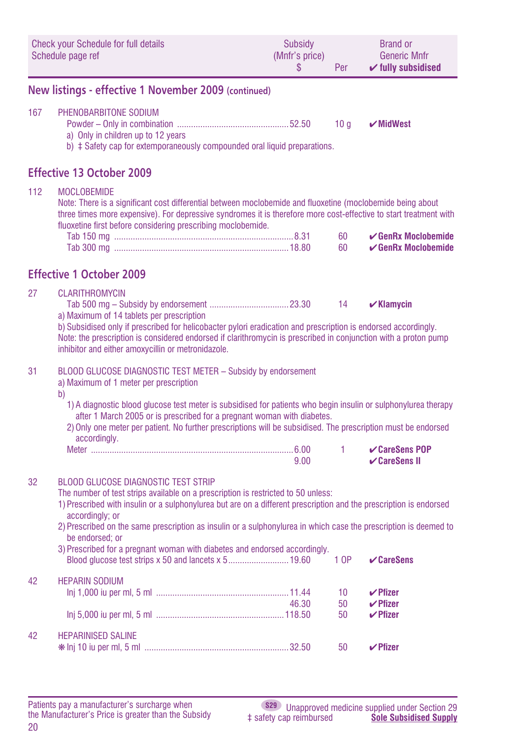| Check your Schedule for full details Schedule page ref | Subsidy (Mnfr's price) $ | Per | Brand or Generic Mnfr ✔ fully subsidised |
|---|---|---|---|

## New listings - effective 1 November 2009 (continued)

167 PHENOBARBITONE SODIUM

| | Subsidy $ | Per | Brand |
|---|---|---|---|
| Powder – Only in combination | 52.50 | 10 g | ✔MidWest |

a) Only in children up to 12 years

b) ‡ Safety cap for extemporaneously compounded oral liquid preparations.

## Effective 13 October 2009

112 MOCLOBEMIDE

Note: There is a significant cost differential between moclobemide and fluoxetine (moclobemide being about three times more expensive). For depressive syndromes it is therefore more cost-effective to start treatment with fluoxetine first before considering prescribing moclobemide.

| | Subsidy $ | Per | Brand |
|---|---|---|---|
| Tab 150 mg | 8.31 | 60 | ✔GenRx Moclobemide |
| Tab 300 mg | 18.80 | 60 | ✔GenRx Moclobemide |

## Effective 1 October 2009

27 CLARITHROMYCIN

| | Subsidy $ | Per | Brand |
|---|---|---|---|
| Tab 500 mg – Subsidy by endorsement | 23.30 | 14 | ✔Klamycin |

a) Maximum of 14 tablets per prescription

b) Subsidised only if prescribed for helicobacter pylori eradication and prescription is endorsed accordingly. Note: the prescription is considered endorsed if clarithromycin is prescribed in conjunction with a proton pump inhibitor and either amoxycillin or metronidazole.

31 BLOOD GLUCOSE DIAGNOSTIC TEST METER – Subsidy by endorsement

a) Maximum of 1 meter per prescription

b)

1) A diagnostic blood glucose test meter is subsidised for patients who begin insulin or sulphonylurea therapy after 1 March 2005 or is prescribed for a pregnant woman with diabetes.
2) Only one meter per patient. No further prescriptions will be subsidised. The prescription must be endorsed accordingly.

| | Subsidy $ | Per | Brand |
|---|---|---|---|
| Meter | 6.00 | 1 | ✔CareSens POP |
| | 9.00 | | ✔CareSens II |

32 BLOOD GLUCOSE DIAGNOSTIC TEST STRIP

The number of test strips available on a prescription is restricted to 50 unless:

1) Prescribed with insulin or a sulphonylurea but are on a different prescription and the prescription is endorsed accordingly; or
2) Prescribed on the same prescription as insulin or a sulphonylurea in which case the prescription is deemed to be endorsed; or
3) Prescribed for a pregnant woman with diabetes and endorsed accordingly.

| | Subsidy $ | Per | Brand |
|---|---|---|---|
| Blood glucose test strips x 50 and lancets x 5 | 19.60 | 1 OP | ✔CareSens |

42 HEPARIN SODIUM

| | Subsidy $ | Per | Brand |
|---|---|---|---|
| Inj 1,000 iu per ml, 5 ml | 11.44 | 10 | ✔Pfizer |
| | 46.30 | 50 | ✔Pfizer |
| Inj 5,000 iu per ml, 5 ml | 118.50 | 50 | ✔Pfizer |

42 HEPARINISED SALINE

| | Subsidy $ | Per | Brand |
|---|---|---|---|
| ✻ Inj 10 iu per ml, 5 ml | 32.50 | 50 | ✔Pfizer |

Patients pay a manufacturer's surcharge when the Manufacturer's Price is greater than the Subsidy

S29 Unapproved medicine supplied under Section 29

‡ safety cap reimbursed

**Sole Subsidised Supply**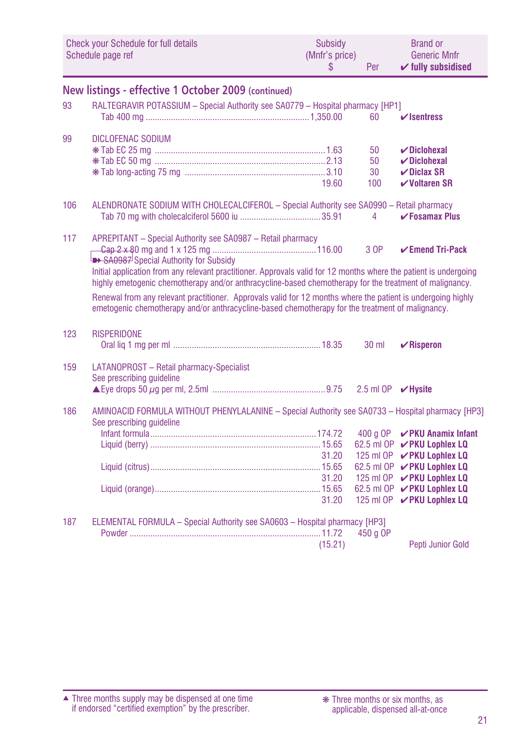| Check your Schedule for full details<br>Schedule page ref | | Subsidy<br>(Mnfr's price)<br>$ | Per | Brand or<br>Generic Mnfr<br>✔ fully subsidised |
|---|---|---|---|---|

## New listings - effective 1 October 2009 (continued)

| | | | | |
|---|---|---|---|---|
| 93 | RALTEGRAVIR POTASSIUM – Special Authority see SA0779 – Hospital pharmacy [HP1] | | | |
| | Tab 400 mg | 1,350.00 | 60 | ✔Isentress |
| 99 | DICLOFENAC SODIUM | | | |
| | ❋Tab EC 25 mg | 1.63 | 50 | ✔Diclohexal |
| | ❋Tab EC 50 mg | 2.13 | 50 | ✔Diclohexal |
| | ❋Tab long-acting 75 mg | 3.10 | 30 | ✔Diclax SR |
| | | 19.60 | 100 | ✔Voltaren SR |
| 106 | ALENDRONATE SODIUM WITH CHOLECALCIFEROL – Special Authority see SA0990 – Retail pharmacy | | | |
| | Tab 70 mg with cholecalciferol 5600 iu | 35.91 | 4 | ✔Fosamax Plus |
| 117 | APREPITANT – Special Authority see SA0987 – Retail pharmacy | | | |
| | Cap 2 x 80 mg and 1 x 125 mg | 116.00 | 3 OP | ✔Emend Tri-Pack |

➽ SA0987 Special Authority for Subsidy

Initial application from any relevant practitioner. Approvals valid for 12 months where the patient is undergoing highly emetogenic chemotherapy and/or anthracycline-based chemotherapy for the treatment of malignancy.

Renewal from any relevant practitioner. Approvals valid for 12 months where the patient is undergoing highly emetogenic chemotherapy and/or anthracycline-based chemotherapy for the treatment of malignancy.

| | | | | |
|---|---|---|---|---|
| 123 | RISPERIDONE | | | |
| | Oral liq 1 mg per ml | 18.35 | 30 ml | ✔Risperon |
| 159 | LATANOPROST – Retail pharmacy-Specialist<br>See prescribing guideline | | | |
| | ▲Eye drops 50 µg per ml, 2.5ml | 9.75 | 2.5 ml OP | ✔Hysite |
| 186 | AMINOACID FORMULA WITHOUT PHENYLALANINE – Special Authority see SA0733 – Hospital pharmacy [HP3]<br>See prescribing guideline | | | |
| | Infant formula | 174.72 | 400 g OP | ✔PKU Anamix Infant |
| | Liquid (berry) | 15.65 | 62.5 ml OP | ✔PKU Lophlex LQ |
| | | 31.20 | 125 ml OP | ✔PKU Lophlex LQ |
| | Liquid (citrus) | 15.65 | 62.5 ml OP | ✔PKU Lophlex LQ |
| | | 31.20 | 125 ml OP | ✔PKU Lophlex LQ |
| | Liquid (orange) | 15.65 | 62.5 ml OP | ✔PKU Lophlex LQ |
| | | 31.20 | 125 ml OP | ✔PKU Lophlex LQ |
| 187 | ELEMENTAL FORMULA – Special Authority see SA0603 – Hospital pharmacy [HP3] | | | |
| | Powder | 11.72<br>(15.21) | 450 g OP | Pepti Junior Gold |

▲ Three months supply may be dispensed at one time if endorsed "certified exemption" by the prescriber.

❋ Three months or six months, as applicable, dispensed all-at-once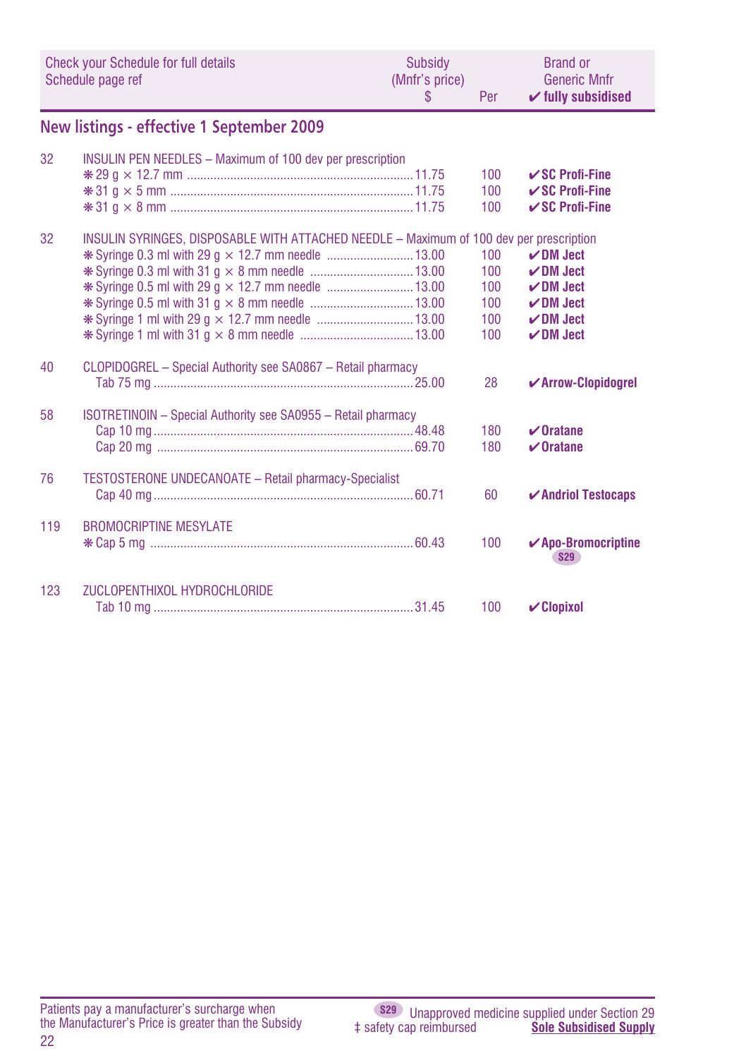| Check your Schedule for full details<br>Schedule page ref | | Subsidy<br>(Mnfr's price)<br>$ | Per | Brand or<br>Generic Mnfr<br>✔ fully subsidised |
|---|---|---|---|---|

## New listings - effective 1 September 2009

| Page | Item | Subsidy $ | Per | Brand or Generic Mnfr |
|---|---|---|---|---|
| 32 | INSULIN PEN NEEDLES – Maximum of 100 dev per prescription | | | |
| | ❋ 29 g × 12.7 mm | 11.75 | 100 | ✔ **SC Profi-Fine** |
| | ❋ 31 g × 5 mm | 11.75 | 100 | ✔ **SC Profi-Fine** |
| | ❋ 31 g × 8 mm | 11.75 | 100 | ✔ **SC Profi-Fine** |
| 32 | INSULIN SYRINGES, DISPOSABLE WITH ATTACHED NEEDLE – Maximum of 100 dev per prescription | | | |
| | ❋ Syringe 0.3 ml with 29 g × 12.7 mm needle | 13.00 | 100 | ✔ **DM Ject** |
| | ❋ Syringe 0.3 ml with 31 g × 8 mm needle | 13.00 | 100 | ✔ **DM Ject** |
| | ❋ Syringe 0.5 ml with 29 g × 12.7 mm needle | 13.00 | 100 | ✔ **DM Ject** |
| | ❋ Syringe 0.5 ml with 31 g × 8 mm needle | 13.00 | 100 | ✔ **DM Ject** |
| | ❋ Syringe 1 ml with 29 g × 12.7 mm needle | 13.00 | 100 | ✔ **DM Ject** |
| | ❋ Syringe 1 ml with 31 g × 8 mm needle | 13.00 | 100 | ✔ **DM Ject** |
| 40 | CLOPIDOGREL – Special Authority see SA0867 – Retail pharmacy | | | |
| | Tab 75 mg | 25.00 | 28 | ✔ **Arrow-Clopidogrel** |
| 58 | ISOTRETINOIN – Special Authority see SA0955 – Retail pharmacy | | | |
| | Cap 10 mg | 48.48 | 180 | ✔ **Oratane** |
| | Cap 20 mg | 69.70 | 180 | ✔ **Oratane** |
| 76 | TESTOSTERONE UNDECANOATE – Retail pharmacy-Specialist | | | |
| | Cap 40 mg | 60.71 | 60 | ✔ **Andriol Testocaps** |
| 119 | BROMOCRIPTINE MESYLATE | | | |
| | ❋ Cap 5 mg | 60.43 | 100 | ✔ **Apo-Bromocriptine** S29 |
| 123 | ZUCLOPENTHIXOL HYDROCHLORIDE | | | |
| | Tab 10 mg | 31.45 | 100 | ✔ **Clopixol** |

Patients pay a manufacturer's surcharge when the Manufacturer's Price is greater than the Subsidy

S29 Unapproved medicine supplied under Section 29
‡ safety cap reimbursed
Sole Subsidised Supply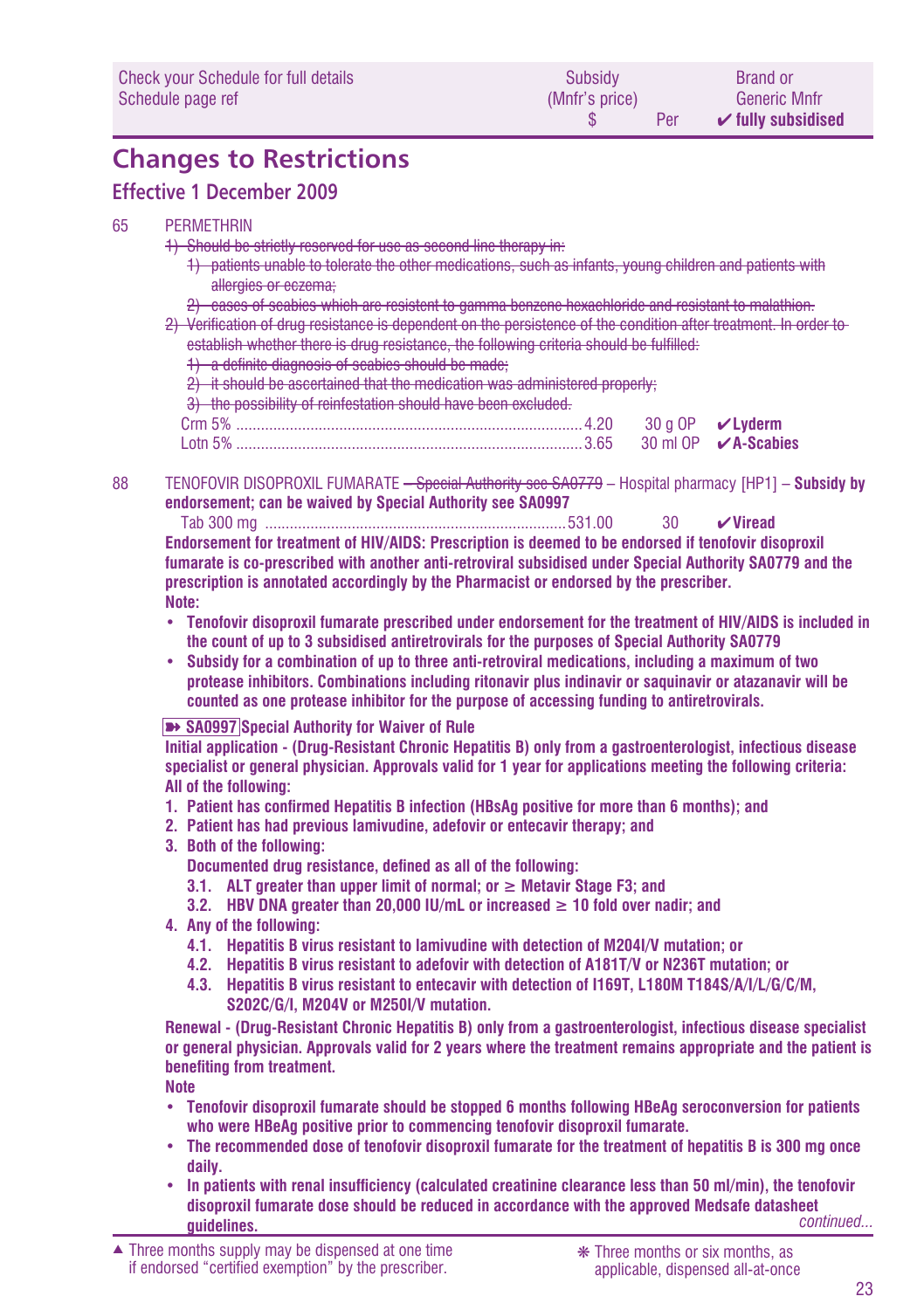| Check your Schedule for full details Schedule page ref | Subsidy (Mnfr's price) $ | Per | Brand or Generic Mnfr ✔ fully subsidised |
|---|---|---|---|

## Changes to Restrictions

### Effective 1 December 2009

65 PERMETHRIN

~~1) Should be strictly reserved for use as second line therapy in:~~

~~1) patients unable to tolerate the other medications, such as infants, young children and patients with allergies or eczema;~~

~~2) cases of scabies which are resistent to gamma benzene hexachloride and resistant to malathion.~~

~~2) Verification of drug resistance is dependent on the persistence of the condition after treatment. In order to establish whether there is drug resistance, the following criteria should be fulfilled:~~

~~1) a definite diagnosis of scabies should be made;~~

~~2) it should be ascertained that the medication was administered properly;~~

~~3) the possibility of reinfestation should have been excluded.~~

| | | | |
|---|---|---|---|
| Crm 5% | 4.20 | 30 g OP | ✔Lyderm |
| Lotn 5% | 3.65 | 30 ml OP | ✔A-Scabies |

88 TENOFOVIR DISOPROXIL FUMARATE ~~– Special Authority see SA0779~~ – Hospital pharmacy [HP1] – **Subsidy by endorsement; can be waived by Special Authority see SA0997**

| | | | |
|---|---|---|---|
| Tab 300 mg | 531.00 | 30 | ✔Viread |

**Endorsement for treatment of HIV/AIDS: Prescription is deemed to be endorsed if tenofovir disoproxil fumarate is co-prescribed with another anti-retroviral subsidised under Special Authority SA0779 and the prescription is annotated accordingly by the Pharmacist or endorsed by the prescriber.**

**Note:**

- **Tenofovir disoproxil fumarate prescribed under endorsement for the treatment of HIV/AIDS is included in the count of up to 3 subsidised antiretrovirals for the purposes of Special Authority SA0779**
- **Subsidy for a combination of up to three anti-retroviral medications, including a maximum of two protease inhibitors. Combinations including ritonavir plus indinavir or saquinavir or atazanavir will be counted as one protease inhibitor for the purpose of accessing funding to antiretrovirals.**

**➠ SA0997 Special Authority for Waiver of Rule**

**Initial application - (Drug-Resistant Chronic Hepatitis B) only from a gastroenterologist, infectious disease specialist or general physician. Approvals valid for 1 year for applications meeting the following criteria: All of the following:**

1. **Patient has confirmed Hepatitis B infection (HBsAg positive for more than 6 months); and**
2. **Patient has had previous lamivudine, adefovir or entecavir therapy; and**
3. **Both of the following:**

   **Documented drug resistance, defined as all of the following:**

   3.1. **ALT greater than upper limit of normal; or ≥ Metavir Stage F3; and**

   3.2. **HBV DNA greater than 20,000 IU/mL or increased ≥ 10 fold over nadir; and**
4. **Any of the following:**

   4.1. **Hepatitis B virus resistant to lamivudine with detection of M204I/V mutation; or**

   4.2. **Hepatitis B virus resistant to adefovir with detection of A181T/V or N236T mutation; or**

   4.3. **Hepatitis B virus resistant to entecavir with detection of I169T, L180M T184S/A/I/L/G/C/M, S202C/G/I, M204V or M250I/V mutation.**

**Renewal - (Drug-Resistant Chronic Hepatitis B) only from a gastroenterologist, infectious disease specialist or general physician. Approvals valid for 2 years where the treatment remains appropriate and the patient is benefiting from treatment.**

**Note**

- **Tenofovir disoproxil fumarate should be stopped 6 months following HBeAg seroconversion for patients who were HBeAg positive prior to commencing tenofovir disoproxil fumarate.**
- **The recommended dose of tenofovir disoproxil fumarate for the treatment of hepatitis B is 300 mg once daily.**
- **In patients with renal insufficiency (calculated creatinine clearance less than 50 ml/min), the tenofovir disoproxil fumarate dose should be reduced in accordance with the approved Medsafe datasheet guidelines.**

*continued...*

▲ Three months supply may be dispensed at one time if endorsed "certified exemption" by the prescriber.

❋ Three months or six months, as applicable, dispensed all-at-once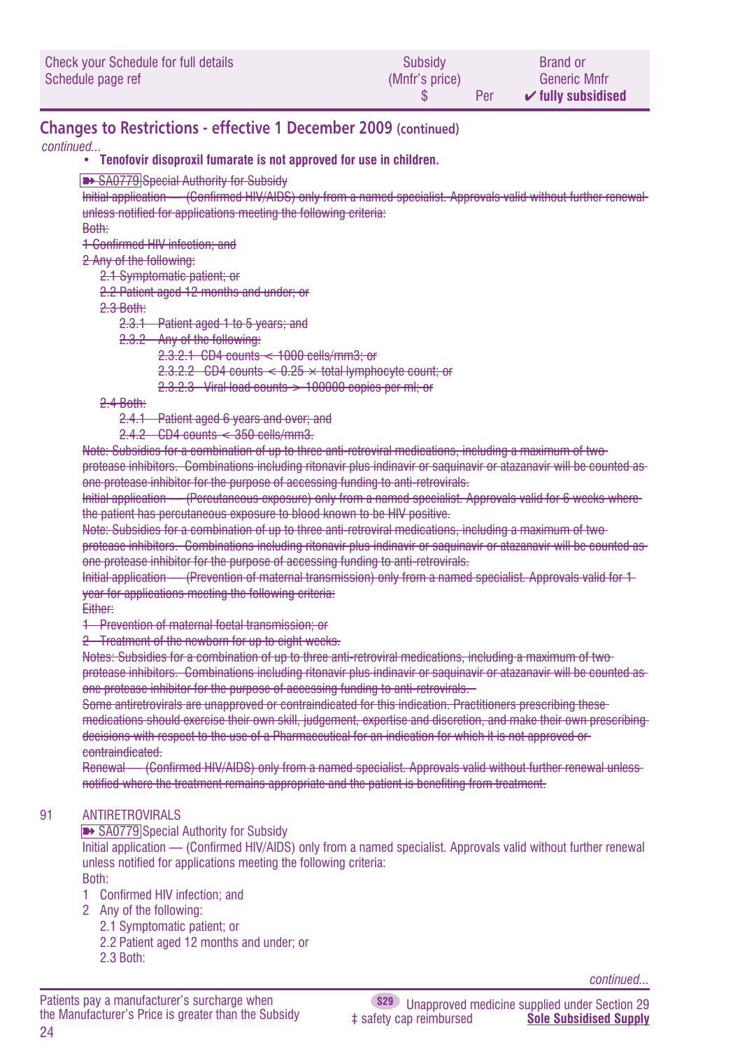## Changes to Restrictions - effective 1 December 2009 (continued)

*continued...*

- **Tenofovir disoproxil fumarate is not approved for use in children.**

~~➽ SA0779 Special Authority for Subsidy~~
~~Initial application — (Confirmed HIV/AIDS) only from a named specialist. Approvals valid without further renewal unless notified for applications meeting the following criteria:~~
~~Both:~~
~~1 Confirmed HIV infection; and~~
~~2 Any of the following:~~
~~2.1 Symptomatic patient; or~~
~~2.2 Patient aged 12 months and under; or~~
~~2.3 Both:~~
~~2.3.1 Patient aged 1 to 5 years; and~~
~~2.3.2 Any of the following:~~
~~2.3.2.1 CD4 counts < 1000 cells/mm3; or~~
~~2.3.2.2 CD4 counts < 0.25 × total lymphocyte count; or~~
~~2.3.2.3 Viral load counts > 100000 copies per ml; or~~
~~2.4 Both:~~
~~2.4.1 Patient aged 6 years and over; and~~
~~2.4.2 CD4 counts < 350 cells/mm3.~~
~~Note: Subsidies for a combination of up to three anti-retroviral medications, including a maximum of two protease inhibitors. Combinations including ritonavir plus indinavir or saquinavir or atazanavir will be counted as one protease inhibitor for the purpose of accessing funding to anti-retrovirals.~~
~~Initial application — (Percutaneous exposure) only from a named specialist. Approvals valid for 6 weeks where the patient has percutaneous exposure to blood known to be HIV positive.~~
~~Note: Subsidies for a combination of up to three anti-retroviral medications, including a maximum of two protease inhibitors. Combinations including ritonavir plus indinavir or saquinavir or atazanavir will be counted as one protease inhibitor for the purpose of accessing funding to anti-retrovirals.~~
~~Initial application — (Prevention of maternal transmission) only from a named specialist. Approvals valid for 1 year for applications meeting the following criteria:~~
~~Either:~~
~~1 Prevention of maternal foetal transmission; or~~
~~2 Treatment of the newborn for up to eight weeks.~~
~~Notes: Subsidies for a combination of up to three anti-retroviral medications, including a maximum of two protease inhibitors. Combinations including ritonavir plus indinavir or saquinavir or atazanavir will be counted as one protease inhibitor for the purpose of accessing funding to anti-retrovirals.~~
~~Some antiretrovirals are unapproved or contraindicated for this indication. Practitioners prescribing these medications should exercise their own skill, judgement, expertise and discretion, and make their own prescribing decisions with respect to the use of a Pharmaceutical for an indication for which it is not approved or contraindicated.~~
~~Renewal — (Confirmed HIV/AIDS) only from a named specialist. Approvals valid without further renewal unless notified where the treatment remains appropriate and the patient is benefiting from treatment.~~

91 ANTIRETROVIRALS

➽ SA0779 Special Authority for Subsidy
Initial application — (Confirmed HIV/AIDS) only from a named specialist. Approvals valid without further renewal unless notified for applications meeting the following criteria:
Both:
1 Confirmed HIV infection; and
2 Any of the following:
2.1 Symptomatic patient; or
2.2 Patient aged 12 months and under; or
2.3 Both:

*continued...*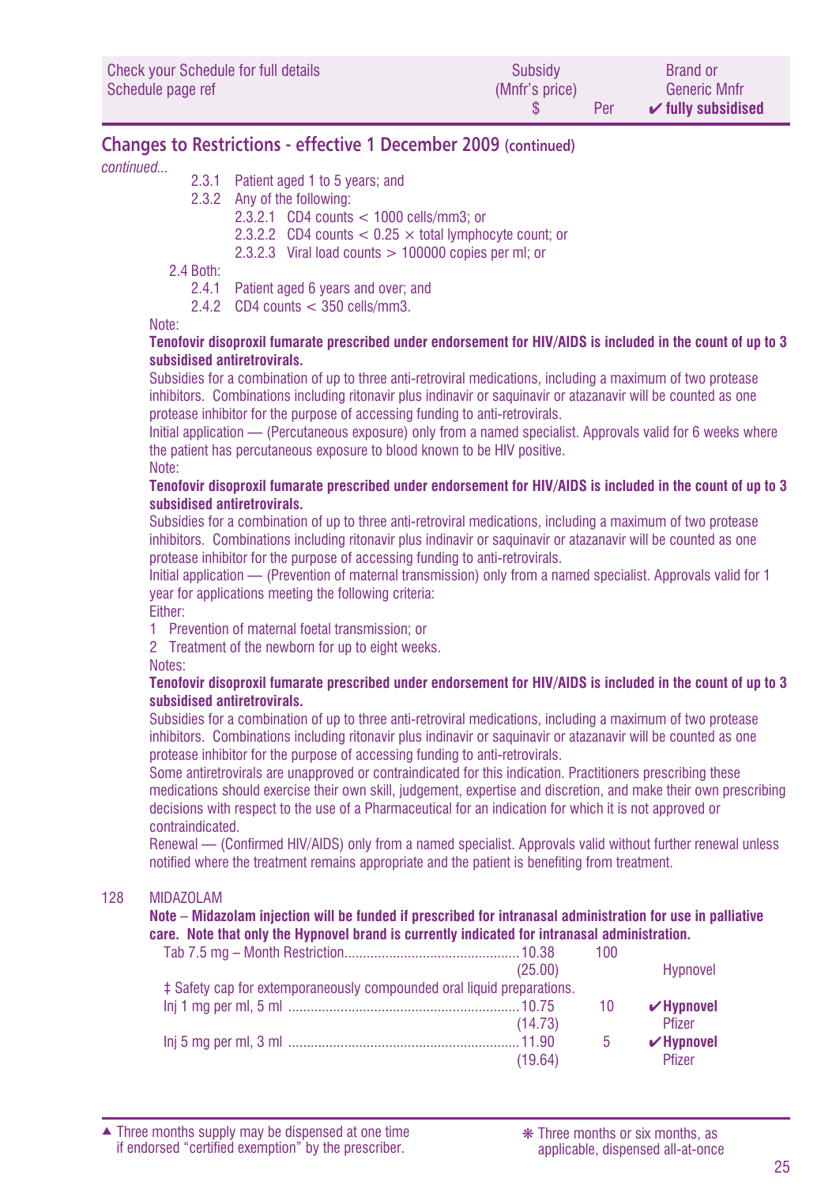| Check your Schedule for full details Schedule page ref | Subsidy (Mnfr's price) $ | Per | Brand or Generic Mnfr ✔ fully subsidised |
|---|---|---|---|

## Changes to Restrictions - effective 1 December 2009 (continued)

*continued...*

2.3.1 Patient aged 1 to 5 years; and

2.3.2 Any of the following:

2.3.2.1 CD4 counts < 1000 cells/mm3; or

2.3.2.2 CD4 counts < 0.25 × total lymphocyte count; or

2.3.2.3 Viral load counts > 100000 copies per ml; or

2.4 Both:

2.4.1 Patient aged 6 years and over; and

2.4.2 CD4 counts < 350 cells/mm3.

Note:

**Tenofovir disoproxil fumarate prescribed under endorsement for HIV/AIDS is included in the count of up to 3 subsidised antiretrovirals.**

Subsidies for a combination of up to three anti-retroviral medications, including a maximum of two protease inhibitors. Combinations including ritonavir plus indinavir or saquinavir or atazanavir will be counted as one protease inhibitor for the purpose of accessing funding to anti-retrovirals.

Initial application — (Percutaneous exposure) only from a named specialist. Approvals valid for 6 weeks where the patient has percutaneous exposure to blood known to be HIV positive.

Note:

**Tenofovir disoproxil fumarate prescribed under endorsement for HIV/AIDS is included in the count of up to 3 subsidised antiretrovirals.**

Subsidies for a combination of up to three anti-retroviral medications, including a maximum of two protease inhibitors. Combinations including ritonavir plus indinavir or saquinavir or atazanavir will be counted as one protease inhibitor for the purpose of accessing funding to anti-retrovirals.

Initial application — (Prevention of maternal transmission) only from a named specialist. Approvals valid for 1 year for applications meeting the following criteria:

Either:

1 Prevention of maternal foetal transmission; or

2 Treatment of the newborn for up to eight weeks.

Notes:

**Tenofovir disoproxil fumarate prescribed under endorsement for HIV/AIDS is included in the count of up to 3 subsidised antiretrovirals.**

Subsidies for a combination of up to three anti-retroviral medications, including a maximum of two protease inhibitors. Combinations including ritonavir plus indinavir or saquinavir or atazanavir will be counted as one protease inhibitor for the purpose of accessing funding to anti-retrovirals.

Some antiretrovirals are unapproved or contraindicated for this indication. Practitioners prescribing these medications should exercise their own skill, judgement, expertise and discretion, and make their own prescribing decisions with respect to the use of a Pharmaceutical for an indication for which it is not approved or contraindicated.

Renewal — (Confirmed HIV/AIDS) only from a named specialist. Approvals valid without further renewal unless notified where the treatment remains appropriate and the patient is benefiting from treatment.

128 MIDAZOLAM

**Note – Midazolam injection will be funded if prescribed for intranasal administration for use in palliative care. Note that only the Hypnovel brand is currently indicated for intranasal administration.**

| | Subsidy | Per | Brand |
|---|---|---|---|
| Tab 7.5 mg – Month Restriction | 10.38 (25.00) | 100 | Hypnovel |
| ‡ Safety cap for extemporaneously compounded oral liquid preparations. | | | |
| Inj 1 mg per ml, 5 ml | 10.75 (14.73) | 10 | ✔**Hypnovel** Pfizer |
| Inj 5 mg per ml, 3 ml | 11.90 (19.64) | 5 | ✔**Hypnovel** Pfizer |

▲ Three months supply may be dispensed at one time if endorsed "certified exemption" by the prescriber.

❋ Three months or six months, as applicable, dispensed all-at-once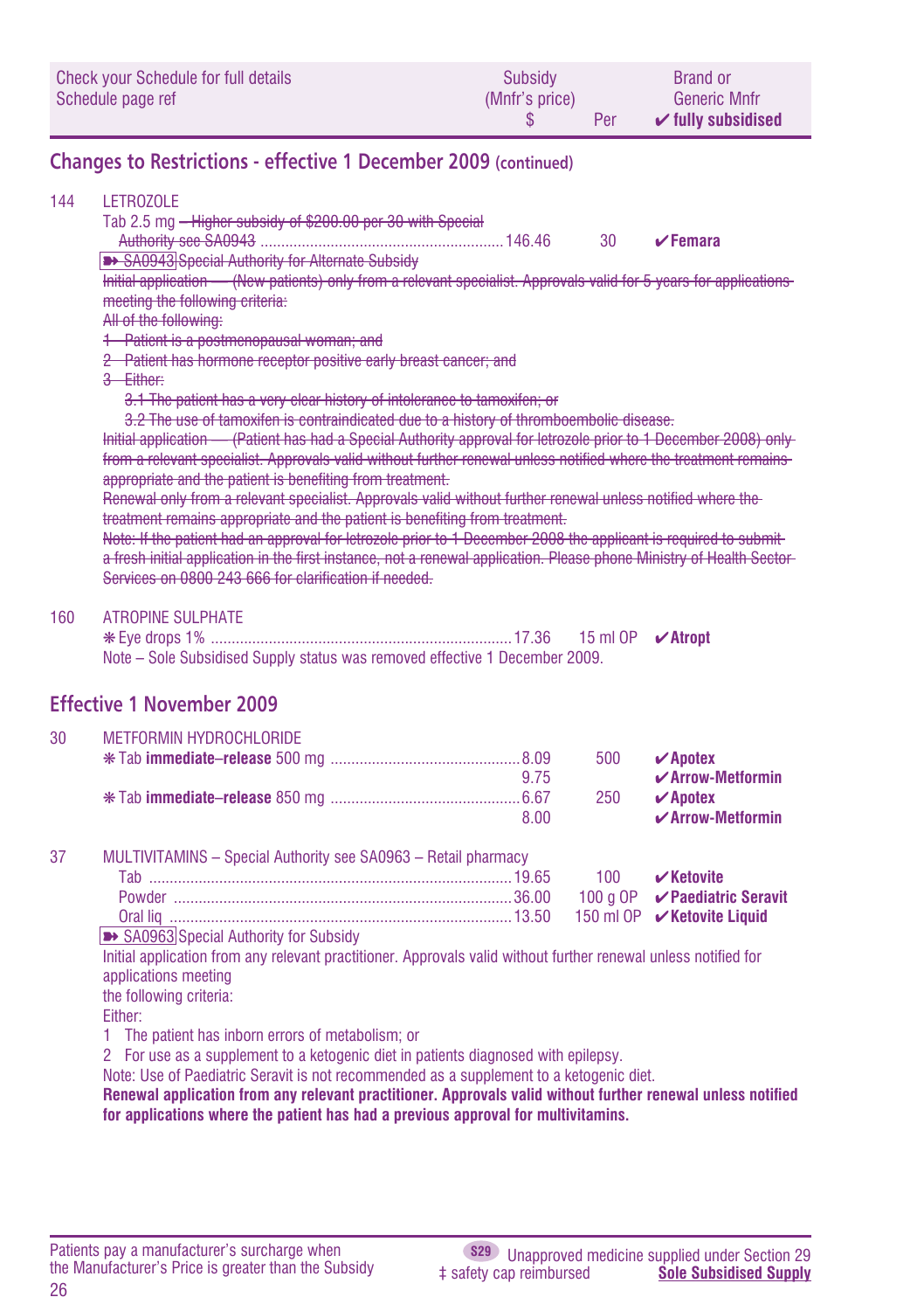| Check your Schedule for full details Schedule page ref | Subsidy (Mnfr's price) $ | Per | Brand or Generic Mnfr ✔ fully subsidised |
|---|---|---|---|

## Changes to Restrictions - effective 1 December 2009 (continued)

144 LETROZOLE

| | | | |
|---|---|---|---|
| Tab 2.5 mg ~~– Higher subsidy of $200.00 per 30 with Special Authority see SA0943~~ | 146.46 | 30 | ✔**Femara** |

~~➽ SA0943 Special Authority for Alternate Subsidy~~

~~Initial application — (New patients) only from a relevant specialist. Approvals valid for 5 years for applications meeting the following criteria:~~

~~All of the following:~~

~~1 Patient is a postmenopausal woman; and~~

~~2 Patient has hormone receptor positive early breast cancer; and~~

~~3 Either:~~

~~3.1 The patient has a very clear history of intolerance to tamoxifen; or~~

~~3.2 The use of tamoxifen is contraindicated due to a history of thromboembolic disease.~~

~~Initial application — (Patient has had a Special Authority approval for letrozole prior to 1 December 2008) only from a relevant specialist. Approvals valid without further renewal unless notified where the treatment remains appropriate and the patient is benefiting from treatment.~~

~~Renewal only from a relevant specialist. Approvals valid without further renewal unless notified where the treatment remains appropriate and the patient is benefiting from treatment.~~

~~Note: If the patient had an approval for letrozole prior to 1 December 2008 the applicant is required to submit a fresh initial application in the first instance, not a renewal application. Please phone Ministry of Health Sector Services on 0800 243 666 for clarification if needed.~~

160 ATROPINE SULPHATE

| | | | |
|---|---|---|---|
| ❋ Eye drops 1% | 17.36 | 15 ml OP | ✔**Atropt** |

Note – Sole Subsidised Supply status was removed effective 1 December 2009.

## Effective 1 November 2009

30 METFORMIN HYDROCHLORIDE

| | | | |
|---|---|---|---|
| ❋ Tab **immediate–release** 500 mg | 8.09 | 500 | ✔**Apotex** |
| | 9.75 | | ✔**Arrow-Metformin** |
| ❋ Tab **immediate–release** 850 mg | 6.67 | 250 | ✔**Apotex** |
| | 8.00 | | ✔**Arrow-Metformin** |

37 MULTIVITAMINS – Special Authority see SA0963 – Retail pharmacy

| | | | |
|---|---|---|---|
| Tab | 19.65 | 100 | ✔**Ketovite** |
| Powder | 36.00 | 100 g OP | ✔**Paediatric Seravit** |
| Oral liq | 13.50 | 150 ml OP | ✔**Ketovite Liquid** |

➽ SA0963 Special Authority for Subsidy

Initial application from any relevant practitioner. Approvals valid without further renewal unless notified for applications meeting
the following criteria:

Either:

1 The patient has inborn errors of metabolism; or

2 For use as a supplement to a ketogenic diet in patients diagnosed with epilepsy.

Note: Use of Paediatric Seravit is not recommended as a supplement to a ketogenic diet.

**Renewal application from any relevant practitioner. Approvals valid without further renewal unless notified for applications where the patient has had a previous approval for multivitamins.**

Patients pay a manufacturer's surcharge when the Manufacturer's Price is greater than the Subsidy

S29 Unapproved medicine supplied under Section 29

‡ safety cap reimbursed

Sole Subsidised Supply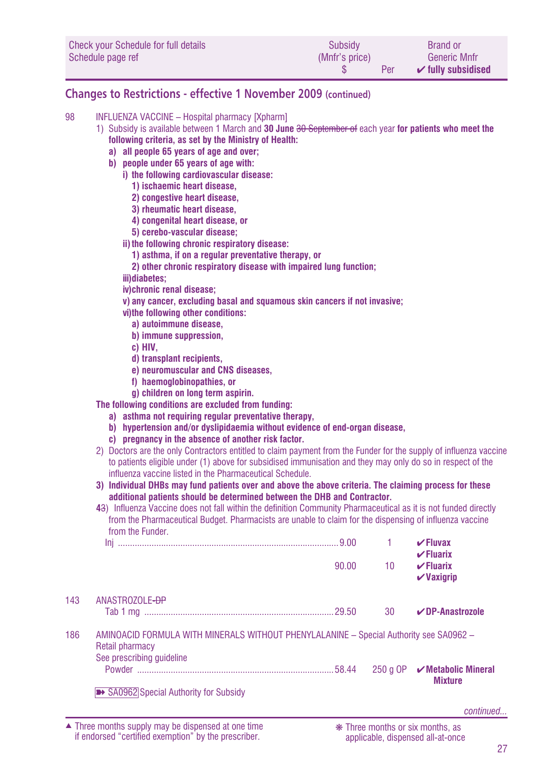| Check your Schedule for full details Schedule page ref | Subsidy (Mnfr's price) $ | Per | Brand or Generic Mnfr ✔ fully subsidised |
|---|---|---|---|

## Changes to Restrictions - effective 1 November 2009 (continued)

98 INFLUENZA VACCINE – Hospital pharmacy [Xpharm]

1) Subsidy is available between 1 March and **30 June** ~~30 September of~~ each year **for patients who meet the following criteria, as set by the Ministry of Health:**
   - **a) all people 65 years of age and over;**
   - **b) people under 65 years of age with:**
     - **i) the following cardiovascular disease:**
       - **1) ischaemic heart disease,**
       - **2) congestive heart disease,**
       - **3) rheumatic heart disease,**
       - **4) congenital heart disease, or**
       - **5) cerebo-vascular disease;**
     - **ii) the following chronic respiratory disease:**
       - **1) asthma, if on a regular preventative therapy, or**
       - **2) other chronic respiratory disease with impaired lung function;**
     - **iii) diabetes;**
     - **iv) chronic renal disease;**
     - **v) any cancer, excluding basal and squamous skin cancers if not invasive;**
     - **vi) the following other conditions:**
       - **a) autoimmune disease,**
       - **b) immune suppression,**
       - **c) HIV,**
       - **d) transplant recipients,**
       - **e) neuromuscular and CNS diseases,**
       - **f) haemoglobinopathies, or**
       - **g) children on long term aspirin.**

   **The following conditions are excluded from funding:**
   - **a) asthma not requiring regular preventative therapy,**
   - **b) hypertension and/or dyslipidaemia without evidence of end-organ disease,**
   - **c) pregnancy in the absence of another risk factor.**
2) Doctors are the only Contractors entitled to claim payment from the Funder for the supply of influenza vaccine to patients eligible under (1) above for subsidised immunisation and they may only do so in respect of the influenza vaccine listed in the Pharmaceutical Schedule.
3) **Individual DHBs may fund patients over and above the above criteria. The claiming process for these additional patients should be determined between the DHB and Contractor.**

~~4~~3) Influenza Vaccine does not fall within the definition Community Pharmaceutical as it is not funded directly from the Pharmaceutical Budget. Pharmacists are unable to claim for the dispensing of influenza vaccine from the Funder.

| | Subsidy $ | Per | Brand |
|---|---|---|---|
| Inj | 9.00 | 1 | ✔Fluvax<br>✔Fluarix |
| | 90.00 | 10 | ✔Fluarix<br>✔Vaxigrip |

143 ANASTROZOLE-~~DP~~

| | Subsidy $ | Per | Brand |
|---|---|---|---|
| Tab 1 mg | 29.50 | 30 | ✔DP-Anastrozole |

186 AMINOACID FORMULA WITH MINERALS WITHOUT PHENYLALANINE – Special Authority see SA0962 – Retail pharmacy
See prescribing guideline

| | Subsidy $ | Per | Brand |
|---|---|---|---|
| Powder | 58.44 | 250 g OP | ✔Metabolic Mineral Mixture |

➽ SA0962 Special Authority for Subsidy

*continued...*

▲ Three months supply may be dispensed at one time if endorsed "certified exemption" by the prescriber.

❋ Three months or six months, as applicable, dispensed all-at-once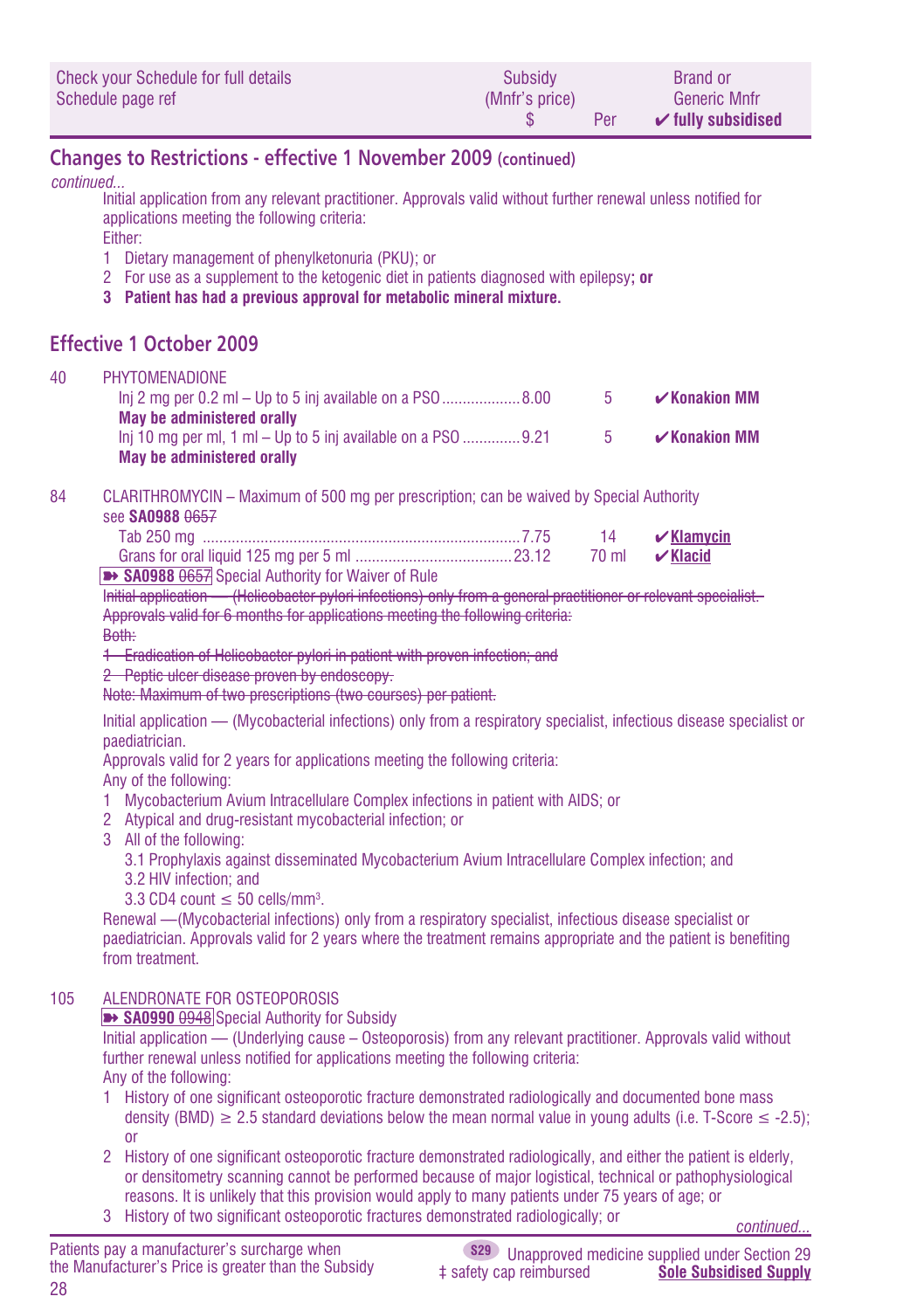## Changes to Restrictions - effective 1 November 2009 (continued)

*continued...*

Initial application from any relevant practitioner. Approvals valid without further renewal unless notified for applications meeting the following criteria:

Either:

1 Dietary management of phenylketonuria (PKU); or

2 For use as a supplement to the ketogenic diet in patients diagnosed with epilepsy**; or**

**3 Patient has had a previous approval for metabolic mineral mixture.**

## Effective 1 October 2009

40 PHYTOMENADIONE

| | Subsidy (Mnfr's price) $ | Per | Brand or Generic Mnfr ✔ fully subsidised |
|---|---|---|---|
| Inj 2 mg per 0.2 ml – Up to 5 inj available on a PSO | 8.00 | 5 | ✔Konakion MM |
| **May be administered orally** | | | |
| Inj 10 mg per ml, 1 ml – Up to 5 inj available on a PSO | 9.21 | 5 | ✔Konakion MM |
| **May be administered orally** | | | |

84 CLARITHROMYCIN – Maximum of 500 mg per prescription; can be waived by Special Authority see **SA0988** ~~0657~~

| | Subsidy (Mnfr's price) $ | Per | Brand or Generic Mnfr ✔ fully subsidised |
|---|---|---|---|
| Tab 250 mg | 7.75 | 14 | ✔**Klamycin** |
| Grans for oral liquid 125 mg per 5 ml | 23.12 | 70 ml | ✔**Klacid** |

➽ **SA0988** ~~0657~~ Special Authority for Waiver of Rule

~~Initial application — (Helicobacter pylori infections) only from a general practitioner or relevant specialist. Approvals valid for 6 months for applications meeting the following criteria:~~

~~Both:~~

~~1 Eradication of Helicobacter pylori in patient with proven infection; and~~

~~2 Peptic ulcer disease proven by endoscopy.~~

~~Note: Maximum of two prescriptions (two courses) per patient.~~

Initial application — (Mycobacterial infections) only from a respiratory specialist, infectious disease specialist or paediatrician.

Approvals valid for 2 years for applications meeting the following criteria:

Any of the following:

1 Mycobacterium Avium Intracellulare Complex infections in patient with AIDS; or

2 Atypical and drug-resistant mycobacterial infection; or

3 All of the following:

3.1 Prophylaxis against disseminated Mycobacterium Avium Intracellulare Complex infection; and

3.2 HIV infection; and

3.3 CD4 count ≤ 50 cells/mm³.

Renewal —(Mycobacterial infections) only from a respiratory specialist, infectious disease specialist or paediatrician. Approvals valid for 2 years where the treatment remains appropriate and the patient is benefiting from treatment.

105 ALENDRONATE FOR OSTEOPOROSIS

➽ **SA0990** ~~0948~~ Special Authority for Subsidy

Initial application — (Underlying cause – Osteoporosis) from any relevant practitioner. Approvals valid without further renewal unless notified for applications meeting the following criteria:

Any of the following:

1 History of one significant osteoporotic fracture demonstrated radiologically and documented bone mass density (BMD) ≥ 2.5 standard deviations below the mean normal value in young adults (i.e. T-Score ≤ -2.5); or

2 History of one significant osteoporotic fracture demonstrated radiologically, and either the patient is elderly, or densitometry scanning cannot be performed because of major logistical, technical or pathophysiological reasons. It is unlikely that this provision would apply to many patients under 75 years of age; or

3 History of two significant osteoporotic fractures demonstrated radiologically; or

*continued...*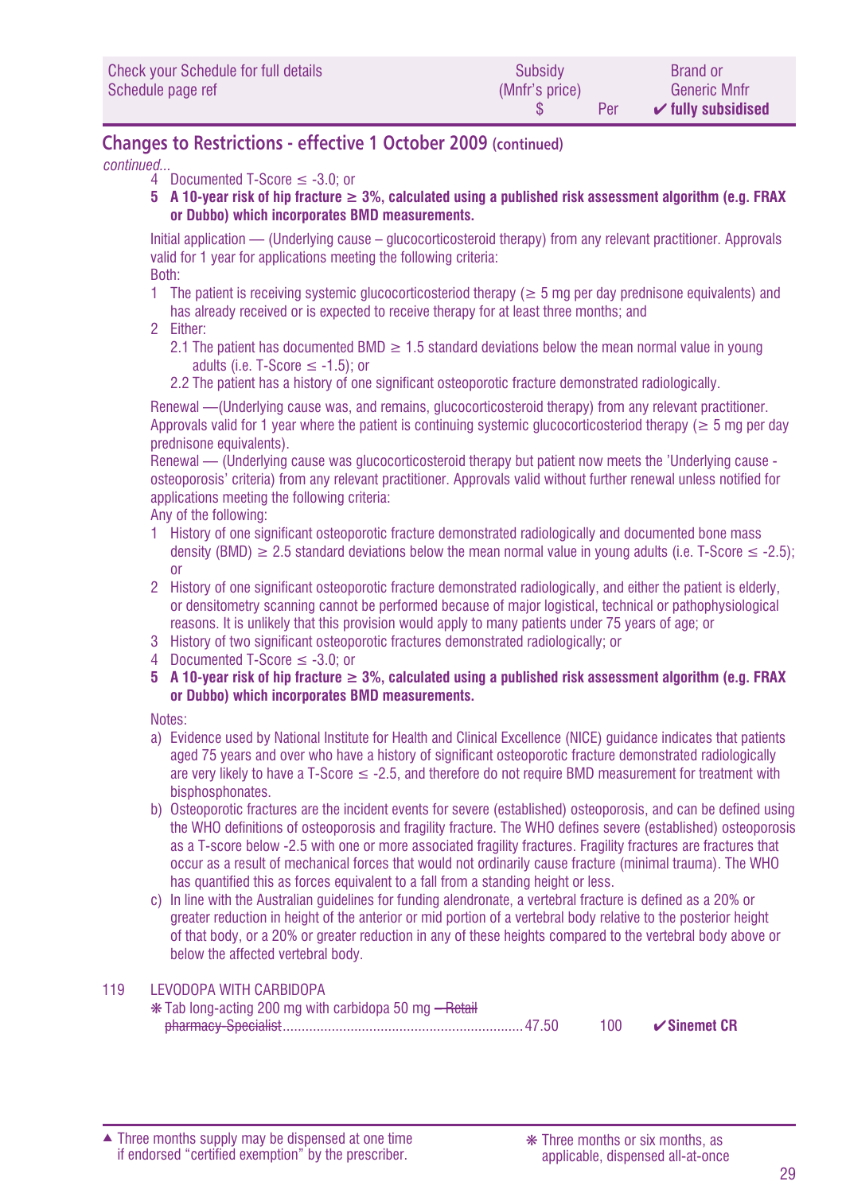| Check your Schedule for full details Schedule page ref | Subsidy (Mnfr's price) $ | Per | Brand or Generic Mnfr ✔ fully subsidised |
|---|---|---|---|

## Changes to Restrictions - effective 1 October 2009 (continued)

*continued...*

4 Documented T-Score ≤ -3.0; or

5 **A 10-year risk of hip fracture ≥ 3%, calculated using a published risk assessment algorithm (e.g. FRAX or Dubbo) which incorporates BMD measurements.**

Initial application — (Underlying cause – glucocorticosteroid therapy) from any relevant practitioner. Approvals valid for 1 year for applications meeting the following criteria:

Both:

1 The patient is receiving systemic glucocorticosteriod therapy (≥ 5 mg per day prednisone equivalents) and has already received or is expected to receive therapy for at least three months; and

2 Either:

2.1 The patient has documented BMD ≥ 1.5 standard deviations below the mean normal value in young adults (i.e. T-Score ≤ -1.5); or

2.2 The patient has a history of one significant osteoporotic fracture demonstrated radiologically.

Renewal —(Underlying cause was, and remains, glucocorticosteroid therapy) from any relevant practitioner. Approvals valid for 1 year where the patient is continuing systemic glucocorticosteriod therapy (≥ 5 mg per day prednisone equivalents).

Renewal — (Underlying cause was glucocorticosteroid therapy but patient now meets the 'Underlying cause - osteoporosis' criteria) from any relevant practitioner. Approvals valid without further renewal unless notified for applications meeting the following criteria:

Any of the following:

1 History of one significant osteoporotic fracture demonstrated radiologically and documented bone mass density (BMD) ≥ 2.5 standard deviations below the mean normal value in young adults (i.e. T-Score ≤ -2.5); or

2 History of one significant osteoporotic fracture demonstrated radiologically, and either the patient is elderly, or densitometry scanning cannot be performed because of major logistical, technical or pathophysiological reasons. It is unlikely that this provision would apply to many patients under 75 years of age; or

3 History of two significant osteoporotic fractures demonstrated radiologically; or

4 Documented T-Score ≤ -3.0; or

5 **A 10-year risk of hip fracture ≥ 3%, calculated using a published risk assessment algorithm (e.g. FRAX or Dubbo) which incorporates BMD measurements.**

Notes:

a) Evidence used by National Institute for Health and Clinical Excellence (NICE) guidance indicates that patients aged 75 years and over who have a history of significant osteoporotic fracture demonstrated radiologically are very likely to have a T-Score ≤ -2.5, and therefore do not require BMD measurement for treatment with bisphosphonates.

b) Osteoporotic fractures are the incident events for severe (established) osteoporosis, and can be defined using the WHO definitions of osteoporosis and fragility fracture. The WHO defines severe (established) osteoporosis as a T-score below -2.5 with one or more associated fragility fractures. Fragility fractures are fractures that occur as a result of mechanical forces that would not ordinarily cause fracture (minimal trauma). The WHO has quantified this as forces equivalent to a fall from a standing height or less.

c) In line with the Australian guidelines for funding alendronate, a vertebral fracture is defined as a 20% or greater reduction in height of the anterior or mid portion of a vertebral body relative to the posterior height of that body, or a 20% or greater reduction in any of these heights compared to the vertebral body above or below the affected vertebral body.

119 LEVODOPA WITH CARBIDOPA

| | Subsidy | Per | Brand |
|---|---|---|---|
| ❋ Tab long-acting 200 mg with carbidopa 50 mg ~~– Retail pharmacy-Specialist~~ | 47.50 | 100 | ✔ **Sinemet CR** |

▲ Three months supply may be dispensed at one time if endorsed "certified exemption" by the prescriber.

❋ Three months or six months, as applicable, dispensed all-at-once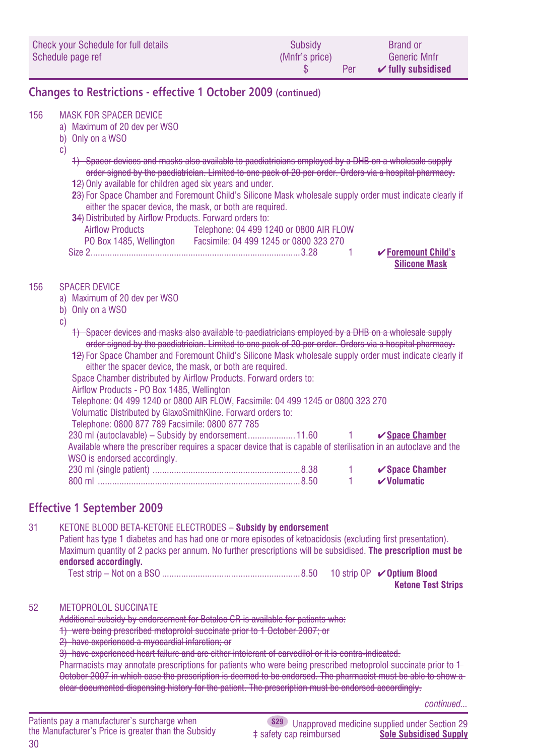| Check your Schedule for full details Schedule page ref | Subsidy (Mnfr's price) $ | Per | Brand or Generic Mnfr ✔ fully subsidised |
|---|---|---|---|

## Changes to Restrictions - effective 1 October 2009 (continued)

156 MASK FOR SPACER DEVICE

a) Maximum of 20 dev per WSO
b) Only on a WSO
c)
~~1) Spacer devices and masks also available to paediatricians employed by a DHB on a wholesale supply order signed by the paediatrician. Limited to one pack of 20 per order. Orders via a hospital pharmacy.~~
1~~2~~) Only available for children aged six years and under.
2~~3~~) For Space Chamber and Foremount Child's Silicone Mask wholesale supply order must indicate clearly if either the spacer device, the mask, or both are required.
3~~4~~) Distributed by Airflow Products. Forward orders to:
Airflow Products — Telephone: 04 499 1240 or 0800 AIR FLOW
PO Box 1485, Wellington — Facsimile: 04 499 1245 or 0800 323 270

| | Subsidy | Per | Brand |
|---|---|---|---|
| Size 2 | 3.28 | 1 | ✔ Foremount Child's Silicone Mask |

156 SPACER DEVICE

a) Maximum of 20 dev per WSO
b) Only on a WSO
c)
~~1) Spacer devices and masks also available to paediatricians employed by a DHB on a wholesale supply order signed by the paediatrician. Limited to one pack of 20 per order. Orders via a hospital pharmacy.~~
1~~2~~) For Space Chamber and Foremount Child's Silicone Mask wholesale supply order must indicate clearly if either the spacer device, the mask, or both are required.
Space Chamber distributed by Airflow Products. Forward orders to:
Airflow Products - PO Box 1485, Wellington
Telephone: 04 499 1240 or 0800 AIR FLOW, Facsimile: 04 499 1245 or 0800 323 270
Volumatic Distributed by GlaxoSmithKline. Forward orders to:
Telephone: 0800 877 789 Facsimile: 0800 877 785

| | Subsidy | Per | Brand |
|---|---|---|---|
| 230 ml (autoclavable) – Subsidy by endorsement | 11.60 | 1 | ✔ Space Chamber |

Available where the prescriber requires a spacer device that is capable of sterilisation in an autoclave and the WSO is endorsed accordingly.

| | Subsidy | Per | Brand |
|---|---|---|---|
| 230 ml (single patient) | 8.38 | 1 | ✔ Space Chamber |
| 800 ml | 8.50 | 1 | ✔ Volumatic |

## Effective 1 September 2009

31 KETONE BLOOD BETA-KETONE ELECTRODES – **Subsidy by endorsement**

Patient has type 1 diabetes and has had one or more episodes of ketoacidosis (excluding first presentation). Maximum quantity of 2 packs per annum. No further prescriptions will be subsidised. **The prescription must be endorsed accordingly.**

| | Subsidy | Per | Brand |
|---|---|---|---|
| Test strip – Not on a BSO | 8.50 | 10 strip OP | ✔ Optium Blood Ketone Test Strips |

52 METOPROLOL SUCCINATE

~~Additional subsidy by endorsement for Betaloc CR is available for patients who:~~
~~1) were being prescribed metoprolol succinate prior to 1 October 2007; or~~
~~2) have experienced a myocardial infarction; or~~
~~3) have experienced heart failure and are either intolerant of carvedilol or it is contra-indicated.~~
~~Pharmacists may annotate prescriptions for patients who were being prescribed metoprolol succinate prior to 1 October 2007 in which case the prescription is deemed to be endorsed. The pharmacist must be able to show a clear documented dispensing history for the patient. The prescription must be endorsed accordingly.~~

*continued...*

Patients pay a manufacturer's surcharge when the Manufacturer's Price is greater than the Subsidy

S29 Unapproved medicine supplied under Section 29
‡ safety cap reimbursed
Sole Subsidised Supply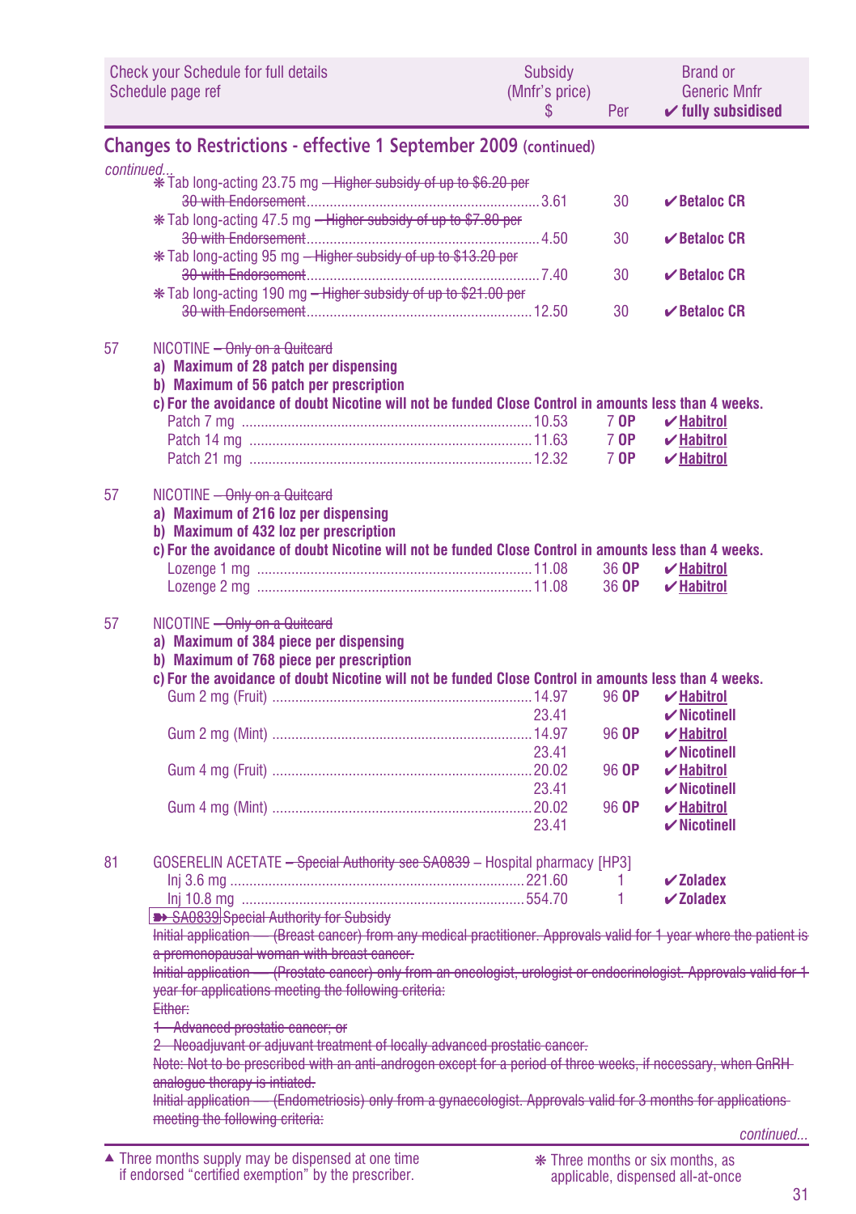| Check your Schedule for full details<br>Schedule page ref | | Subsidy<br>(Mnfr's price)<br>$ | Per | Brand or<br>Generic Mnfr<br>✔ fully subsidised |
|---|---|---|---|---|

## Changes to Restrictions - effective 1 September 2009 (continued)

*continued...*

| | | | | |
|---|---|---|---|---|
| | ❋ Tab long-acting 23.75 mg ~~– Higher subsidy of up to $6.20 per 30 with Endorsement~~ | 3.61 | 30 | ✔ Betaloc CR |
| | ❋ Tab long-acting 47.5 mg ~~– Higher subsidy of up to $7.80 per 30 with Endorsement~~ | 4.50 | 30 | ✔ Betaloc CR |
| | ❋ Tab long-acting 95 mg ~~– Higher subsidy of up to $13.20 per 30 with Endorsement~~ | 7.40 | 30 | ✔ Betaloc CR |
| | ❋ Tab long-acting 190 mg ~~– Higher subsidy of up to $21.00 per 30 with Endorsement~~ | 12.50 | 30 | ✔ Betaloc CR |

57 NICOTINE ~~– Only on a Quitcard~~
**a) Maximum of 28 patch per dispensing**
**b) Maximum of 56 patch per prescription**
**c) For the avoidance of doubt Nicotine will not be funded Close Control in amounts less than 4 weeks.**

| | | | |
|---|---|---|---|
| Patch 7 mg | 10.53 | 7 **OP** | ✔ Habitrol |
| Patch 14 mg | 11.63 | 7 **OP** | ✔ Habitrol |
| Patch 21 mg | 12.32 | 7 **OP** | ✔ Habitrol |

57 NICOTINE ~~– Only on a Quitcard~~
**a) Maximum of 216 loz per dispensing**
**b) Maximum of 432 loz per prescription**
**c) For the avoidance of doubt Nicotine will not be funded Close Control in amounts less than 4 weeks.**

| | | | |
|---|---|---|---|
| Lozenge 1 mg | 11.08 | 36 **OP** | ✔ Habitrol |
| Lozenge 2 mg | 11.08 | 36 **OP** | ✔ Habitrol |

57 NICOTINE ~~– Only on a Quitcard~~
**a) Maximum of 384 piece per dispensing**
**b) Maximum of 768 piece per prescription**
**c) For the avoidance of doubt Nicotine will not be funded Close Control in amounts less than 4 weeks.**

| | | | |
|---|---|---|---|
| Gum 2 mg (Fruit) | 14.97 | 96 **OP** | ✔ Habitrol |
| | 23.41 | | ✔ Nicotinell |
| Gum 2 mg (Mint) | 14.97 | 96 **OP** | ✔ Habitrol |
| | 23.41 | | ✔ Nicotinell |
| Gum 4 mg (Fruit) | 20.02 | 96 **OP** | ✔ Habitrol |
| | 23.41 | | ✔ Nicotinell |
| Gum 4 mg (Mint) | 20.02 | 96 **OP** | ✔ Habitrol |
| | 23.41 | | ✔ Nicotinell |

81 GOSERELIN ACETATE ~~– Special Authority see SA0839~~ – Hospital pharmacy [HP3]

| | | | |
|---|---|---|---|
| Inj 3.6 mg | 221.60 | 1 | ✔ Zoladex |
| Inj 10.8 mg | 554.70 | 1 | ✔ Zoladex |

~~➽ SA0839 Special Authority for Subsidy~~

~~Initial application — (Breast cancer) from any medical practitioner. Approvals valid for 1 year where the patient is a premenopausal woman with breast cancer.~~

~~Initial application — (Prostate cancer) only from an oncologist, urologist or endocrinologist. Approvals valid for 1 year for applications meeting the following criteria:~~

~~Either:~~

~~1 Advanced prostatic cancer; or~~

~~2 Neoadjuvant or adjuvant treatment of locally advanced prostatic cancer.~~

~~Note: Not to be prescribed with an anti-androgen except for a period of three weeks, if necessary, when GnRH analogue therapy is intiated.~~

~~Initial application — (Endometriosis) only from a gynaecologist. Approvals valid for 3 months for applications meeting the following criteria:~~

*continued...*

▲ Three months supply may be dispensed at one time if endorsed "certified exemption" by the prescriber.

❋ Three months or six months, as applicable, dispensed all-at-once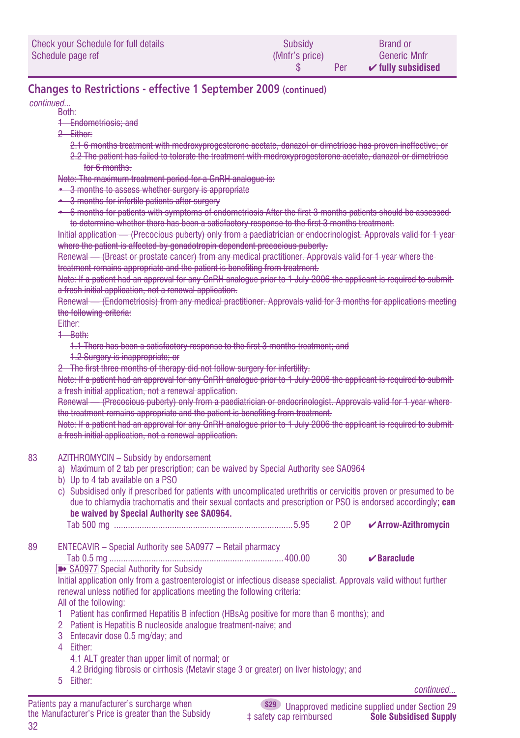## Changes to Restrictions - effective 1 September 2009 (continued)

*continued...*

~~Both:~~

~~1 Endometriosis; and~~

~~2 Either:~~

~~2.1 6 months treatment with medroxyprogesterone acetate, danazol or dimetriose has proven ineffective; or~~

~~2.2 The patient has failed to tolerate the treatment with medroxyprogesterone acetate, danazol or dimetriose for 6 months.~~

~~Note: The maximum treatment period for a GnRH analogue is:~~

- ~~3 months to assess whether surgery is appropriate~~
- ~~3 months for infertile patients after surgery~~
- ~~6 months for patients with symptoms of endometriosis After the first 3 months patients should be assessed to determine whether there has been a satisfactory response to the first 3 months treatment.~~

~~Initial application — (Precocious puberty) only from a paediatrician or endocrinologist. Approvals valid for 1 year where the patient is affected by gonadotropin dependent precocious puberty.~~

~~Renewal — (Breast or prostate cancer) from any medical practitioner. Approvals valid for 1 year where the treatment remains appropriate and the patient is benefiting from treatment.~~

~~Note: If a patient had an approval for any GnRH analogue prior to 1 July 2006 the applicant is required to submit a fresh initial application, not a renewal application.~~

~~Renewal — (Endometriosis) from any medical practitioner. Approvals valid for 3 months for applications meeting the following criteria:~~

~~Either:~~

~~1 Both:~~

~~1.1 There has been a satisfactory response to the first 3 months treatment; and~~

~~1.2 Surgery is inappropriate; or~~

~~2 The first three months of therapy did not follow surgery for infertility.~~

~~Note: If a patient had an approval for any GnRH analogue prior to 1 July 2006 the applicant is required to submit a fresh initial application, not a renewal application.~~

~~Renewal — (Precocious puberty) only from a paediatrician or endocrinologist. Approvals valid for 1 year where the treatment remains appropriate and the patient is benefiting from treatment.~~

~~Note: If a patient had an approval for any GnRH analogue prior to 1 July 2006 the applicant is required to submit a fresh initial application, not a renewal application.~~

**83** AZITHROMYCIN – Subsidy by endorsement

a) Maximum of 2 tab per prescription; can be waived by Special Authority see SA0964

b) Up to 4 tab available on a PSO

c) Subsidised only if prescribed for patients with uncomplicated urethritis or cervicitis proven or presumed to be due to chlamydia trachomatis and their sexual contacts and prescription or PSO is endorsed accordingly**; can be waived by Special Authority see SA0964.**

| | Subsidy (Mnfr's price) $ | Per | Brand or Generic Mnfr ✔ fully subsidised |
|---|---|---|---|
| Tab 500 mg | 5.95 | 2 OP | ✔**Arrow-Azithromycin** |

**89** ENTECAVIR – Special Authority see SA0977 – Retail pharmacy

| | Subsidy (Mnfr's price) $ | Per | Brand or Generic Mnfr ✔ fully subsidised |
|---|---|---|---|
| Tab 0.5 mg | 400.00 | 30 | ✔**Baraclude** |

➽ SA0977 Special Authority for Subsidy

Initial application only from a gastroenterologist or infectious disease specialist. Approvals valid without further renewal unless notified for applications meeting the following criteria:

All of the following:

1 Patient has confirmed Hepatitis B infection (HBsAg positive for more than 6 months); and

2 Patient is Hepatitis B nucleoside analogue treatment-naive; and

3 Entecavir dose 0.5 mg/day; and

4 Either:

4.1 ALT greater than upper limit of normal; or

4.2 Bridging fibrosis or cirrhosis (Metavir stage 3 or greater) on liver histology; and

5 Either:

*continued...*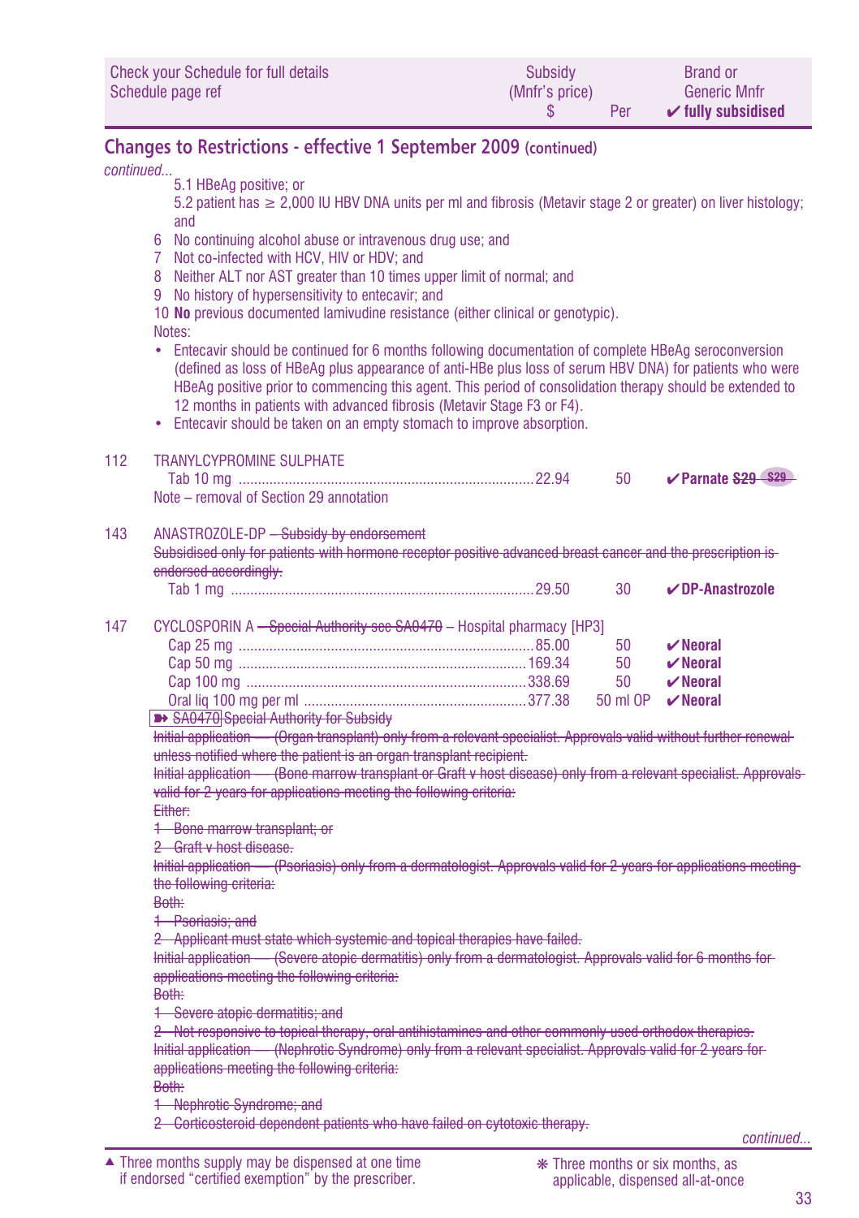| Check your Schedule for full details Schedule page ref | Subsidy (Mnfr's price) $ | Per | Brand or Generic Mnfr ✔ fully subsidised |
|---|---|---|---|

## Changes to Restrictions - effective 1 September 2009 (continued)

*continued...*

5.1 HBeAg positive; or

5.2 patient has ≥ 2,000 IU HBV DNA units per ml and fibrosis (Metavir stage 2 or greater) on liver histology; and

6 No continuing alcohol abuse or intravenous drug use; and
7 Not co-infected with HCV, HIV or HDV; and
8 Neither ALT nor AST greater than 10 times upper limit of normal; and
9 No history of hypersensitivity to entecavir; and
10 **No** previous documented lamivudine resistance (either clinical or genotypic).

Notes:

- Entecavir should be continued for 6 months following documentation of complete HBeAg seroconversion (defined as loss of HBeAg plus appearance of anti-HBe plus loss of serum HBV DNA) for patients who were HBeAg positive prior to commencing this agent. This period of consolidation therapy should be extended to 12 months in patients with advanced fibrosis (Metavir Stage F3 or F4).
- Entecavir should be taken on an empty stomach to improve absorption.

**112** TRANYLCYPROMINE SULPHATE

| | Subsidy | Per | Brand |
|---|---|---|---|
| Tab 10 mg | 22.94 | 50 | ✔ Parnate ~~S29~~ ~~S29~~ |

Note – removal of Section 29 annotation

**143** ANASTROZOLE-DP ~~– Subsidy by endorsement~~

~~Subsidised only for patients with hormone receptor positive advanced breast cancer and the prescription is endorsed accordingly.~~

| | Subsidy | Per | Brand |
|---|---|---|---|
| Tab 1 mg | 29.50 | 30 | ✔ DP-Anastrozole |

**147** CYCLOSPORIN A ~~– Special Authority see SA0470~~ – Hospital pharmacy [HP3]

| | Subsidy | Per | Brand |
|---|---|---|---|
| Cap 25 mg | 85.00 | 50 | ✔ Neoral |
| Cap 50 mg | 169.34 | 50 | ✔ Neoral |
| Cap 100 mg | 338.69 | 50 | ✔ Neoral |
| Oral liq 100 mg per ml | 377.38 | 50 ml OP | ✔ Neoral |

~~➽ SA0470 Special Authority for Subsidy~~

~~Initial application — (Organ transplant) only from a relevant specialist. Approvals valid without further renewal unless notified where the patient is an organ transplant recipient.~~

~~Initial application — (Bone marrow transplant or Graft v host disease) only from a relevant specialist. Approvals valid for 2 years for applications meeting the following criteria:~~

~~Either:~~

~~1 Bone marrow transplant; or~~

~~2 Graft v host disease.~~

~~Initial application — (Psoriasis) only from a dermatologist. Approvals valid for 2 years for applications meeting the following criteria:~~

~~Both:~~

~~1 Psoriasis; and~~

~~2 Applicant must state which systemic and topical therapies have failed.~~

~~Initial application — (Severe atopic dermatitis) only from a dermatologist. Approvals valid for 6 months for applications meeting the following criteria:~~

~~Both:~~

~~1 Severe atopic dermatitis; and~~

~~2 Not responsive to topical therapy, oral antihistamines and other commonly used orthodox therapies.~~

~~Initial application — (Nephrotic Syndrome) only from a relevant specialist. Approvals valid for 2 years for applications meeting the following criteria:~~

~~Both:~~

~~1 Nephrotic Syndrome; and~~

~~2 Corticosteroid dependent patients who have failed on cytotoxic therapy.~~

*continued...*

▲ Three months supply may be dispensed at one time if endorsed "certified exemption" by the prescriber.

❋ Three months or six months, as applicable, dispensed all-at-once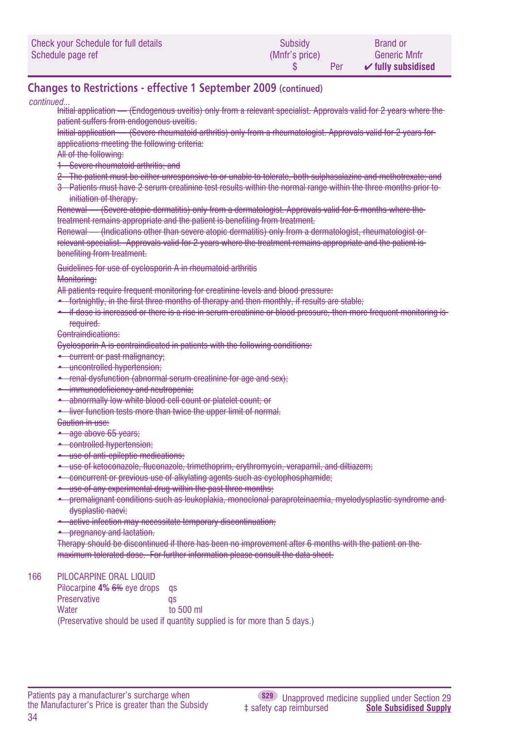## Changes to Restrictions - effective 1 September 2009 (continued)

*continued...*

~~Initial application — (Endogenous uveitis) only from a relevant specialist. Approvals valid for 2 years where the patient suffers from endogenous uveitis.~~

~~Initial application — (Severe rheumatoid arthritis) only from a rheumatologist. Approvals valid for 2 years for applications meeting the following criteria:~~

~~All of the following:~~

1. ~~Severe rheumatoid arthritis; and~~
2. ~~The patient must be either unresponsive to or unable to tolerate, both sulphasalazine and methotrexate; and~~
3. ~~Patients must have 2 serum creatinine test results within the normal range within the three months prior to initiation of therapy.~~

~~Renewal — (Severe atopic dermatitis) only from a dermatologist. Approvals valid for 6 months where the treatment remains appropriate and the patient is benefiting from treatment.~~

~~Renewal — (Indications other than severe atopic dermatitis) only from a dermatologist, rheumatologist or relevant specialist. Approvals valid for 2 years where the treatment remains appropriate and the patient is benefiting from treatment.~~

~~Guidelines for use of cyclosporin A in rheumatoid arthritis~~

~~Monitoring:~~

~~All patients require frequent monitoring for creatinine levels and blood pressure:~~

- ~~fortnightly, in the first three months of therapy and then monthly, if results are stable;~~
- ~~if dose is increased or there is a rise in serum creatinine or blood pressure, then more frequent monitoring is required.~~

~~Contraindications:~~

~~Cyclosporin A is contraindicated in patients with the following conditions:~~

- ~~current or past malignancy;~~
- ~~uncontrolled hypertension;~~
- ~~renal dysfunction (abnormal serum creatinine for age and sex);~~
- ~~immunodeficiency and neutropenia;~~
- ~~abnormally low white blood cell count or platelet count; or~~
- ~~liver function tests more than twice the upper limit of normal.~~

~~Caution in use:~~

- ~~age above 65 years;~~
- ~~controlled hypertension;~~
- ~~use of anti-epileptic medications;~~
- ~~use of ketoconazole, fluconazole, trimethoprim, erythromycin, verapamil, and diltiazem;~~
- ~~concurrent or previous use of alkylating agents such as cyclophosphamide;~~
- ~~use of any experimental drug within the past three months;~~
- ~~premalignant conditions such as leukoplakia, monoclonal paraproteinaemia, myelodysplastic syndrome and dysplastic naevi;~~
- ~~active infection may necessitate temporary discontinuation;~~
- ~~pregnancy and lactation.~~

~~Therapy should be discontinued if there has been no improvement after 6 months with the patient on the maximum tolerated dose. For further information please consult the data sheet.~~

166 PILOCARPINE ORAL LIQUID

| | |
|---|---|
| Pilocarpine **4%** ~~6%~~ eye drops | qs |
| Preservative | qs |
| Water | to 500 ml |

(Preservative should be used if quantity supplied is for more than 5 days.)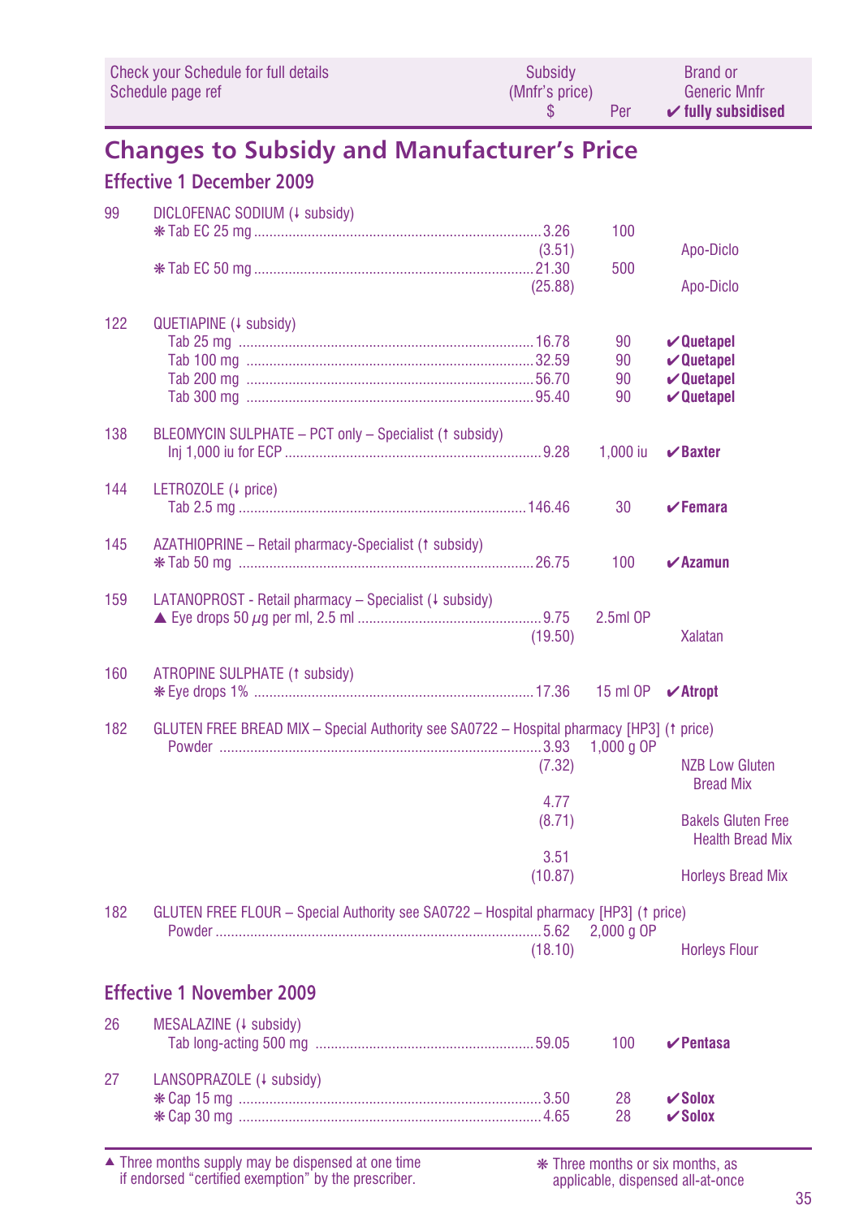| Check your Schedule for full details Schedule page ref | | Subsidy (Mnfr's price) $ | Per | Brand or Generic Mnfr ✔ fully subsidised |
|---|---|---|---|---|

## Changes to Subsidy and Manufacturer's Price

### Effective 1 December 2009

| | | | | |
|---|---|---|---|---|
| 99 | DICLOFENAC SODIUM (↓ subsidy) | | | |
| | ❋ Tab EC 25 mg | 3.26 (3.51) | 100 | Apo-Diclo |
| | ❋ Tab EC 50 mg | 21.30 (25.88) | 500 | Apo-Diclo |
| 122 | QUETIAPINE (↓ subsidy) | | | |
| | Tab 25 mg | 16.78 | 90 | ✔ **Quetapel** |
| | Tab 100 mg | 32.59 | 90 | ✔ **Quetapel** |
| | Tab 200 mg | 56.70 | 90 | ✔ **Quetapel** |
| | Tab 300 mg | 95.40 | 90 | ✔ **Quetapel** |
| 138 | BLEOMYCIN SULPHATE – PCT only – Specialist (↑ subsidy) | | | |
| | Inj 1,000 iu for ECP | 9.28 | 1,000 iu | ✔ **Baxter** |
| 144 | LETROZOLE (↓ price) | | | |
| | Tab 2.5 mg | 146.46 | 30 | ✔ **Femara** |
| 145 | AZATHIOPRINE – Retail pharmacy-Specialist (↑ subsidy) | | | |
| | ❋ Tab 50 mg | 26.75 | 100 | ✔ **Azamun** |
| 159 | LATANOPROST - Retail pharmacy – Specialist (↓ subsidy) | | | |
| | ▲ Eye drops 50 µg per ml, 2.5 ml | 9.75 (19.50) | 2.5ml OP | Xalatan |
| 160 | ATROPINE SULPHATE (↑ subsidy) | | | |
| | ❋ Eye drops 1% | 17.36 | 15 ml OP | ✔ **Atropt** |
| 182 | GLUTEN FREE BREAD MIX – Special Authority see SA0722 – Hospital pharmacy [HP3] (↑ price) | | | |
| | Powder | 3.93 (7.32) | 1,000 g OP | NZB Low Gluten Bread Mix |
| | | 4.77 (8.71) | | Bakels Gluten Free Health Bread Mix |
| | | 3.51 (10.87) | | Horleys Bread Mix |
| 182 | GLUTEN FREE FLOUR – Special Authority see SA0722 – Hospital pharmacy [HP3] (↑ price) | | | |
| | Powder | 5.62 (18.10) | 2,000 g OP | Horleys Flour |

### Effective 1 November 2009

| | | | | |
|---|---|---|---|---|
| 26 | MESALAZINE (↓ subsidy) | | | |
| | Tab long-acting 500 mg | 59.05 | 100 | ✔ **Pentasa** |
| 27 | LANSOPRAZOLE (↓ subsidy) | | | |
| | ❋ Cap 15 mg | 3.50 | 28 | ✔ **Solox** |
| | ❋ Cap 30 mg | 4.65 | 28 | ✔ **Solox** |

▲ Three months supply may be dispensed at one time if endorsed "certified exemption" by the prescriber.

❋ Three months or six months, as applicable, dispensed all-at-once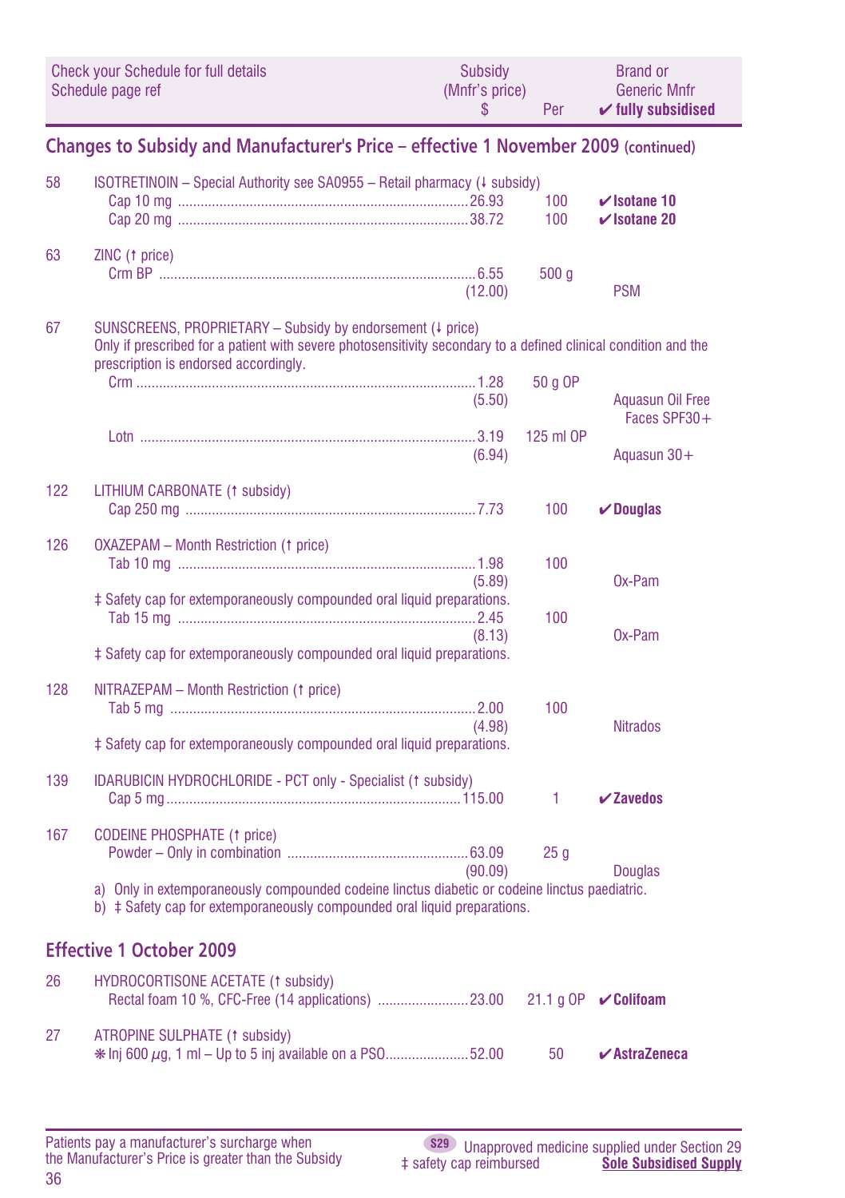| Check your Schedule for full details Schedule page ref | | Subsidy (Mnfr's price) $ | Per | Brand or Generic Mnfr ✔ fully subsidised |
|---|---|---|---|---|

## Changes to Subsidy and Manufacturer's Price – effective 1 November 2009 (continued)

| | | | | |
|---|---|---|---|---|
| 58 | ISOTRETINOIN – Special Authority see SA0955 – Retail pharmacy (↓ subsidy) | | | |
| | Cap 10 mg | 26.93 | 100 | ✔**Isotane 10** |
| | Cap 20 mg | 38.72 | 100 | ✔**Isotane 20** |
| 63 | ZINC (↑ price) | | | |
| | Crm BP | 6.55 (12.00) | 500 g | PSM |
| 67 | SUNSCREENS, PROPRIETARY – Subsidy by endorsement (↓ price) Only if prescribed for a patient with severe photosensitivity secondary to a defined clinical condition and the prescription is endorsed accordingly. | | | |
| | Crm | 1.28 (5.50) | 50 g OP | Aquasun Oil Free Faces SPF30+ |
| | Lotn | 3.19 (6.94) | 125 ml OP | Aquasun 30+ |
| 122 | LITHIUM CARBONATE (↑ subsidy) | | | |
| | Cap 250 mg | 7.73 | 100 | ✔**Douglas** |
| 126 | OXAZEPAM – Month Restriction (↑ price) | | | |
| | Tab 10 mg | 1.98 (5.89) | 100 | Ox-Pam |
| | ‡ Safety cap for extemporaneously compounded oral liquid preparations. | | | |
| | Tab 15 mg | 2.45 (8.13) | 100 | Ox-Pam |
| | ‡ Safety cap for extemporaneously compounded oral liquid preparations. | | | |
| 128 | NITRAZEPAM – Month Restriction (↑ price) | | | |
| | Tab 5 mg | 2.00 (4.98) | 100 | Nitrados |
| | ‡ Safety cap for extemporaneously compounded oral liquid preparations. | | | |
| 139 | IDARUBICIN HYDROCHLORIDE - PCT only - Specialist (↑ subsidy) | | | |
| | Cap 5 mg | 115.00 | 1 | ✔**Zavedos** |
| 167 | CODEINE PHOSPHATE (↑ price) | | | |
| | Powder – Only in combination | 63.09 (90.09) | 25 g | Douglas |
| | a) Only in extemporaneously compounded codeine linctus diabetic or codeine linctus paediatric. b) ‡ Safety cap for extemporaneously compounded oral liquid preparations. | | | |

## Effective 1 October 2009

| | | | | |
|---|---|---|---|---|
| 26 | HYDROCORTISONE ACETATE (↑ subsidy) | | | |
| | Rectal foam 10 %, CFC-Free (14 applications) | 23.00 | 21.1 g OP | ✔**Colifoam** |
| 27 | ATROPINE SULPHATE (↑ subsidy) | | | |
| | ❋ Inj 600 µg, 1 ml – Up to 5 inj available on a PSO | 52.00 | 50 | ✔**AstraZeneca** |

Patients pay a manufacturer's surcharge when the Manufacturer's Price is greater than the Subsidy

S29 Unapproved medicine supplied under Section 29
‡ safety cap reimbursed
**Sole Subsidised Supply**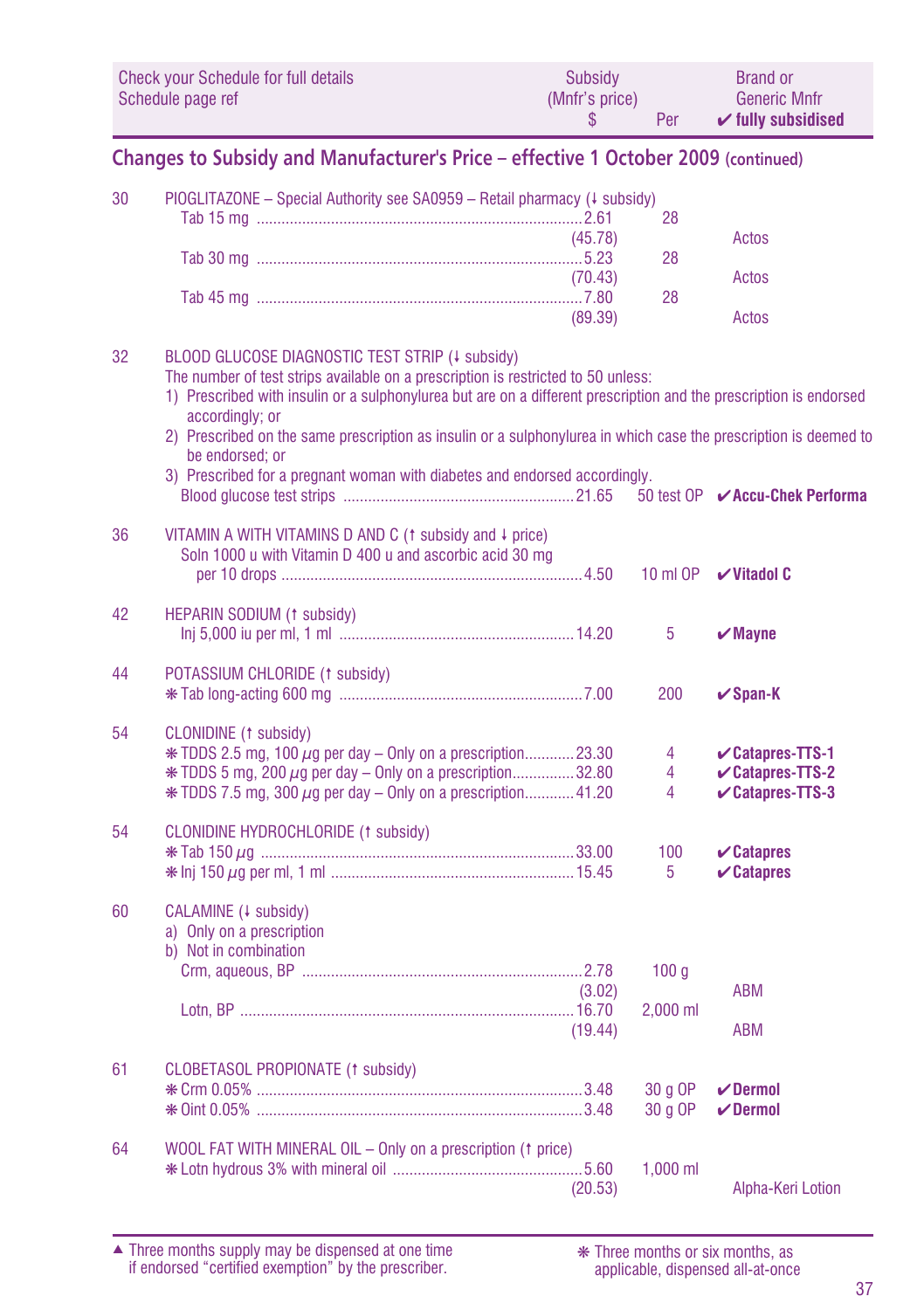| Check your Schedule for full details Schedule page ref | | Subsidy (Mnfr's price) $ | Per | Brand or Generic Mnfr ✔ fully subsidised |
|---|---|---|---|---|

## Changes to Subsidy and Manufacturer's Price – effective 1 October 2009 (continued)

| | | | | |
|---|---|---|---|---|
| 30 | PIOGLITAZONE – Special Authority see SA0959 – Retail pharmacy (↓ subsidy) | | | |
| | Tab 15 mg | 2.61 (45.78) | 28 | Actos |
| | Tab 30 mg | 5.23 (70.43) | 28 | Actos |
| | Tab 45 mg | 7.80 (89.39) | 28 | Actos |
| 32 | BLOOD GLUCOSE DIAGNOSTIC TEST STRIP (↓ subsidy) The number of test strips available on a prescription is restricted to 50 unless: 1) Prescribed with insulin or a sulphonylurea but are on a different prescription and the prescription is endorsed accordingly; or 2) Prescribed on the same prescription as insulin or a sulphonylurea in which case the prescription is deemed to be endorsed; or 3) Prescribed for a pregnant woman with diabetes and endorsed accordingly. | | | |
| | Blood glucose test strips | 21.65 | 50 test OP | ✔ **Accu-Chek Performa** |
| 36 | VITAMIN A WITH VITAMINS D AND C (↑ subsidy and ↓ price) | | | |
| | Soln 1000 u with Vitamin D 400 u and ascorbic acid 30 mg per 10 drops | 4.50 | 10 ml OP | ✔ **Vitadol C** |
| 42 | HEPARIN SODIUM (↑ subsidy) | | | |
| | Inj 5,000 iu per ml, 1 ml | 14.20 | 5 | ✔ **Mayne** |
| 44 | POTASSIUM CHLORIDE (↑ subsidy) | | | |
| | ❋ Tab long-acting 600 mg | 7.00 | 200 | ✔ **Span-K** |
| 54 | CLONIDINE (↑ subsidy) | | | |
| | ❋ TDDS 2.5 mg, 100 µg per day – Only on a prescription | 23.30 | 4 | ✔ **Catapres-TTS-1** |
| | ❋ TDDS 5 mg, 200 µg per day – Only on a prescription | 32.80 | 4 | ✔ **Catapres-TTS-2** |
| | ❋ TDDS 7.5 mg, 300 µg per day – Only on a prescription | 41.20 | 4 | ✔ **Catapres-TTS-3** |
| 54 | CLONIDINE HYDROCHLORIDE (↑ subsidy) | | | |
| | ❋ Tab 150 µg | 33.00 | 100 | ✔ **Catapres** |
| | ❋ Inj 150 µg per ml, 1 ml | 15.45 | 5 | ✔ **Catapres** |
| 60 | CALAMINE (↓ subsidy) a) Only on a prescription b) Not in combination | | | |
| | Crm, aqueous, BP | 2.78 (3.02) | 100 g | ABM |
| | Lotn, BP | 16.70 (19.44) | 2,000 ml | ABM |
| 61 | CLOBETASOL PROPIONATE (↑ subsidy) | | | |
| | ❋ Crm 0.05% | 3.48 | 30 g OP | ✔ **Dermol** |
| | ❋ Oint 0.05% | 3.48 | 30 g OP | ✔ **Dermol** |
| 64 | WOOL FAT WITH MINERAL OIL – Only on a prescription (↑ price) | | | |
| | ❋ Lotn hydrous 3% with mineral oil | 5.60 (20.53) | 1,000 ml | Alpha-Keri Lotion |

▲ Three months supply may be dispensed at one time if endorsed "certified exemption" by the prescriber.

❋ Three months or six months, as applicable, dispensed all-at-once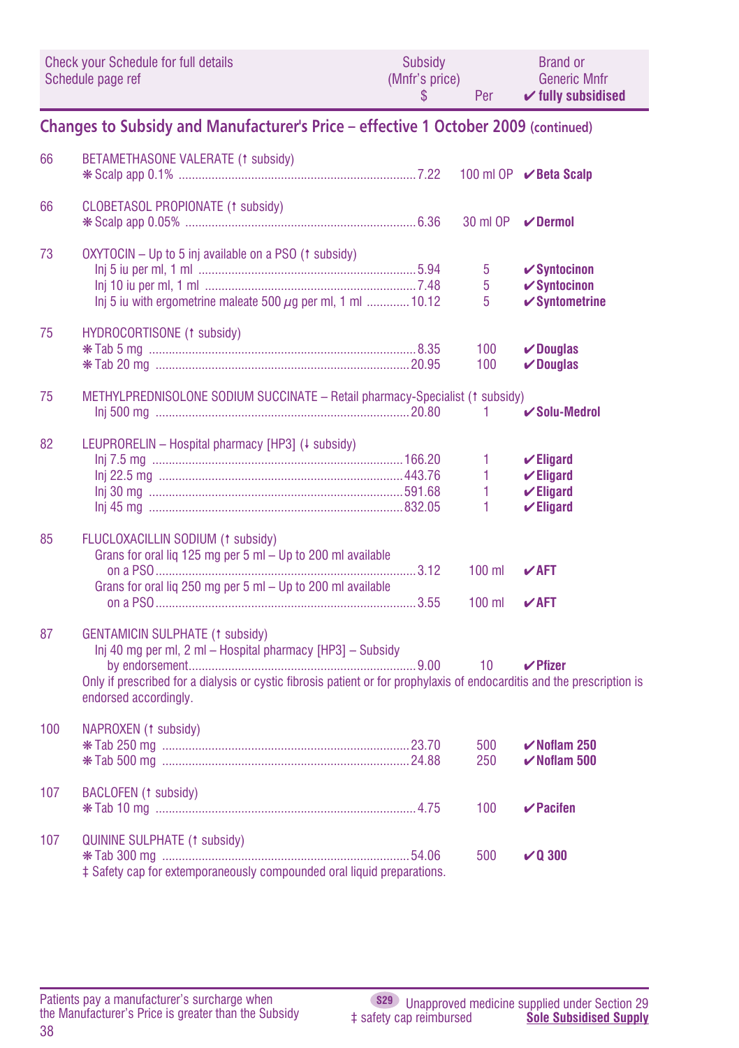| Check your Schedule for full details Schedule page ref | | Subsidy (Mnfr's price) $ | Per | Brand or Generic Mnfr ✔ fully subsidised |
|---|---|---|---|---|

## Changes to Subsidy and Manufacturer's Price – effective 1 October 2009 (continued)

| Page | Item | Subsidy $ | Per | Brand |
|---|---|---|---|---|
| 66 | BETAMETHASONE VALERATE (↑ subsidy) | | | |
| | ❋ Scalp app 0.1% | 7.22 | 100 ml OP | ✔ **Beta Scalp** |
| 66 | CLOBETASOL PROPIONATE (↑ subsidy) | | | |
| | ❋ Scalp app 0.05% | 6.36 | 30 ml OP | ✔ **Dermol** |
| 73 | OXYTOCIN – Up to 5 inj available on a PSO (↑ subsidy) | | | |
| | Inj 5 iu per ml, 1 ml | 5.94 | 5 | ✔ **Syntocinon** |
| | Inj 10 iu per ml, 1 ml | 7.48 | 5 | ✔ **Syntocinon** |
| | Inj 5 iu with ergometrine maleate 500 µg per ml, 1 ml | 10.12 | 5 | ✔ **Syntometrine** |
| 75 | HYDROCORTISONE (↑ subsidy) | | | |
| | ❋ Tab 5 mg | 8.35 | 100 | ✔ **Douglas** |
| | ❋ Tab 20 mg | 20.95 | 100 | ✔ **Douglas** |
| 75 | METHYLPREDNISOLONE SODIUM SUCCINATE – Retail pharmacy-Specialist (↑ subsidy) | | | |
| | Inj 500 mg | 20.80 | 1 | ✔ **Solu-Medrol** |
| 82 | LEUPRORELIN – Hospital pharmacy [HP3] (↓ subsidy) | | | |
| | Inj 7.5 mg | 166.20 | 1 | ✔ **Eligard** |
| | Inj 22.5 mg | 443.76 | 1 | ✔ **Eligard** |
| | Inj 30 mg | 591.68 | 1 | ✔ **Eligard** |
| | Inj 45 mg | 832.05 | 1 | ✔ **Eligard** |
| 85 | FLUCLOXACILLIN SODIUM (↑ subsidy) | | | |
| | Grans for oral liq 125 mg per 5 ml – Up to 200 ml available on a PSO | 3.12 | 100 ml | ✔ **AFT** |
| | Grans for oral liq 250 mg per 5 ml – Up to 200 ml available on a PSO | 3.55 | 100 ml | ✔ **AFT** |
| 87 | GENTAMICIN SULPHATE (↑ subsidy) | | | |
| | Inj 40 mg per ml, 2 ml – Hospital pharmacy [HP3] – Subsidy by endorsement | 9.00 | 10 | ✔ **Pfizer** |
| | Only if prescribed for a dialysis or cystic fibrosis patient or for prophylaxis of endocarditis and the prescription is endorsed accordingly. | | | |
| 100 | NAPROXEN (↑ subsidy) | | | |
| | ❋ Tab 250 mg | 23.70 | 500 | ✔ **Noflam 250** |
| | ❋ Tab 500 mg | 24.88 | 250 | ✔ **Noflam 500** |
| 107 | BACLOFEN (↑ subsidy) | | | |
| | ❋ Tab 10 mg | 4.75 | 100 | ✔ **Pacifen** |
| 107 | QUININE SULPHATE (↑ subsidy) | | | |
| | ❋ Tab 300 mg | 54.06 | 500 | ✔ **Q 300** |

‡ Safety cap for extemporaneously compounded oral liquid preparations.

Patients pay a manufacturer's surcharge when the Manufacturer's Price is greater than the Subsidy

S29 Unapproved medicine supplied under Section 29
‡ safety cap reimbursed
**Sole Subsidised Supply**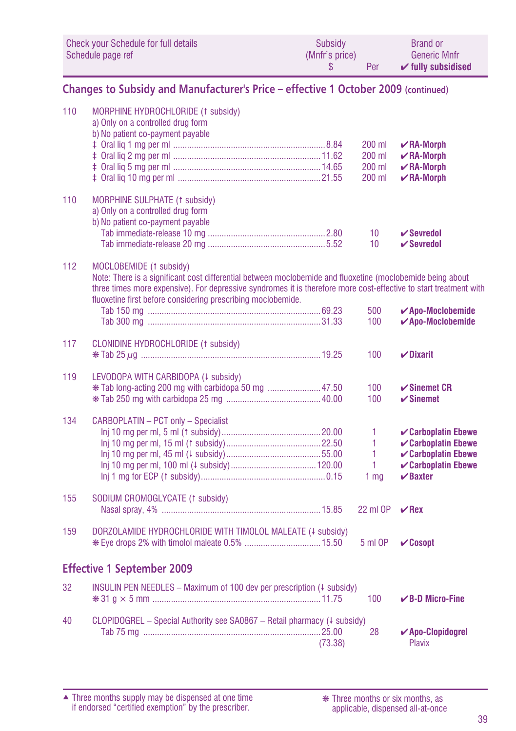| Check your Schedule for full details<br>Schedule page ref | | Subsidy<br>(Mnfr's price)<br>$ | Per | Brand or<br>Generic Mnfr<br>✔ fully subsidised |
|---|---|---|---|---|

## Changes to Subsidy and Manufacturer's Price – effective 1 October 2009 (continued)

| Page | Item | Subsidy (Mnfr's price) $ | Per | Brand or Generic Mnfr |
|---|---|---|---|---|
| 110 | MORPHINE HYDROCHLORIDE (↑ subsidy)<br>a) Only on a controlled drug form<br>b) No patient co-payment payable | | | |
| | ‡ Oral liq 1 mg per ml | 8.84 | 200 ml | ✔**RA-Morph** |
| | ‡ Oral liq 2 mg per ml | 11.62 | 200 ml | ✔**RA-Morph** |
| | ‡ Oral liq 5 mg per ml | 14.65 | 200 ml | ✔**RA-Morph** |
| | ‡ Oral liq 10 mg per ml | 21.55 | 200 ml | ✔**RA-Morph** |
| 110 | MORPHINE SULPHATE (↑ subsidy)<br>a) Only on a controlled drug form<br>b) No patient co-payment payable | | | |
| | Tab immediate-release 10 mg | 2.80 | 10 | ✔**Sevredol** |
| | Tab immediate-release 20 mg | 5.52 | 10 | ✔**Sevredol** |
| 112 | MOCLOBEMIDE (↑ subsidy)<br>Note: There is a significant cost differential between moclobemide and fluoxetine (moclobemide being about three times more expensive). For depressive syndromes it is therefore more cost-effective to start treatment with fluoxetine first before considering prescribing moclobemide. | | | |
| | Tab 150 mg | 69.23 | 500 | ✔**Apo-Moclobemide** |
| | Tab 300 mg | 31.33 | 100 | ✔**Apo-Moclobemide** |
| 117 | CLONIDINE HYDROCHLORIDE (↑ subsidy) | | | |
| | ❋ Tab 25 µg | 19.25 | 100 | ✔**Dixarit** |
| 119 | LEVODOPA WITH CARBIDOPA (↓ subsidy) | | | |
| | ❋ Tab long-acting 200 mg with carbidopa 50 mg | 47.50 | 100 | ✔**Sinemet CR** |
| | ❋ Tab 250 mg with carbidopa 25 mg | 40.00 | 100 | ✔**Sinemet** |
| 134 | CARBOPLATIN – PCT only – Specialist | | | |
| | Inj 10 mg per ml, 5 ml (↑ subsidy) | 20.00 | 1 | ✔**Carboplatin Ebewe** |
| | Inj 10 mg per ml, 15 ml (↑ subsidy) | 22.50 | 1 | ✔**Carboplatin Ebewe** |
| | Inj 10 mg per ml, 45 ml (↓ subsidy) | 55.00 | 1 | ✔**Carboplatin Ebewe** |
| | Inj 10 mg per ml, 100 ml (↓ subsidy) | 120.00 | 1 | ✔**Carboplatin Ebewe** |
| | Inj 1 mg for ECP (↑ subsidy) | 0.15 | 1 mg | ✔**Baxter** |
| 155 | SODIUM CROMOGLYCATE (↑ subsidy) | | | |
| | Nasal spray, 4% | 15.85 | 22 ml OP | ✔**Rex** |
| 159 | DORZOLAMIDE HYDROCHLORIDE WITH TIMOLOL MALEATE (↓ subsidy) | | | |
| | ❋ Eye drops 2% with timolol maleate 0.5% | 15.50 | 5 ml OP | ✔**Cosopt** |

## Effective 1 September 2009

| Page | Item | Subsidy (Mnfr's price) $ | Per | Brand or Generic Mnfr |
|---|---|---|---|---|
| 32 | INSULIN PEN NEEDLES – Maximum of 100 dev per prescription (↓ subsidy) | | | |
| | ❋ 31 g × 5 mm | 11.75 | 100 | ✔**B-D Micro-Fine** |
| 40 | CLOPIDOGREL – Special Authority see SA0867 – Retail pharmacy (↓ subsidy) | | | |
| | Tab 75 mg | 25.00<br>(73.38) | 28 | ✔**Apo-Clopidogrel**<br>Plavix |

▲ Three months supply may be dispensed at one time if endorsed "certified exemption" by the prescriber.

❋ Three months or six months, as applicable, dispensed all-at-once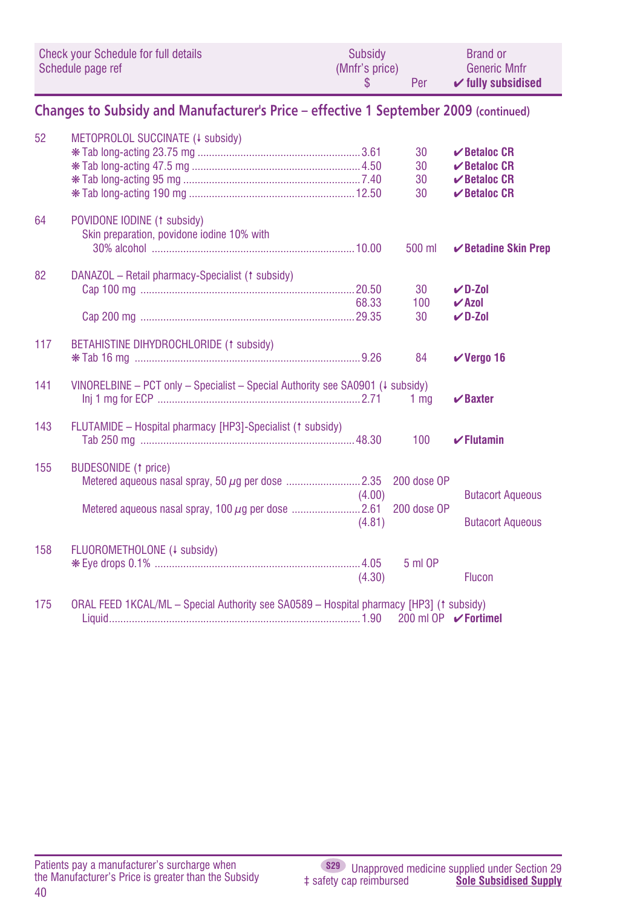| Check your Schedule for full details Schedule page ref | | Subsidy (Mnfr's price) $ | Per | Brand or Generic Mnfr ✔ fully subsidised |
|---|---|---|---|---|

## Changes to Subsidy and Manufacturer's Price – effective 1 September 2009 (continued)

| | | | | |
|---|---|---|---|---|
| 52 | METOPROLOL SUCCINATE (↓ subsidy) | | | |
| | ❋ Tab long-acting 23.75 mg | 3.61 | 30 | ✔ **Betaloc CR** |
| | ❋ Tab long-acting 47.5 mg | 4.50 | 30 | ✔ **Betaloc CR** |
| | ❋ Tab long-acting 95 mg | 7.40 | 30 | ✔ **Betaloc CR** |
| | ❋ Tab long-acting 190 mg | 12.50 | 30 | ✔ **Betaloc CR** |
| 64 | POVIDONE IODINE (↑ subsidy) | | | |
| | Skin preparation, povidone iodine 10% with 30% alcohol | 10.00 | 500 ml | ✔ **Betadine Skin Prep** |
| 82 | DANAZOL – Retail pharmacy-Specialist (↑ subsidy) | | | |
| | Cap 100 mg | 20.50 | 30 | ✔ **D-Zol** |
| | | 68.33 | 100 | ✔ **Azol** |
| | Cap 200 mg | 29.35 | 30 | ✔ **D-Zol** |
| 117 | BETAHISTINE DIHYDROCHLORIDE (↑ subsidy) | | | |
| | ❋ Tab 16 mg | 9.26 | 84 | ✔ **Vergo 16** |
| 141 | VINORELBINE – PCT only – Specialist – Special Authority see SA0901 (↓ subsidy) | | | |
| | Inj 1 mg for ECP | 2.71 | 1 mg | ✔ **Baxter** |
| 143 | FLUTAMIDE – Hospital pharmacy [HP3]-Specialist (↑ subsidy) | | | |
| | Tab 250 mg | 48.30 | 100 | ✔ **Flutamin** |
| 155 | BUDESONIDE (↑ price) | | | |
| | Metered aqueous nasal spray, 50 µg per dose | 2.35 (4.00) | 200 dose OP | Butacort Aqueous |
| | Metered aqueous nasal spray, 100 µg per dose | 2.61 (4.81) | 200 dose OP | Butacort Aqueous |
| 158 | FLUOROMETHOLONE (↓ subsidy) | | | |
| | ❋ Eye drops 0.1% | 4.05 (4.30) | 5 ml OP | Flucon |
| 175 | ORAL FEED 1KCAL/ML – Special Authority see SA0589 – Hospital pharmacy [HP3] (↑ subsidy) | | | |
| | Liquid | 1.90 | 200 ml OP | ✔ **Fortimel** |

Patients pay a manufacturer's surcharge when the Manufacturer's Price is greater than the Subsidy

S29 Unapproved medicine supplied under Section 29

‡ safety cap reimbursed

**Sole Subsidised Supply**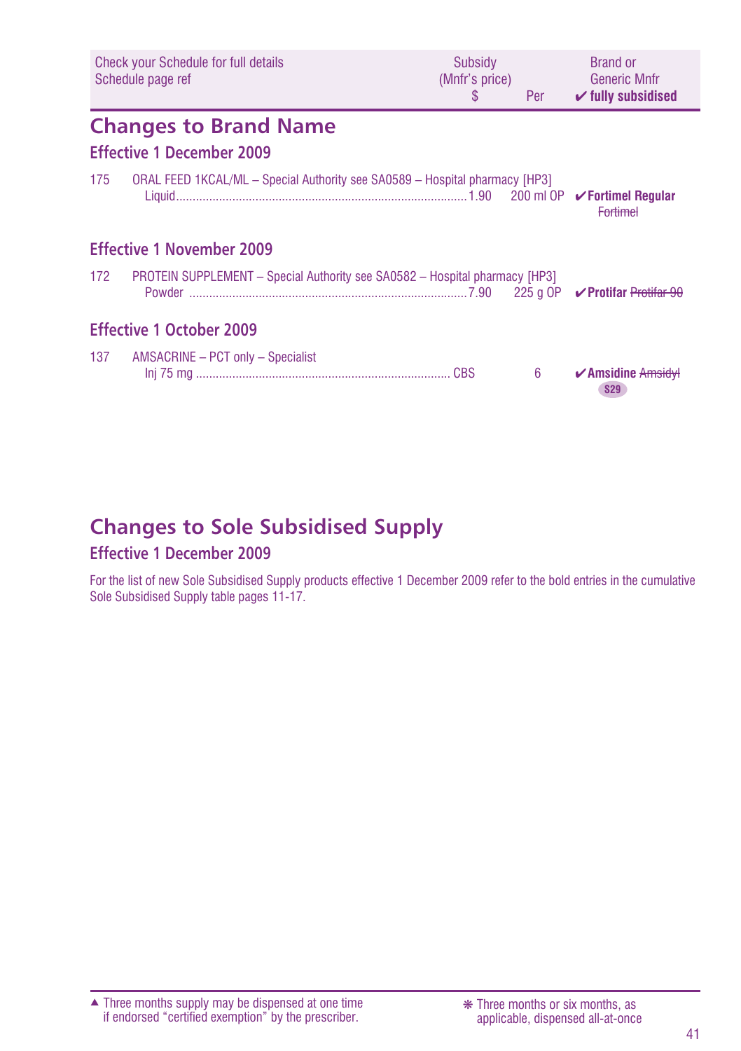| Check your Schedule for full details<br>Schedule page ref | Subsidy<br>(Mnfr's price)<br>$ | Per | Brand or<br>Generic Mnfr<br>✔ fully subsidised |
|---|---|---|---|

## Changes to Brand Name

### Effective 1 December 2009

175 ORAL FEED 1KCAL/ML – Special Authority see SA0589 – Hospital pharmacy [HP3]

| | Subsidy | Per | Brand |
|---|---|---|---|
| Liquid | 1.90 | 200 ml OP | ✔**Fortimel Regular** ~~Fortimel~~ |

### Effective 1 November 2009

172 PROTEIN SUPPLEMENT – Special Authority see SA0582 – Hospital pharmacy [HP3]

| | Subsidy | Per | Brand |
|---|---|---|---|
| Powder | 7.90 | 225 g OP | ✔**Protifar** ~~Protifar 90~~ |

### Effective 1 October 2009

137 AMSACRINE – PCT only – Specialist

| | Subsidy | Per | Brand |
|---|---|---|---|
| Inj 75 mg | CBS | 6 | ✔**Amsidine** ~~Amsidyl~~ S29 |

## Changes to Sole Subsidised Supply

### Effective 1 December 2009

For the list of new Sole Subsidised Supply products effective 1 December 2009 refer to the bold entries in the cumulative Sole Subsidised Supply table pages 11-17.

▲ Three months supply may be dispensed at one time if endorsed "certified exemption" by the prescriber.

❋ Three months or six months, as applicable, dispensed all-at-once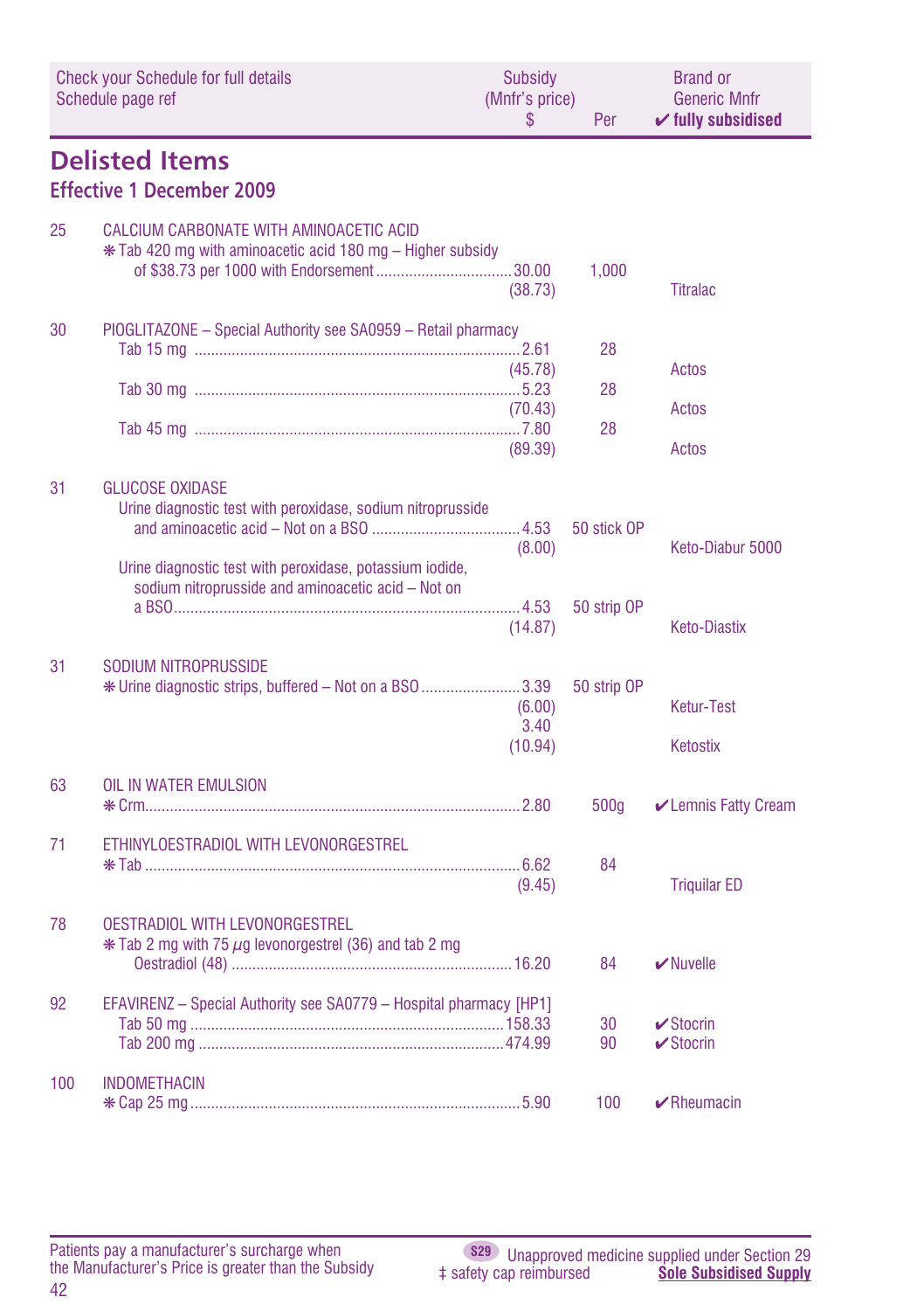| Check your Schedule for full details<br>Schedule page ref | | Subsidy<br>(Mnfr's price)<br>$ | Per | Brand or<br>Generic Mnfr<br>✔ fully subsidised |
|---|---|---|---|---|

## Delisted Items

### Effective 1 December 2009

| | | | | |
|---|---|---|---|---|
| 25 | CALCIUM CARBONATE WITH AMINOACETIC ACID | | | |
| | ❋ Tab 420 mg with aminoacetic acid 180 mg – Higher subsidy of $38.73 per 1000 with Endorsement | 30.00<br>(38.73) | 1,000 | Titralac |
| 30 | PIOGLITAZONE – Special Authority see SA0959 – Retail pharmacy | | | |
| | Tab 15 mg | 2.61<br>(45.78) | 28 | Actos |
| | Tab 30 mg | 5.23<br>(70.43) | 28 | Actos |
| | Tab 45 mg | 7.80<br>(89.39) | 28 | Actos |
| 31 | GLUCOSE OXIDASE | | | |
| | Urine diagnostic test with peroxidase, sodium nitroprusside and aminoacetic acid – Not on a BSO | 4.53<br>(8.00) | 50 stick OP | Keto-Diabur 5000 |
| | Urine diagnostic test with peroxidase, potassium iodide, sodium nitroprusside and aminoacetic acid – Not on a BSO | 4.53<br>(14.87) | 50 strip OP | Keto-Diastix |
| 31 | SODIUM NITROPRUSSIDE | | | |
| | ❋ Urine diagnostic strips, buffered – Not on a BSO | 3.39<br>(6.00) | 50 strip OP | Ketur-Test |
| | | 3.40<br>(10.94) | | Ketostix |
| 63 | OIL IN WATER EMULSION | | | |
| | ❋ Crm | 2.80 | 500g | ✔Lemnis Fatty Cream |
| 71 | ETHINYLOESTRADIOL WITH LEVONORGESTREL | | | |
| | ❋ Tab | 6.62<br>(9.45) | 84 | Triquilar ED |
| 78 | OESTRADIOL WITH LEVONORGESTREL | | | |
| | ❋ Tab 2 mg with 75 µg levonorgestrel (36) and tab 2 mg Oestradiol (48) | 16.20 | 84 | ✔Nuvelle |
| 92 | EFAVIRENZ – Special Authority see SA0779 – Hospital pharmacy [HP1] | | | |
| | Tab 50 mg | 158.33 | 30 | ✔Stocrin |
| | Tab 200 mg | 474.99 | 90 | ✔Stocrin |
| 100 | INDOMETHACIN | | | |
| | ❋ Cap 25 mg | 5.90 | 100 | ✔Rheumacin |

Patients pay a manufacturer's surcharge when the Manufacturer's Price is greater than the Subsidy

S29 Unapproved medicine supplied under Section 29
‡ safety cap reimbursed
**Sole Subsidised Supply**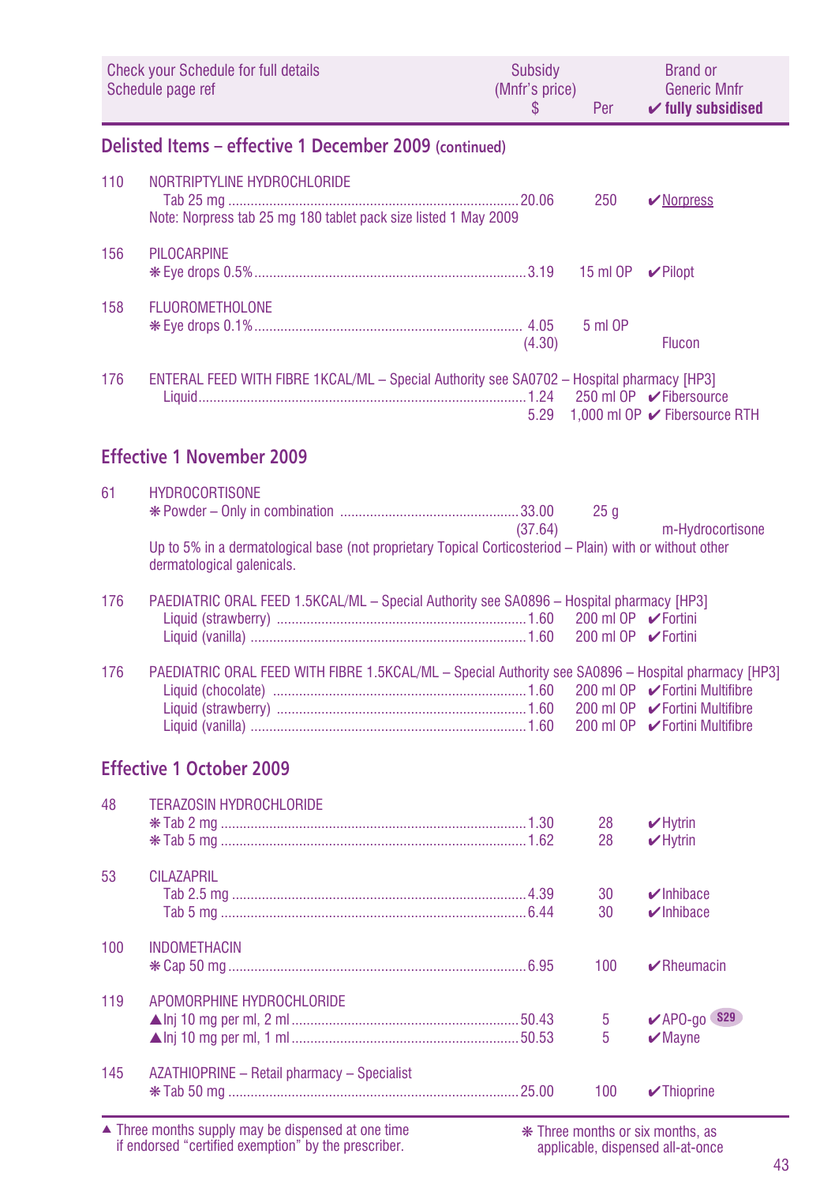| Check your Schedule for full details Schedule page ref | | Subsidy (Mnfr's price) $ | Per | Brand or Generic Mnfr ✔ fully subsidised |
|---|---|---|---|---|

## Delisted Items – effective 1 December 2009 (continued)

| | | | | |
|---|---|---|---|---|
| 110 | NORTRIPTYLINE HYDROCHLORIDE | | | |
| | Tab 25 mg | 20.06 | 250 | ✔Norpress |
| | Note: Norpress tab 25 mg 180 tablet pack size listed 1 May 2009 | | | |
| 156 | PILOCARPINE | | | |
| | ❋Eye drops 0.5% | 3.19 | 15 ml OP | ✔Pilopt |
| 158 | FLUOROMETHOLONE | | | |
| | ❋Eye drops 0.1% | 4.05 (4.30) | 5 ml OP | Flucon |
| 176 | ENTERAL FEED WITH FIBRE 1KCAL/ML – Special Authority see SA0702 – Hospital pharmacy [HP3] | | | |
| | Liquid | 1.24 | 250 ml OP | ✔Fibersource |
| | | 5.29 | 1,000 ml OP | ✔Fibersource RTH |

## Effective 1 November 2009

| | | | | |
|---|---|---|---|---|
| 61 | HYDROCORTISONE | | | |
| | ❋Powder – Only in combination | 33.00 (37.64) | 25 g | m-Hydrocortisone |
| | Up to 5% in a dermatological base (not proprietary Topical Corticosteriod – Plain) with or without other dermatological galenicals. | | | |
| 176 | PAEDIATRIC ORAL FEED 1.5KCAL/ML – Special Authority see SA0896 – Hospital pharmacy [HP3] | | | |
| | Liquid (strawberry) | 1.60 | 200 ml OP | ✔Fortini |
| | Liquid (vanilla) | 1.60 | 200 ml OP | ✔Fortini |
| 176 | PAEDIATRIC ORAL FEED WITH FIBRE 1.5KCAL/ML – Special Authority see SA0896 – Hospital pharmacy [HP3] | | | |
| | Liquid (chocolate) | 1.60 | 200 ml OP | ✔Fortini Multifibre |
| | Liquid (strawberry) | 1.60 | 200 ml OP | ✔Fortini Multifibre |
| | Liquid (vanilla) | 1.60 | 200 ml OP | ✔Fortini Multifibre |

## Effective 1 October 2009

| | | | | |
|---|---|---|---|---|
| 48 | TERAZOSIN HYDROCHLORIDE | | | |
| | ❋Tab 2 mg | 1.30 | 28 | ✔Hytrin |
| | ❋Tab 5 mg | 1.62 | 28 | ✔Hytrin |
| 53 | CILAZAPRIL | | | |
| | Tab 2.5 mg | 4.39 | 30 | ✔Inhibace |
| | Tab 5 mg | 6.44 | 30 | ✔Inhibace |
| 100 | INDOMETHACIN | | | |
| | ❋Cap 50 mg | 6.95 | 100 | ✔Rheumacin |
| 119 | APOMORPHINE HYDROCHLORIDE | | | |
| | ▲Inj 10 mg per ml, 2 ml | 50.43 | 5 | ✔APO-go S29 |
| | ▲Inj 10 mg per ml, 1 ml | 50.53 | 5 | ✔Mayne |
| 145 | AZATHIOPRINE – Retail pharmacy – Specialist | | | |
| | ❋Tab 50 mg | 25.00 | 100 | ✔Thioprine |

▲ Three months supply may be dispensed at one time if endorsed "certified exemption" by the prescriber.

❋ Three months or six months, as applicable, dispensed all-at-once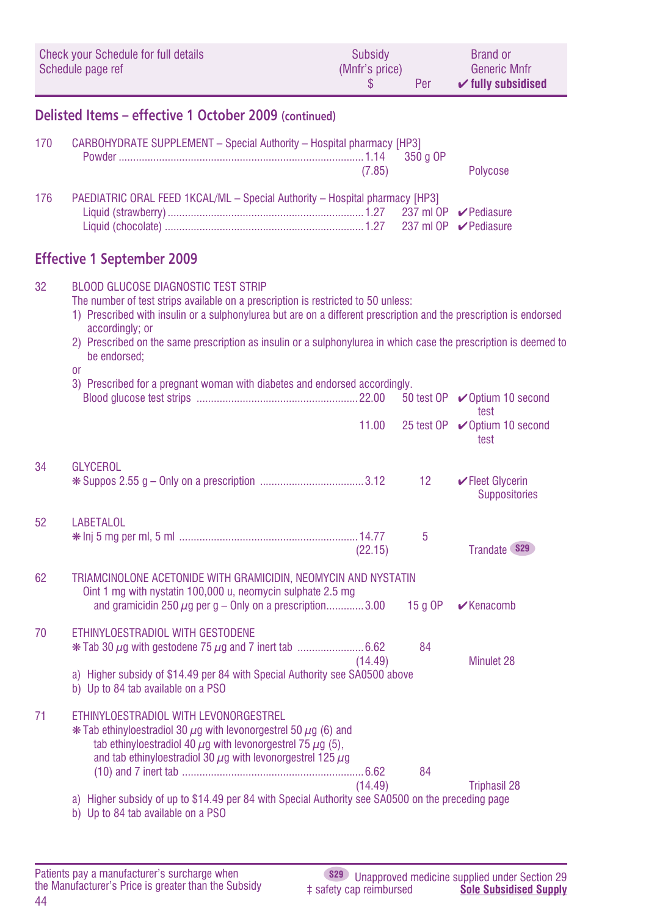| Check your Schedule for full details Schedule page ref | | Subsidy (Mnfr's price) $ | Per | Brand or Generic Mnfr ✔ fully subsidised |
|---|---|---|---|---|

## Delisted Items – effective 1 October 2009 (continued)

170 CARBOHYDRATE SUPPLEMENT – Special Authority – Hospital pharmacy [HP3]

| | | Subsidy (Mnfr's price) $ | Per | Brand or Generic Mnfr |
|---|---|---|---|---|
| | Powder | 1.14 (7.85) | 350 g OP | Polycose |

176 PAEDIATRIC ORAL FEED 1KCAL/ML – Special Authority – Hospital pharmacy [HP3]

| | | Subsidy (Mnfr's price) $ | Per | Brand or Generic Mnfr |
|---|---|---|---|---|
| | Liquid (strawberry) | 1.27 | 237 ml OP | ✔Pediasure |
| | Liquid (chocolate) | 1.27 | 237 ml OP | ✔Pediasure |

## Effective 1 September 2009

32 BLOOD GLUCOSE DIAGNOSTIC TEST STRIP

The number of test strips available on a prescription is restricted to 50 unless:

1) Prescribed with insulin or a sulphonylurea but are on a different prescription and the prescription is endorsed accordingly; or
2) Prescribed on the same prescription as insulin or a sulphonylurea in which case the prescription is deemed to be endorsed;

or

3) Prescribed for a pregnant woman with diabetes and endorsed accordingly.

| | | Subsidy (Mnfr's price) $ | Per | Brand or Generic Mnfr |
|---|---|---|---|---|
| | Blood glucose test strips | 22.00 | 50 test OP | ✔Optium 10 second test |
| | | 11.00 | 25 test OP | ✔Optium 10 second test |

34 GLYCEROL

| | | Subsidy (Mnfr's price) $ | Per | Brand or Generic Mnfr |
|---|---|---|---|---|
| | ❋Suppos 2.55 g – Only on a prescription | 3.12 | 12 | ✔Fleet Glycerin Suppositories |

52 LABETALOL

| | | Subsidy (Mnfr's price) $ | Per | Brand or Generic Mnfr |
|---|---|---|---|---|
| | ❋Inj 5 mg per ml, 5 ml | 14.77 (22.15) | 5 | Trandate S29 |

62 TRIAMCINOLONE ACETONIDE WITH GRAMICIDIN, NEOMYCIN AND NYSTATIN

| | | Subsidy (Mnfr's price) $ | Per | Brand or Generic Mnfr |
|---|---|---|---|---|
| | Oint 1 mg with nystatin 100,000 u, neomycin sulphate 2.5 mg and gramicidin 250 $\mu$g per g – Only on a prescription | 3.00 | 15 g OP | ✔Kenacomb |

70 ETHINYLOESTRADIOL WITH GESTODENE

| | | Subsidy (Mnfr's price) $ | Per | Brand or Generic Mnfr |
|---|---|---|---|---|
| | ❋Tab 30 $\mu$g with gestodene 75 $\mu$g and 7 inert tab | 6.62 (14.49) | 84 | Minulet 28 |

a) Higher subsidy of $14.49 per 84 with Special Authority see SA0500 above
b) Up to 84 tab available on a PSO

71 ETHINYLOESTRADIOL WITH LEVONORGESTREL

| | | Subsidy (Mnfr's price) $ | Per | Brand or Generic Mnfr |
|---|---|---|---|---|
| | ❋Tab ethinyloestradiol 30 $\mu$g with levonorgestrel 50 $\mu$g (6) and tab ethinyloestradiol 40 $\mu$g with levonorgestrel 75 $\mu$g (5), and tab ethinyloestradiol 30 $\mu$g with levonorgestrel 125 $\mu$g (10) and 7 inert tab | 6.62 (14.49) | 84 | Triphasil 28 |

a) Higher subsidy of up to $14.49 per 84 with Special Authority see SA0500 on the preceding page
b) Up to 84 tab available on a PSO

Patients pay a manufacturer's surcharge when the Manufacturer's Price is greater than the Subsidy

S29 Unapproved medicine supplied under Section 29
‡ safety cap reimbursed
**Sole Subsidised Supply**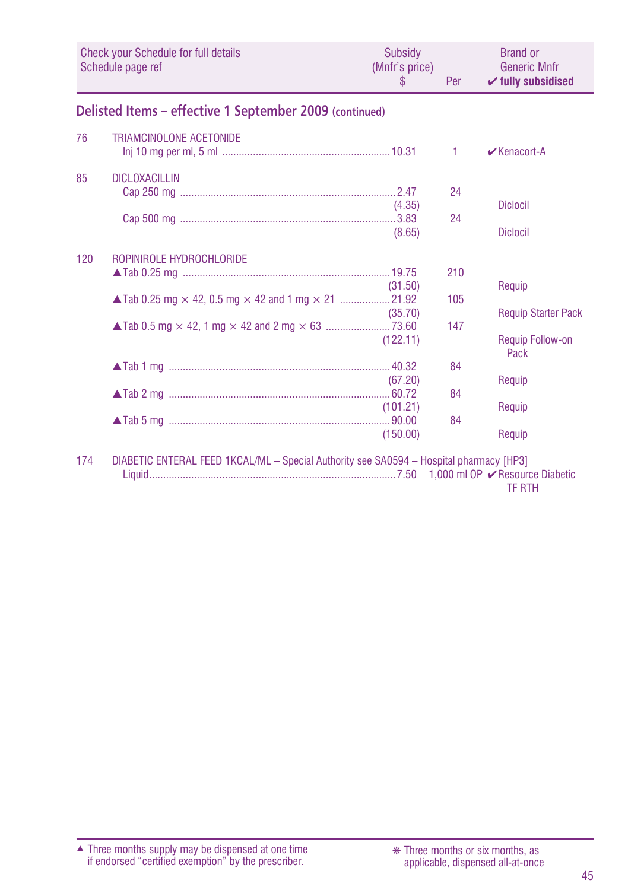| Check your Schedule for full details Schedule page ref | | Subsidy (Mnfr's price) $ | Per | Brand or Generic Mnfr ✔ fully subsidised |
|---|---|---|---|---|

## Delisted Items – effective 1 September 2009 (continued)

| | | | | |
|---|---|---|---|---|
| 76 | TRIAMCINOLONE ACETONIDE | | | |
| | Inj 10 mg per ml, 5 ml | 10.31 | 1 | ✔Kenacort-A |
| 85 | DICLOXACILLIN | | | |
| | Cap 250 mg | 2.47 (4.35) | 24 | Diclocil |
| | Cap 500 mg | 3.83 (8.65) | 24 | Diclocil |
| 120 | ROPINIROLE HYDROCHLORIDE | | | |
| | ▲Tab 0.25 mg | 19.75 (31.50) | 210 | Requip |
| | ▲Tab 0.25 mg × 42, 0.5 mg × 42 and 1 mg × 21 | 21.92 (35.70) | 105 | Requip Starter Pack |
| | ▲Tab 0.5 mg × 42, 1 mg × 42 and 2 mg × 63 | 73.60 (122.11) | 147 | Requip Follow-on Pack |
| | ▲Tab 1 mg | 40.32 (67.20) | 84 | Requip |
| | ▲Tab 2 mg | 60.72 (101.21) | 84 | Requip |
| | ▲Tab 5 mg | 90.00 (150.00) | 84 | Requip |
| 174 | DIABETIC ENTERAL FEED 1KCAL/ML – Special Authority see SA0594 – Hospital pharmacy [HP3] | | | |
| | Liquid | 7.50 | 1,000 ml OP | ✔Resource Diabetic TF RTH |

▲ Three months supply may be dispensed at one time if endorsed "certified exemption" by the prescriber.

❋ Three months or six months, as applicable, dispensed all-at-once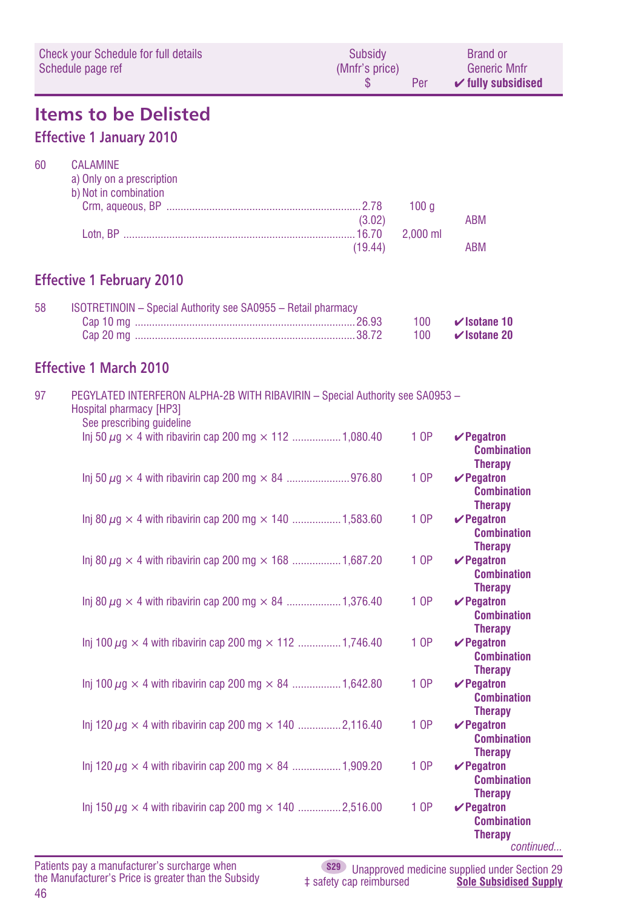| Check your Schedule for full details Schedule page ref | | Subsidy (Mnfr's price) $ | Per | Brand or Generic Mnfr ✔ fully subsidised |
|---|---|---|---|---|

# Items to be Delisted

## Effective 1 January 2010

| | | | | |
|---|---|---|---|---|
| 60 | CALAMINE<br>a) Only on a prescription<br>b) Not in combination | | | |
| | Crm, aqueous, BP | 2.78<br>(3.02) | 100 g | ABM |
| | Lotn, BP | 16.70<br>(19.44) | 2,000 ml | ABM |

## Effective 1 February 2010

| | | | | |
|---|---|---|---|---|
| 58 | ISOTRETINOIN – Special Authority see SA0955 – Retail pharmacy | | | |
| | Cap 10 mg | 26.93 | 100 | ✔**Isotane 10** |
| | Cap 20 mg | 38.72 | 100 | ✔**Isotane 20** |

## Effective 1 March 2010

| | | | | |
|---|---|---|---|---|
| 97 | PEGYLATED INTERFERON ALPHA-2B WITH RIBAVIRIN – Special Authority see SA0953 – Hospital pharmacy [HP3]<br>See prescribing guideline | | | |
| | Inj 50 µg × 4 with ribavirin cap 200 mg × 112 | 1,080.40 | 1 OP | ✔**Pegatron Combination Therapy** |
| | Inj 50 µg × 4 with ribavirin cap 200 mg × 84 | 976.80 | 1 OP | ✔**Pegatron Combination Therapy** |
| | Inj 80 µg × 4 with ribavirin cap 200 mg × 140 | 1,583.60 | 1 OP | ✔**Pegatron Combination Therapy** |
| | Inj 80 µg × 4 with ribavirin cap 200 mg × 168 | 1,687.20 | 1 OP | ✔**Pegatron Combination Therapy** |
| | Inj 80 µg × 4 with ribavirin cap 200 mg × 84 | 1,376.40 | 1 OP | ✔**Pegatron Combination Therapy** |
| | Inj 100 µg × 4 with ribavirin cap 200 mg × 112 | 1,746.40 | 1 OP | ✔**Pegatron Combination Therapy** |
| | Inj 100 µg × 4 with ribavirin cap 200 mg × 84 | 1,642.80 | 1 OP | ✔**Pegatron Combination Therapy** |
| | Inj 120 µg × 4 with ribavirin cap 200 mg × 140 | 2,116.40 | 1 OP | ✔**Pegatron Combination Therapy** |
| | Inj 120 µg × 4 with ribavirin cap 200 mg × 84 | 1,909.20 | 1 OP | ✔**Pegatron Combination Therapy** |
| | Inj 150 µg × 4 with ribavirin cap 200 mg × 140 | 2,516.00 | 1 OP | ✔**Pegatron Combination Therapy** |

*continued...*

Patients pay a manufacturer's surcharge when the Manufacturer's Price is greater than the Subsidy

S29 Unapproved medicine supplied under Section 29
‡ safety cap reimbursed
**Sole Subsidised Supply**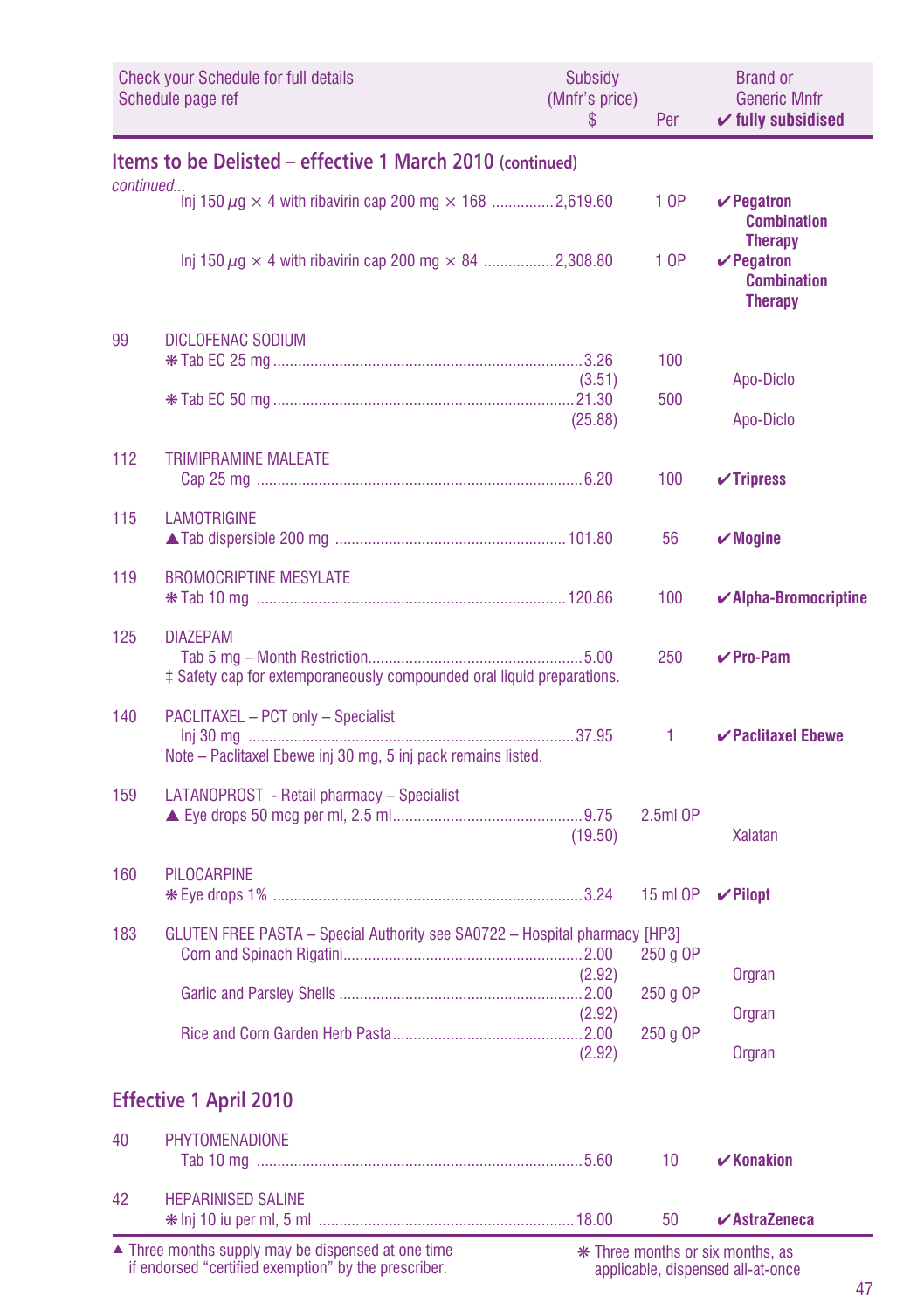| Check your Schedule for full details Schedule page ref | | Subsidy (Mnfr's price) $ | Per | Brand or Generic Mnfr ✔ fully subsidised |
|---|---|---|---|---|

## Items to be Delisted – effective 1 March 2010 (continued)

| | | | | |
|---|---|---|---|---|
| *continued...* | | | | |
| | Inj 150 µg × 4 with ribavirin cap 200 mg × 168 | 2,619.60 | 1 OP | ✔**Pegatron Combination Therapy** |
| | Inj 150 µg × 4 with ribavirin cap 200 mg × 84 | 2,308.80 | 1 OP | ✔**Pegatron Combination Therapy** |
| 99 | DICLOFENAC SODIUM | | | |
| | ❋ Tab EC 25 mg | 3.26 (3.51) | 100 | Apo-Diclo |
| | ❋ Tab EC 50 mg | 21.30 (25.88) | 500 | Apo-Diclo |
| 112 | TRIMIPRAMINE MALEATE | | | |
| | Cap 25 mg | 6.20 | 100 | ✔**Tripress** |
| 115 | LAMOTRIGINE | | | |
| | ▲Tab dispersible 200 mg | 101.80 | 56 | ✔**Mogine** |
| 119 | BROMOCRIPTINE MESYLATE | | | |
| | ❋ Tab 10 mg | 120.86 | 100 | ✔**Alpha-Bromocriptine** |
| 125 | DIAZEPAM | | | |
| | Tab 5 mg – Month Restriction | 5.00 | 250 | ✔**Pro-Pam** |
| | ‡ Safety cap for extemporaneously compounded oral liquid preparations. | | | |
| 140 | PACLITAXEL – PCT only – Specialist | | | |
| | Inj 30 mg | 37.95 | 1 | ✔**Paclitaxel Ebewe** |
| | Note – Paclitaxel Ebewe inj 30 mg, 5 inj pack remains listed. | | | |
| 159 | LATANOPROST - Retail pharmacy – Specialist | | | |
| | ▲ Eye drops 50 mcg per ml, 2.5 ml | 9.75 (19.50) | 2.5ml OP | Xalatan |
| 160 | PILOCARPINE | | | |
| | ❋ Eye drops 1% | 3.24 | 15 ml OP | ✔**Pilopt** |
| 183 | GLUTEN FREE PASTA – Special Authority see SA0722 – Hospital pharmacy [HP3] | | | |
| | Corn and Spinach Rigatini | 2.00 (2.92) | 250 g OP | Orgran |
| | Garlic and Parsley Shells | 2.00 (2.92) | 250 g OP | Orgran |
| | Rice and Corn Garden Herb Pasta | 2.00 (2.92) | 250 g OP | Orgran |

## Effective 1 April 2010

| | | | | |
|---|---|---|---|---|
| 40 | PHYTOMENADIONE | | | |
| | Tab 10 mg | 5.60 | 10 | ✔**Konakion** |
| 42 | HEPARINISED SALINE | | | |
| | ❋ Inj 10 iu per ml, 5 ml | 18.00 | 50 | ✔**AstraZeneca** |

▲ Three months supply may be dispensed at one time if endorsed "certified exemption" by the prescriber.

❋ Three months or six months, as applicable, dispensed all-at-once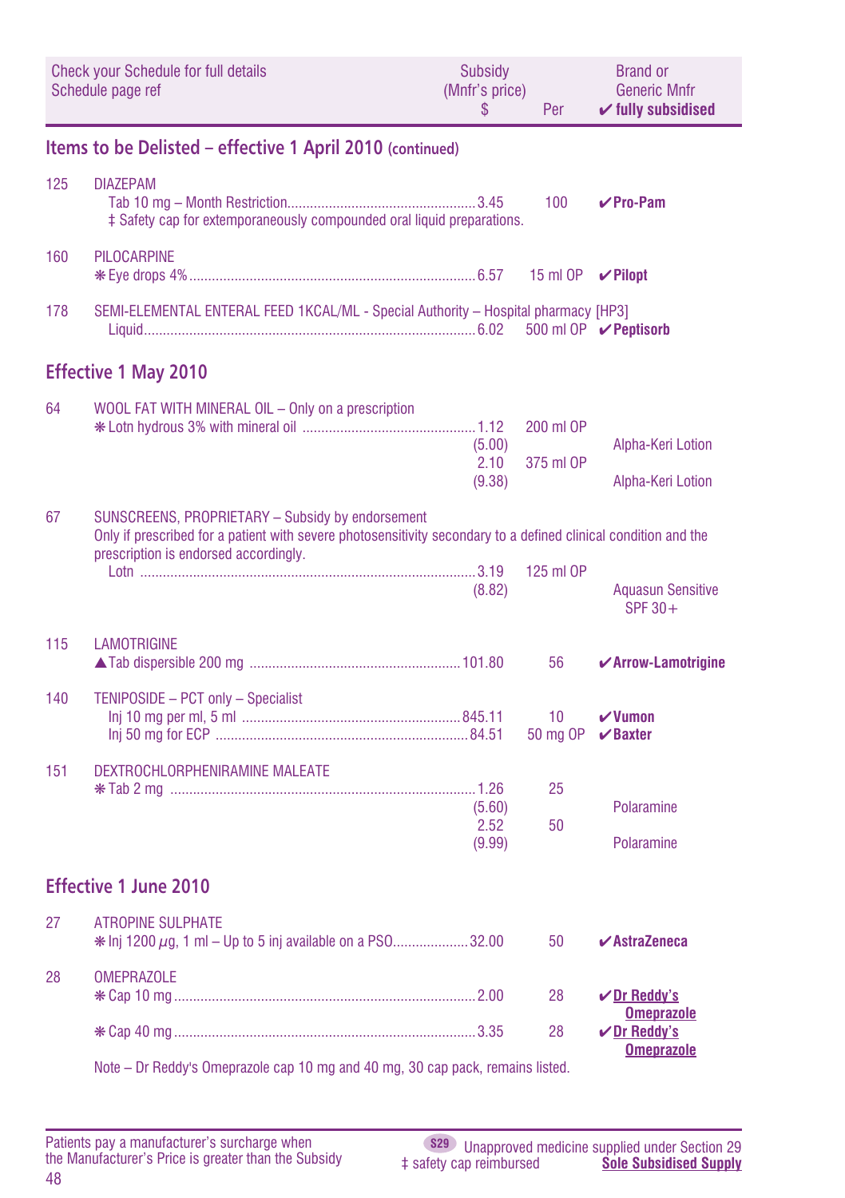| Check your Schedule for full details Schedule page ref | | Subsidy (Mnfr's price) $ | Per | Brand or Generic Mnfr ✔ fully subsidised |
|---|---|---|---|---|

## Items to be Delisted – effective 1 April 2010 (continued)

| | | | | |
|---|---|---|---|---|
| 125 | DIAZEPAM | | | |
| | Tab 10 mg – Month Restriction | 3.45 | 100 | ✔**Pro-Pam** |
| | ‡ Safety cap for extemporaneously compounded oral liquid preparations. | | | |
| 160 | PILOCARPINE | | | |
| | ❋ Eye drops 4% | 6.57 | 15 ml OP | ✔**Pilopt** |
| 178 | SEMI-ELEMENTAL ENTERAL FEED 1KCAL/ML - Special Authority – Hospital pharmacy [HP3] | | | |
| | Liquid | 6.02 | 500 ml OP | ✔**Peptisorb** |

## Effective 1 May 2010

| | | | | |
|---|---|---|---|---|
| 64 | WOOL FAT WITH MINERAL OIL – Only on a prescription | | | |
| | ❋ Lotn hydrous 3% with mineral oil | 1.12 | 200 ml OP | |
| | | (5.00) | | Alpha-Keri Lotion |
| | | 2.10 | 375 ml OP | |
| | | (9.38) | | Alpha-Keri Lotion |
| 67 | SUNSCREENS, PROPRIETARY – Subsidy by endorsement | | | |
| | Only if prescribed for a patient with severe photosensitivity secondary to a defined clinical condition and the prescription is endorsed accordingly. | | | |
| | Lotn | 3.19 | 125 ml OP | |
| | | (8.82) | | Aquasun Sensitive SPF 30+ |
| 115 | LAMOTRIGINE | | | |
| | ▲Tab dispersible 200 mg | 101.80 | 56 | ✔**Arrow-Lamotrigine** |
| 140 | TENIPOSIDE – PCT only – Specialist | | | |
| | Inj 10 mg per ml, 5 ml | 845.11 | 10 | ✔**Vumon** |
| | Inj 50 mg for ECP | 84.51 | 50 mg OP | ✔**Baxter** |
| 151 | DEXTROCHLORPHENIRAMINE MALEATE | | | |
| | ❋ Tab 2 mg | 1.26 | 25 | |
| | | (5.60) | | Polaramine |
| | | 2.52 | 50 | |
| | | (9.99) | | Polaramine |

## Effective 1 June 2010

| | | | | |
|---|---|---|---|---|
| 27 | ATROPINE SULPHATE | | | |
| | ❋ Inj 1200 $\mu$g, 1 ml – Up to 5 inj available on a PSO | 32.00 | 50 | ✔**AstraZeneca** |
| 28 | OMEPRAZOLE | | | |
| | ❋ Cap 10 mg | 2.00 | 28 | ✔**Dr Reddy's Omeprazole** |
| | ❋ Cap 40 mg | 3.35 | 28 | ✔**Dr Reddy's Omeprazole** |
| | Note – Dr Reddy's Omeprazole cap 10 mg and 40 mg, 30 cap pack, remains listed. | | | |

Patients pay a manufacturer's surcharge when the Manufacturer's Price is greater than the Subsidy

S29 Unapproved medicine supplied under Section 29
‡ safety cap reimbursed
**Sole Subsidised Supply**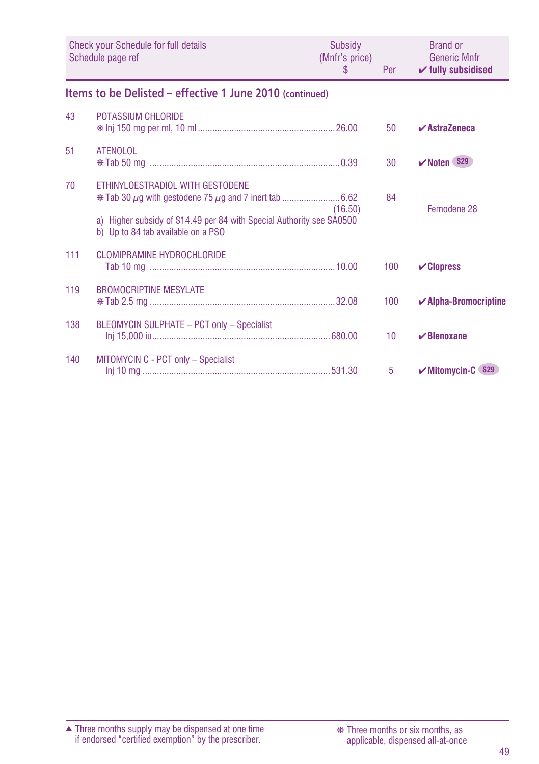| Check your Schedule for full details Schedule page ref | | Subsidy (Mnfr's price) $ | Per | Brand or Generic Mnfr ✔ fully subsidised |
|---|---|---|---|---|

## Items to be Delisted – effective 1 June 2010 (continued)

| | | | | |
|---|---|---|---|---|
| 43 | POTASSIUM CHLORIDE | | | |
| | ❋ Inj 150 mg per ml, 10 ml | 26.00 | 50 | ✔ **AstraZeneca** |
| 51 | ATENOLOL | | | |
| | ❋ Tab 50 mg | 0.39 | 30 | ✔ **Noten** S29 |
| 70 | ETHINYLOESTRADIOL WITH GESTODENE | | | |
| | ❋ Tab 30 $\mu$g with gestodene 75 $\mu$g and 7 inert tab | 6.62 (16.50) | 84 | Femodene 28 |
| | a) Higher subsidy of $14.49 per 84 with Special Authority see SA0500 | | | |
| | b) Up to 84 tab available on a PSO | | | |
| 111 | CLOMIPRAMINE HYDROCHLORIDE | | | |
| | Tab 10 mg | 10.00 | 100 | ✔ **Clopress** |
| 119 | BROMOCRIPTINE MESYLATE | | | |
| | ❋ Tab 2.5 mg | 32.08 | 100 | ✔ **Alpha-Bromocriptine** |
| 138 | BLEOMYCIN SULPHATE – PCT only – Specialist | | | |
| | Inj 15,000 iu | 680.00 | 10 | ✔ **Blenoxane** |
| 140 | MITOMYCIN C - PCT only – Specialist | | | |
| | Inj 10 mg | 531.30 | 5 | ✔ **Mitomycin-C** S29 |

▲ Three months supply may be dispensed at one time if endorsed "certified exemption" by the prescriber.

❋ Three months or six months, as applicable, dispensed all-at-once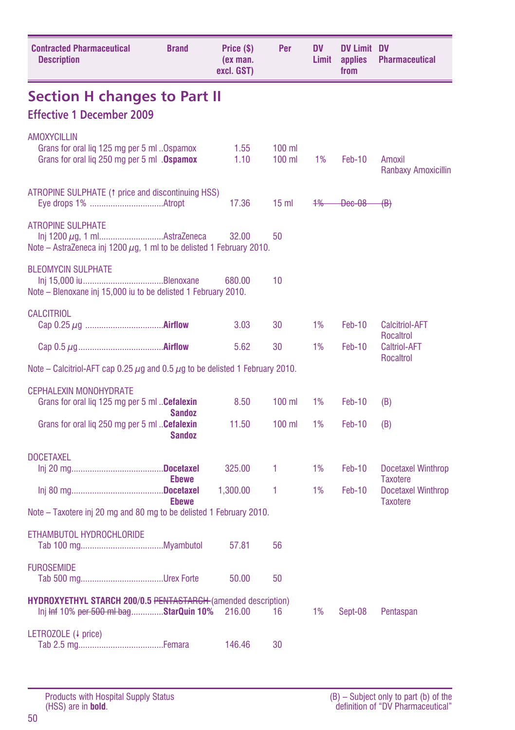| Contracted Pharmaceutical Description | Brand | Price ($) (ex man. excl. GST) | Per | DV Limit | DV Limit applies from | DV Pharmaceutical |
|---|---|---|---|---|---|---|

# Section H changes to Part II

## Effective 1 December 2009

| Contracted Pharmaceutical Description | Brand | Price ($) (ex man. excl. GST) | Per | DV Limit | DV Limit applies from | DV Pharmaceutical |
|---|---|---|---|---|---|---|
| AMOXYCILLIN | | | | | | |
| Grans for oral liq 125 mg per 5 ml | Ospamox | 1.55 | 100 ml | | | |
| Grans for oral liq 250 mg per 5 ml | **Ospamox** | 1.10 | 100 ml | 1% | Feb-10 | Amoxil<br>Ranbaxy Amoxicillin |
| ATROPINE SULPHATE (↑ price and discontinuing HSS) | | | | | | |
| Eye drops 1% | Atropt | 17.36 | 15 ml | ~~1%~~ | ~~Dec-08~~ | ~~(B)~~ |
| ATROPINE SULPHATE | | | | | | |
| Inj 1200 $\mu$g, 1 ml | AstraZeneca | 32.00 | 50 | | | |
| Note – AstraZeneca inj 1200 $\mu$g, 1 ml to be delisted 1 February 2010. | | | | | | |
| BLEOMYCIN SULPHATE | | | | | | |
| Inj 15,000 iu | Blenoxane | 680.00 | 10 | | | |
| Note – Blenoxane inj 15,000 iu to be delisted 1 February 2010. | | | | | | |
| CALCITRIOL | | | | | | |
| Cap 0.25 $\mu$g | **Airflow** | 3.03 | 30 | 1% | Feb-10 | Calcitriol-AFT<br>Rocaltrol |
| Cap 0.5 $\mu$g | **Airflow** | 5.62 | 30 | 1% | Feb-10 | Caltriol-AFT<br>Rocaltrol |
| Note – Calcitriol-AFT cap 0.25 $\mu$g and 0.5 $\mu$g to be delisted 1 February 2010. | | | | | | |
| CEPHALEXIN MONOHYDRATE | | | | | | |
| Grans for oral liq 125 mg per 5 ml | **Cefalexin Sandoz** | 8.50 | 100 ml | 1% | Feb-10 | (B) |
| Grans for oral liq 250 mg per 5 ml | **Cefalexin Sandoz** | 11.50 | 100 ml | 1% | Feb-10 | (B) |
| DOCETAXEL | | | | | | |
| Inj 20 mg | **Docetaxel Ebewe** | 325.00 | 1 | 1% | Feb-10 | Docetaxel Winthrop<br>Taxotere |
| Inj 80 mg | **Docetaxel Ebewe** | 1,300.00 | 1 | 1% | Feb-10 | Docetaxel Winthrop<br>Taxotere |
| Note – Taxotere inj 20 mg and 80 mg to be delisted 1 February 2010. | | | | | | |
| ETHAMBUTOL HYDROCHLORIDE | | | | | | |
| Tab 100 mg | Myambutol | 57.81 | 56 | | | |
| FUROSEMIDE | | | | | | |
| Tab 500 mg | Urex Forte | 50.00 | 50 | | | |
| **HYDROXYETHYL STARCH 200/0.5** ~~PENTASTARCH~~ (amended description) | | | | | | |
| Inj ~~Inf~~ 10% ~~per 500 ml bag~~ | **StarQuin 10%** | 216.00 | 16 | 1% | Sept-08 | Pentaspan |
| LETROZOLE (↓ price) | | | | | | |
| Tab 2.5 mg | Femara | 146.46 | 30 | | | |

Products with Hospital Supply Status (HSS) are in **bold**.

(B) – Subject only to part (b) of the definition of "DV Pharmaceutical"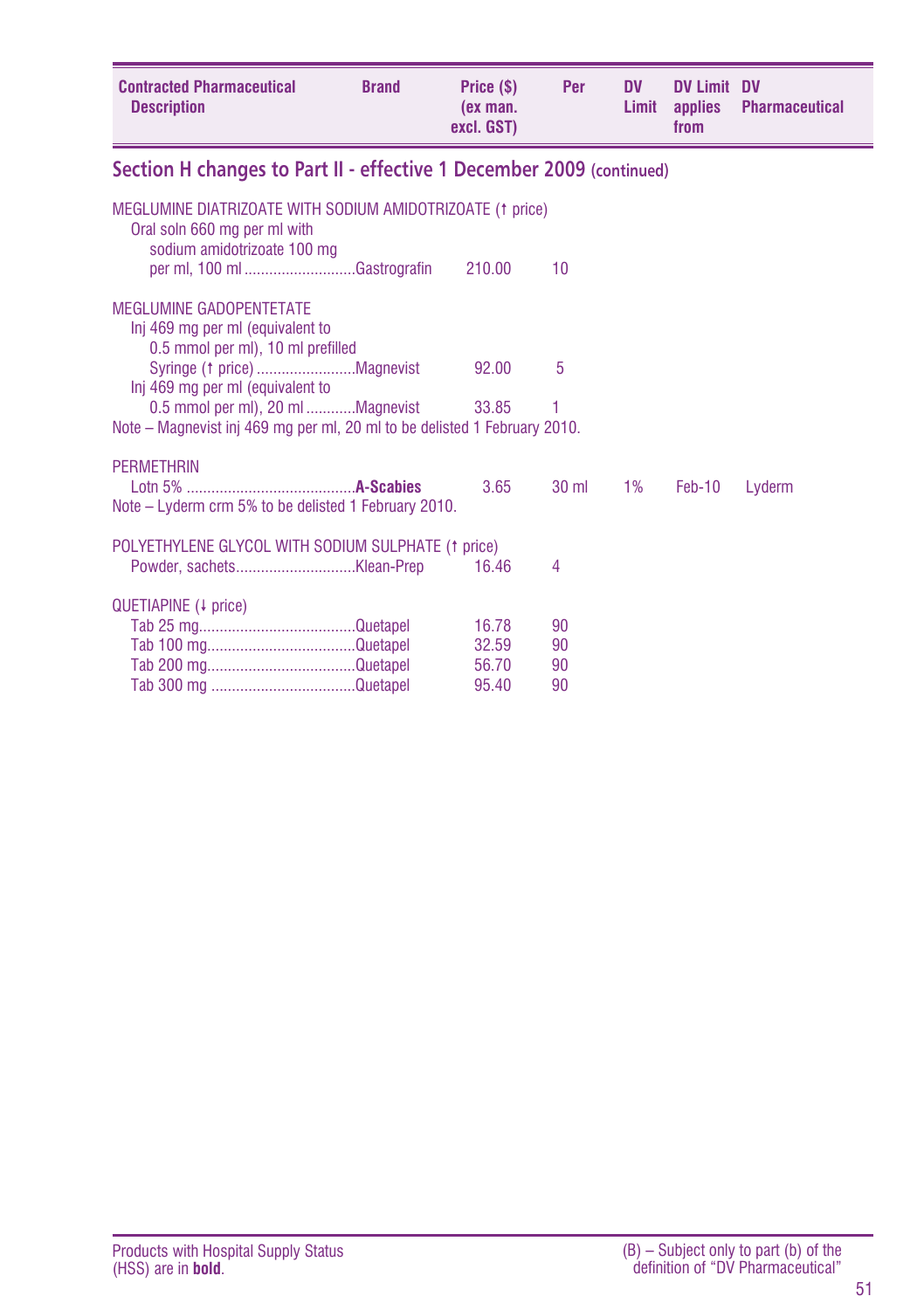| Contracted Pharmaceutical Description | Brand | Price ($) (ex man. excl. GST) | Per | DV Limit | DV Limit applies from | DV Pharmaceutical |
|---|---|---|---|---|---|---|

## Section H changes to Part II - effective 1 December 2009 (continued)

| Contracted Pharmaceutical Description | Brand | Price ($) (ex man. excl. GST) | Per | DV Limit | DV Limit applies from | DV Pharmaceutical |
|---|---|---|---|---|---|---|
| MEGLUMINE DIATRIZOATE WITH SODIUM AMIDOTRIZOATE (↑ price) | | | | | | |
| Oral soln 660 mg per ml with sodium amidotrizoate 100 mg per ml, 100 ml | Gastrografin | 210.00 | 10 | | | |
| MEGLUMINE GADOPENTETATE | | | | | | |
| Inj 469 mg per ml (equivalent to 0.5 mmol per ml), 10 ml prefilled Syringe (↑ price) | Magnevist | 92.00 | 5 | | | |
| Inj 469 mg per ml (equivalent to 0.5 mmol per ml), 20 ml | Magnevist | 33.85 | 1 | | | |
| Note – Magnevist inj 469 mg per ml, 20 ml to be delisted 1 February 2010. | | | | | | |
| PERMETHRIN | | | | | | |
| Lotn 5% | **A-Scabies** | 3.65 | 30 ml | 1% | Feb-10 | Lyderm |
| Note – Lyderm crm 5% to be delisted 1 February 2010. | | | | | | |
| POLYETHYLENE GLYCOL WITH SODIUM SULPHATE (↑ price) | | | | | | |
| Powder, sachets | Klean-Prep | 16.46 | 4 | | | |
| QUETIAPINE (↓ price) | | | | | | |
| Tab 25 mg | Quetapel | 16.78 | 90 | | | |
| Tab 100 mg | Quetapel | 32.59 | 90 | | | |
| Tab 200 mg | Quetapel | 56.70 | 90 | | | |
| Tab 300 mg | Quetapel | 95.40 | 90 | | | |

Products with Hospital Supply Status (HSS) are in **bold**.

(B) – Subject only to part (b) of the definition of "DV Pharmaceutical"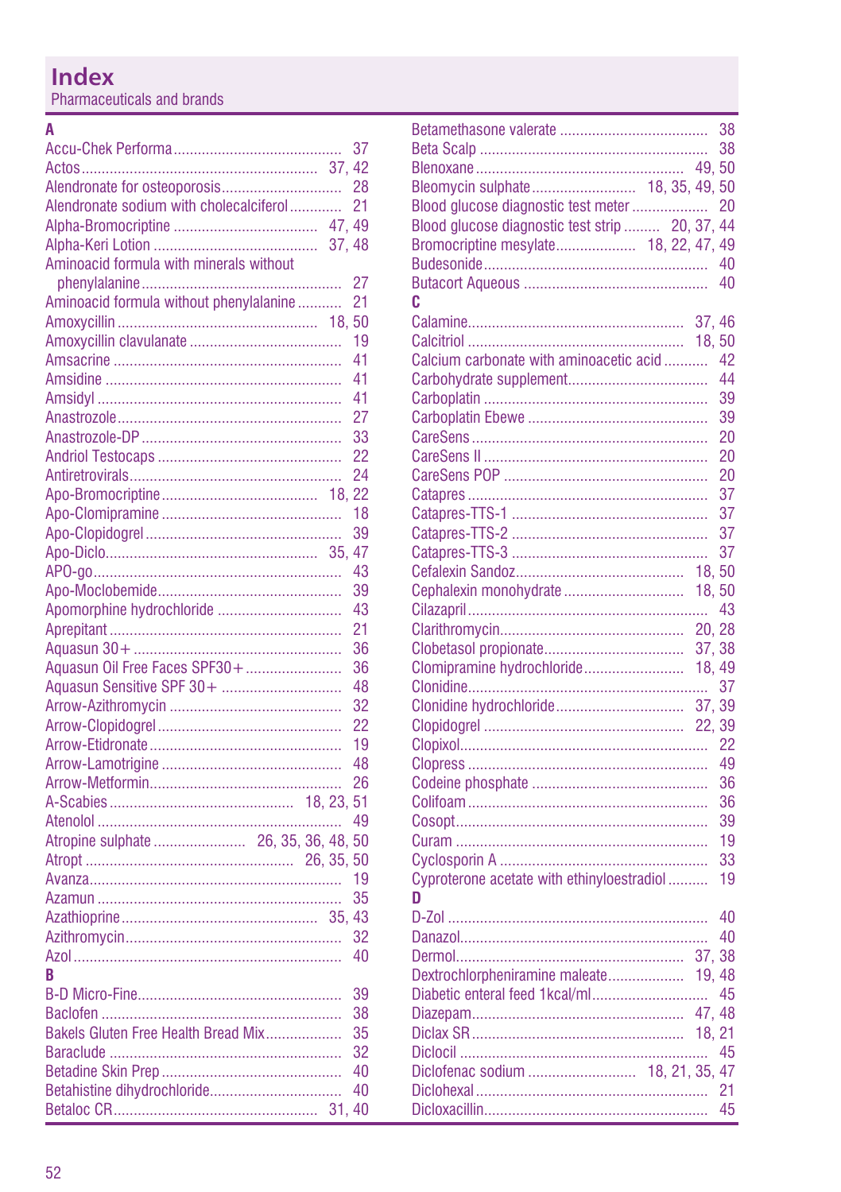# Index

Pharmaceuticals and brands

**A**

Accu-Chek Performa .......... 37
Actos .......... 37, 42
Alendronate for osteoporosis .......... 28
Alendronate sodium with cholecalciferol .......... 21
Alpha-Bromocriptine .......... 47, 49
Alpha-Keri Lotion .......... 37, 48
Aminoacid formula with minerals without phenylalanine .......... 27
Aminoacid formula without phenylalanine .......... 21
Amoxycillin .......... 18, 50
Amoxycillin clavulanate .......... 19
Amsacrine .......... 41
Amsidine .......... 41
Amsidyl .......... 41
Anastrozole .......... 27
Anastrozole-DP .......... 33
Andriol Testocaps .......... 22
Antiretrovirals .......... 24
Apo-Bromocriptine .......... 18, 22
Apo-Clomipramine .......... 18
Apo-Clopidogrel .......... 39
Apo-Diclo .......... 35, 47
APO-go .......... 43
Apo-Moclobemide .......... 39
Apomorphine hydrochloride .......... 43
Aprepitant .......... 21
Aquasun 30+ .......... 36
Aquasun Oil Free Faces SPF30+ .......... 36
Aquasun Sensitive SPF 30+ .......... 48
Arrow-Azithromycin .......... 32
Arrow-Clopidogrel .......... 22
Arrow-Etidronate .......... 19
Arrow-Lamotrigine .......... 48
Arrow-Metformin .......... 26
A-Scabies .......... 18, 23, 51
Atenolol .......... 49
Atropine sulphate .......... 26, 35, 36, 48, 50
Atropt .......... 26, 35, 50
Avanza .......... 19
Azamun .......... 35
Azathioprine .......... 35, 43
Azithromycin .......... 32
Azol .......... 40

**B**

B-D Micro-Fine .......... 39
Baclofen .......... 38
Bakels Gluten Free Health Bread Mix .......... 35
Baraclude .......... 32
Betadine Skin Prep .......... 40
Betahistine dihydrochloride .......... 40
Betaloc CR .......... 31, 40
Betamethasone valerate .......... 38
Beta Scalp .......... 38
Blenoxane .......... 49, 50
Bleomycin sulphate .......... 18, 35, 49, 50
Blood glucose diagnostic test meter .......... 20
Blood glucose diagnostic test strip .......... 20, 37, 44
Bromocriptine mesylate .......... 18, 22, 47, 49
Budesonide .......... 40
Butacort Aqueous .......... 40

**C**

Calamine .......... 37, 46
Calcitriol .......... 18, 50
Calcium carbonate with aminoacetic acid .......... 42
Carbohydrate supplement .......... 44
Carboplatin .......... 39
Carboplatin Ebewe .......... 39
CareSens .......... 20
CareSens II .......... 20
CareSens POP .......... 20
Catapres .......... 37
Catapres-TTS-1 .......... 37
Catapres-TTS-2 .......... 37
Catapres-TTS-3 .......... 37
Cefalexin Sandoz .......... 18, 50
Cephalexin monohydrate .......... 18, 50
Cilazapril .......... 43
Clarithromycin .......... 20, 28
Clobetasol propionate .......... 37, 38
Clomipramine hydrochloride .......... 18, 49
Clonidine .......... 37
Clonidine hydrochloride .......... 37, 39
Clopidogrel .......... 22, 39
Clopixol .......... 22
Clopress .......... 49
Codeine phosphate .......... 36
Colifoam .......... 36
Cosopt .......... 39
Curam .......... 19
Cyclosporin A .......... 33
Cyproterone acetate with ethinyloestradiol .......... 19

**D**

D-Zol .......... 40
Danazol .......... 40
Dermol .......... 37, 38
Dextrochlorpheniramine maleate .......... 19, 48
Diabetic enteral feed 1kcal/ml .......... 45
Diazepam .......... 47, 48
Diclax SR .......... 18, 21
Diclocil .......... 45
Diclofenac sodium .......... 18, 21, 35, 47
Diclohexal .......... 21
Dicloxacillin .......... 45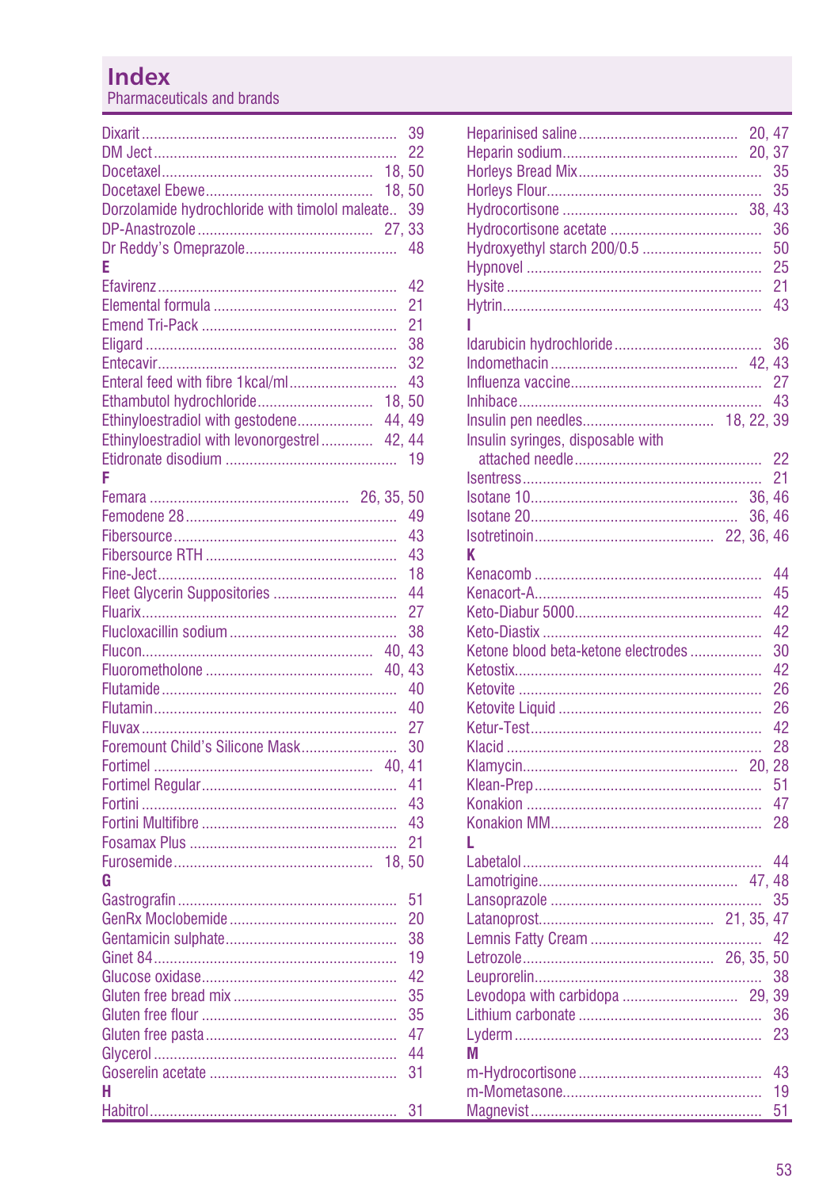# Index

Pharmaceuticals and brands

Dixarit ... 39
DM Ject ... 22
Docetaxel ... 18, 50
Docetaxel Ebewe ... 18, 50
Dorzolamide hydrochloride with timolol maleate .. 39
DP-Anastrozole ... 27, 33
Dr Reddy's Omeprazole ... 48

**E**

Efavirenz ... 42
Elemental formula ... 21
Emend Tri-Pack ... 21
Eligard ... 38
Entecavir ... 32
Enteral feed with fibre 1kcal/ml ... 43
Ethambutol hydrochloride ... 18, 50
Ethinyloestradiol with gestodene ... 44, 49
Ethinyloestradiol with levonorgestrel ... 42, 44
Etidronate disodium ... 19

**F**

Femara ... 26, 35, 50
Femodene 28 ... 49
Fibersource ... 43
Fibersource RTH ... 43
Fine-Ject ... 18
Fleet Glycerin Suppositories ... 44
Fluarix ... 27
Flucloxacillin sodium ... 38
Flucon ... 40, 43
Fluorometholone ... 40, 43
Flutamide ... 40
Flutamin ... 40
Fluvax ... 27
Foremount Child's Silicone Mask ... 30
Fortimel ... 40, 41
Fortimel Regular ... 41
Fortini ... 43
Fortini Multifibre ... 43
Fosamax Plus ... 21
Furosemide ... 18, 50

**G**

Gastrografin ... 51
GenRx Moclobemide ... 20
Gentamicin sulphate ... 38
Ginet 84 ... 19
Glucose oxidase ... 42
Gluten free bread mix ... 35
Gluten free flour ... 35
Gluten free pasta ... 47
Glycerol ... 44
Goserelin acetate ... 31

**H**

Habitrol ... 31
Heparinised saline ... 20, 47
Heparin sodium ... 20, 37
Horleys Bread Mix ... 35
Horleys Flour ... 35
Hydrocortisone ... 38, 43
Hydrocortisone acetate ... 36
Hydroxyethyl starch 200/0.5 ... 50
Hypnovel ... 25
Hysite ... 21
Hytrin ... 43

**I**

Idarubicin hydrochloride ... 36
Indomethacin ... 42, 43
Influenza vaccine ... 27
Inhibace ... 43
Insulin pen needles ... 18, 22, 39
Insulin syringes, disposable with attached needle ... 22
Isentress ... 21
Isotane 10 ... 36, 46
Isotane 20 ... 36, 46
Isotretinoin ... 22, 36, 46

**K**

Kenacomb ... 44
Kenacort-A ... 45
Keto-Diabur 5000 ... 42
Keto-Diastix ... 42
Ketone blood beta-ketone electrodes ... 30
Ketostix ... 42
Ketovite ... 26
Ketovite Liquid ... 26
Ketur-Test ... 42
Klacid ... 28
Klamycin ... 20, 28
Klean-Prep ... 51
Konakion ... 47
Konakion MM ... 28

**L**

Labetalol ... 44
Lamotrigine ... 47, 48
Lansoprazole ... 35
Latanoprost ... 21, 35, 47
Lemnis Fatty Cream ... 42
Letrozole ... 26, 35, 50
Leuprorelin ... 38
Levodopa with carbidopa ... 29, 39
Lithium carbonate ... 36
Lyderm ... 23

**M**

m-Hydrocortisone ... 43
m-Mometasone ... 19
Magnevist ... 51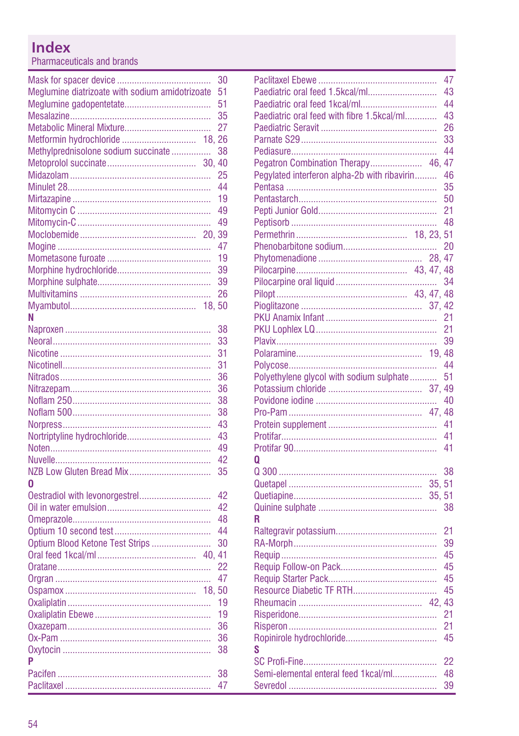# Index

Pharmaceuticals and brands

Mask for spacer device ... 30
Meglumine diatrizoate with sodium amidotrizoate ... 51
Meglumine gadopentetate ... 51
Mesalazine ... 35
Metabolic Mineral Mixture ... 27
Metformin hydrochloride ... 18, 26
Methylprednisolone sodium succinate ... 38
Metoprolol succinate ... 30, 40
Midazolam ... 25
Minulet 28 ... 44
Mirtazapine ... 19
Mitomycin C ... 49
Mitomycin-C ... 49
Moclobemide ... 20, 39
Mogine ... 47
Mometasone furoate ... 19
Morphine hydrochloride ... 39
Morphine sulphate ... 39
Multivitamins ... 26
Myambutol ... 18, 50

**N**

Naproxen ... 38
Neoral ... 33
Nicotine ... 31
Nicotinell ... 31
Nitrados ... 36
Nitrazepam ... 36
Noflam 250 ... 38
Noflam 500 ... 38
Norpress ... 43
Nortriptyline hydrochloride ... 43
Noten ... 49
Nuvelle ... 42
NZB Low Gluten Bread Mix ... 35

**O**

Oestradiol with levonorgestrel ... 42
Oil in water emulsion ... 42
Omeprazole ... 48
Optium 10 second test ... 44
Optium Blood Ketone Test Strips ... 30
Oral feed 1kcal/ml ... 40, 41
Oratane ... 22
Orgran ... 47
Ospamox ... 18, 50
Oxaliplatin ... 19
Oxaliplatin Ebewe ... 19
Oxazepam ... 36
Ox-Pam ... 36
Oxytocin ... 38

**P**

Pacifen ... 38
Paclitaxel ... 47
Paclitaxel Ebewe ... 47
Paediatric oral feed 1.5kcal/ml ... 43
Paediatric oral feed 1kcal/ml ... 44
Paediatric oral feed with fibre 1.5kcal/ml ... 43
Paediatric Seravit ... 26
Parnate S29 ... 33
Pediasure ... 44
Pegatron Combination Therapy ... 46, 47
Pegylated interferon alpha-2b with ribavirin ... 46
Pentasa ... 35
Pentastarch ... 50
Pepti Junior Gold ... 21
Peptisorb ... 48
Permethrin ... 18, 23, 51
Phenobarbitone sodium ... 20
Phytomenadione ... 28, 47
Pilocarpine ... 43, 47, 48
Pilocarpine oral liquid ... 34
Pilopt ... 43, 47, 48
Pioglitazone ... 37, 42
PKU Anamix Infant ... 21
PKU Lophlex LQ ... 21
Plavix ... 39
Polaramine ... 19, 48
Polycose ... 44
Polyethylene glycol with sodium sulphate ... 51
Potassium chloride ... 37, 49
Povidone iodine ... 40
Pro-Pam ... 47, 48
Protein supplement ... 41
Protifar ... 41
Protifar 90 ... 41

**Q**

Q 300 ... 38
Quetapel ... 35, 51
Quetiapine ... 35, 51
Quinine sulphate ... 38

**R**

Raltegravir potassium ... 21
RA-Morph ... 39
Requip ... 45
Requip Follow-on Pack ... 45
Requip Starter Pack ... 45
Resource Diabetic TF RTH ... 45
Rheumacin ... 42, 43
Risperidone ... 21
Risperon ... 21
Ropinirole hydrochloride ... 45

**S**

SC Profi-Fine ... 22
Semi-elemental enteral feed 1kcal/ml ... 48
Sevredol ... 39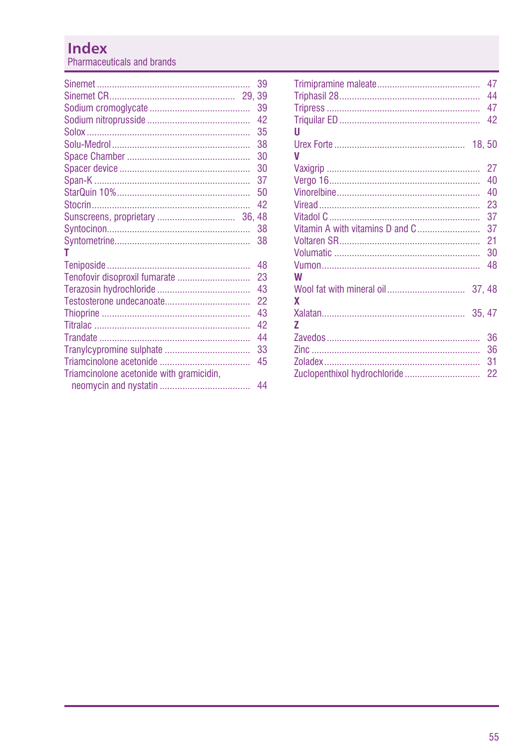# Index

Pharmaceuticals and brands

Sinemet ............ 39
Sinemet CR ............ 29, 39
Sodium cromoglycate ............ 39
Sodium nitroprusside ............ 42
Solox ............ 35
Solu-Medrol ............ 38
Space Chamber ............ 30
Spacer device ............ 30
Span-K ............ 37
StarQuin 10% ............ 50
Stocrin ............ 42
Sunscreens, proprietary ............ 36, 48
Syntocinon ............ 38
Syntometrine ............ 38

**T**

Teniposide ............ 48
Tenofovir disoproxil fumarate ............ 23
Terazosin hydrochloride ............ 43
Testosterone undecanoate ............ 22
Thioprine ............ 43
Titralac ............ 42
Trandate ............ 44
Tranylcypromine sulphate ............ 33
Triamcinolone acetonide ............ 45
Triamcinolone acetonide with gramicidin, neomycin and nystatin ............ 44
Trimipramine maleate ............ 47
Triphasil 28 ............ 44
Tripress ............ 47
Triquilar ED ............ 42

**U**

Urex Forte ............ 18, 50

**V**

Vaxigrip ............ 27
Vergo 16 ............ 40
Vinorelbine ............ 40
Viread ............ 23
Vitadol C ............ 37
Vitamin A with vitamins D and C ............ 37
Voltaren SR ............ 21
Volumatic ............ 30
Vumon ............ 48

**W**

Wool fat with mineral oil ............ 37, 48

**X**

Xalatan ............ 35, 47

**Z**

Zavedos ............ 36
Zinc ............ 36
Zoladex ............ 31
Zuclopenthixol hydrochloride ............ 22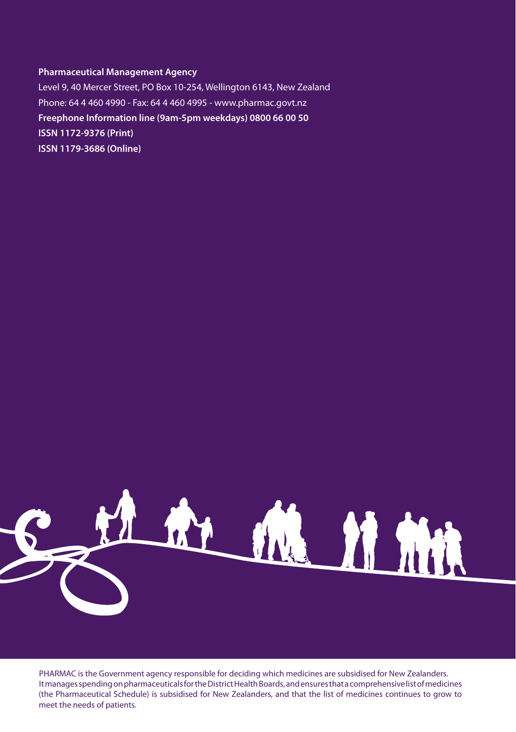**Pharmaceutical Management Agency**

Level 9, 40 Mercer Street, PO Box 10-254, Wellington 6143, New Zealand

Phone: 64 4 460 4990 - Fax: 64 4 460 4995 - www.pharmac.govt.nz

**Freephone Information line (9am-5pm weekdays) 0800 66 00 50**

**ISSN 1172-9376 (Print)**

**ISSN 1179-3686 (Online)**

PHARMAC is the Government agency responsible for deciding which medicines are subsidised for New Zealanders. It manages spending on pharmaceuticals for the District Health Boards, and ensures that a comprehensive list of medicines (the Pharmaceutical Schedule) is subsidised for New Zealanders, and that the list of medicines continues to grow to meet the needs of patients.